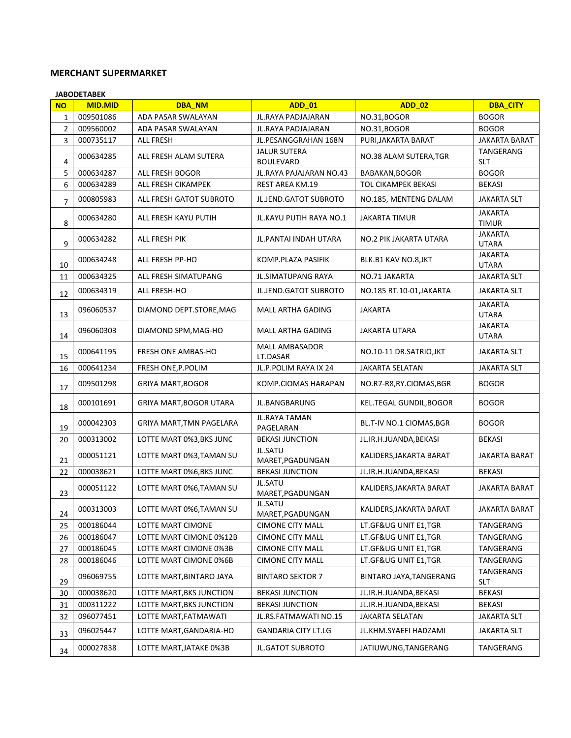## MERCHANT SUPERMARKET

**JABODETABEK**

| NO | MID.MID | DBA_NM | ADD_01 | ADD_02 | DBA_CITY |
|---|---|---|---|---|---|
| 1 | 009501086 | ADA PASAR SWALAYAN | JL.RAYA PADJAJARAN | NO.31,BOGOR | BOGOR |
| 2 | 009560002 | ADA PASAR SWALAYAN | JL.RAYA PADJAJARAN | NO.31,BOGOR | BOGOR |
| 3 | 000735117 | ALL FRESH | JL.PESANGGRAHAN 168N | PURI,JAKARTA BARAT | JAKARTA BARAT |
| 4 | 000634285 | ALL FRESH ALAM SUTERA | JALUR SUTERA BOULEVARD | NO.38 ALAM SUTERA,TGR | TANGERANG SLT |
| 5 | 000634287 | ALL FRESH BOGOR | JL.RAYA PAJAJARAN NO.43 | BABAKAN,BOGOR | BOGOR |
| 6 | 000634289 | ALL FRESH CIKAMPEK | REST AREA KM.19 | TOL CIKAMPEK BEKASI | BEKASI |
| 7 | 000805983 | ALL FRESH GATOT SUBROTO | JL.JEND.GATOT SUBROTO | NO.185, MENTENG DALAM | JAKARTA SLT |
| 8 | 000634280 | ALL FRESH KAYU PUTIH | JL.KAYU PUTIH RAYA NO.1 | JAKARTA TIMUR | JAKARTA TIMUR |
| 9 | 000634282 | ALL FRESH PIK | JL.PANTAI INDAH UTARA | NO.2 PIK JAKARTA UTARA | JAKARTA UTARA |
| 10 | 000634248 | ALL FRESH PP-HO | KOMP.PLAZA PASIFIK | BLK.B1 KAV NO.8,JKT | JAKARTA UTARA |
| 11 | 000634325 | ALL FRESH SIMATUPANG | JL.SIMATUPANG RAYA | NO.71 JAKARTA | JAKARTA SLT |
| 12 | 000634319 | ALL FRESH-HO | JL.JEND.GATOT SUBROTO | NO.185 RT.10-01,JAKARTA | JAKARTA SLT |
| 13 | 096060537 | DIAMOND DEPT.STORE,MAG | MALL ARTHA GADING | JAKARTA | JAKARTA UTARA |
| 14 | 096060303 | DIAMOND SPM,MAG-HO | MALL ARTHA GADING | JAKARTA UTARA | JAKARTA UTARA |
| 15 | 000641195 | FRESH ONE AMBAS-HO | MALL AMBASADOR LT.DASAR | NO.10-11 DR.SATRIO,JKT | JAKARTA SLT |
| 16 | 000641234 | FRESH ONE,P.POLIM | JL.P.POLIM RAYA IX 24 | JAKARTA SELATAN | JAKARTA SLT |
| 17 | 009501298 | GRIYA MART,BOGOR | KOMP.CIOMAS HARAPAN | NO.R7-R8,RY.CIOMAS,BGR | BOGOR |
| 18 | 000101691 | GRIYA MART,BOGOR UTARA | JL.BANGBARUNG | KEL.TEGAL GUNDIL,BOGOR | BOGOR |
| 19 | 000042303 | GRIYA MART,TMN PAGELARA | JL.RAYA TAMAN PAGELARAN | BL.T-IV NO.1 CIOMAS,BGR | BOGOR |
| 20 | 000313002 | LOTTE MART 0%3,BKS JUNC | BEKASI JUNCTION | JL.IR.H.JUANDA,BEKASI | BEKASI |
| 21 | 000051121 | LOTTE MART 0%3,TAMAN SU | JL.SATU MARET,PGADUNGAN | KALIDERS,JAKARTA BARAT | JAKARTA BARAT |
| 22 | 000038621 | LOTTE MART 0%6,BKS JUNC | BEKASI JUNCTION | JL.IR.H.JUANDA,BEKASI | BEKASI |
| 23 | 000051122 | LOTTE MART 0%6,TAMAN SU | JL.SATU MARET,PGADUNGAN | KALIDERS,JAKARTA BARAT | JAKARTA BARAT |
| 24 | 000313003 | LOTTE MART 0%6,TAMAN SU | JL.SATU MARET,PGADUNGAN | KALIDERS,JAKARTA BARAT | JAKARTA BARAT |
| 25 | 000186044 | LOTTE MART CIMONE | CIMONE CITY MALL | LT.GF&UG UNIT E1,TGR | TANGERANG |
| 26 | 000186047 | LOTTE MART CIMONE 0%12B | CIMONE CITY MALL | LT.GF&UG UNIT E1,TGR | TANGERANG |
| 27 | 000186045 | LOTTE MART CIMONE 0%3B | CIMONE CITY MALL | LT.GF&UG UNIT E1,TGR | TANGERANG |
| 28 | 000186046 | LOTTE MART CIMONE 0%6B | CIMONE CITY MALL | LT.GF&UG UNIT E1,TGR | TANGERANG |
| 29 | 096069755 | LOTTE MART,BINTARO JAYA | BINTARO SEKTOR 7 | BINTARO JAYA,TANGERANG | TANGERANG SLT |
| 30 | 000038620 | LOTTE MART,BKS JUNCTION | BEKASI JUNCTION | JL.IR.H.JUANDA,BEKASI | BEKASI |
| 31 | 000311222 | LOTTE MART,BKS JUNCTION | BEKASI JUNCTION | JL.IR.H.JUANDA,BEKASI | BEKASI |
| 32 | 096077451 | LOTTE MART,FATMAWATI | JL.RS.FATMAWATI NO.15 | JAKARTA SELATAN | JAKARTA SLT |
| 33 | 096025447 | LOTTE MART,GANDARIA-HO | GANDARIA CITY LT.LG | JL.KHM.SYAEFI HADZAMI | JAKARTA SLT |
| 34 | 000027838 | LOTTE MART,JATAKE 0%3B | JL.GATOT SUBROTO | JATIUWUNG,TANGERANG | TANGERANG |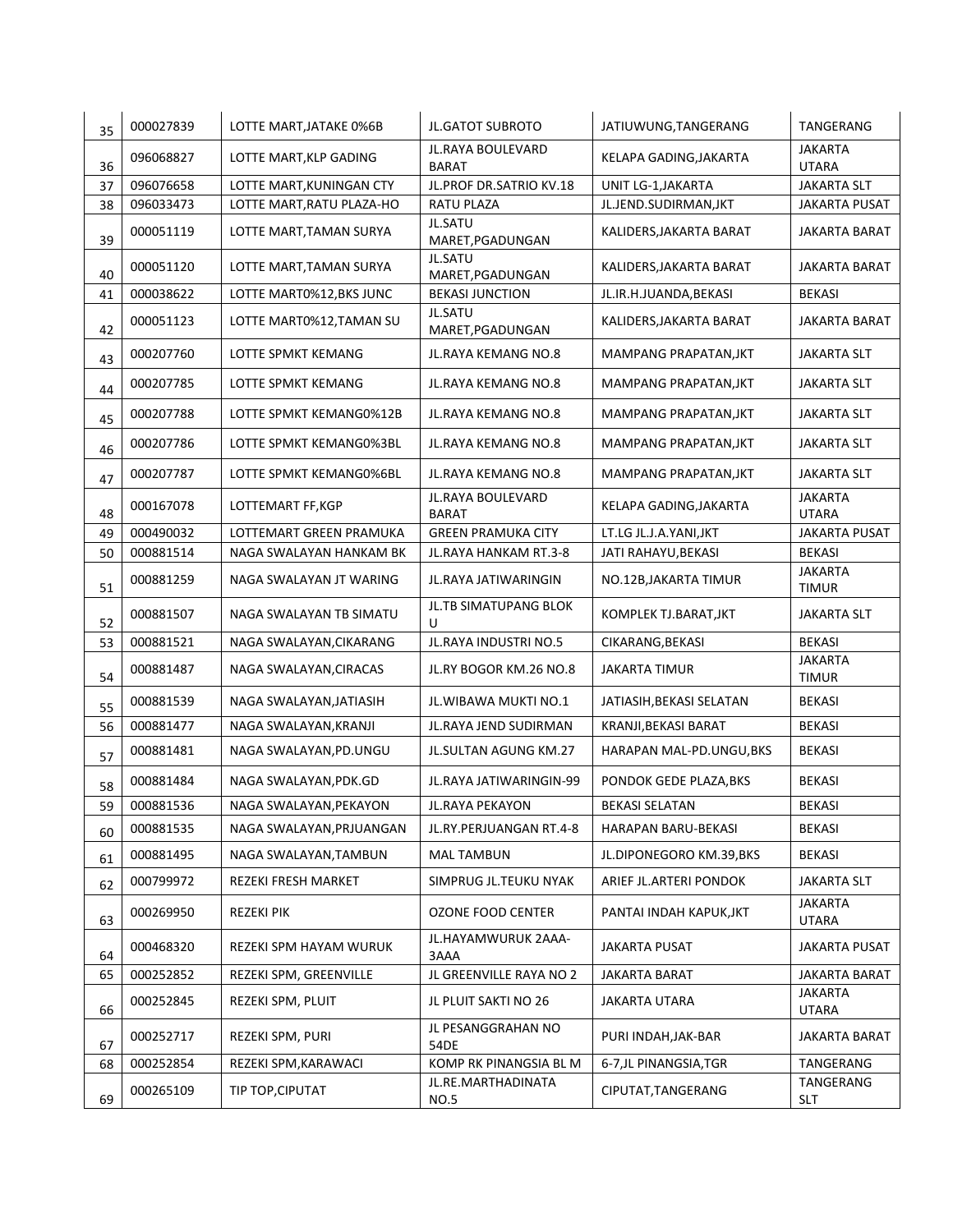| 35 | 000027839 | LOTTE MART,JATAKE 0%6B | JL.GATOT SUBROTO | JATIUWUNG,TANGERANG | TANGERANG |
|---|---|---|---|---|---|
| 36 | 096068827 | LOTTE MART,KLP GADING | JL.RAYA BOULEVARD BARAT | KELAPA GADING,JAKARTA | JAKARTA UTARA |
| 37 | 096076658 | LOTTE MART,KUNINGAN CTY | JL.PROF DR.SATRIO KV.18 | UNIT LG-1,JAKARTA | JAKARTA SLT |
| 38 | 096033473 | LOTTE MART,RATU PLAZA-HO | RATU PLAZA | JL.JEND.SUDIRMAN,JKT | JAKARTA PUSAT |
| 39 | 000051119 | LOTTE MART,TAMAN SURYA | JL.SATU MARET,PGADUNGAN | KALIDERS,JAKARTA BARAT | JAKARTA BARAT |
| 40 | 000051120 | LOTTE MART,TAMAN SURYA | JL.SATU MARET,PGADUNGAN | KALIDERS,JAKARTA BARAT | JAKARTA BARAT |
| 41 | 000038622 | LOTTE MART0%12,BKS JUNC | BEKASI JUNCTION | JL.IR.H.JUANDA,BEKASI | BEKASI |
| 42 | 000051123 | LOTTE MART0%12,TAMAN SU | JL.SATU MARET,PGADUNGAN | KALIDERS,JAKARTA BARAT | JAKARTA BARAT |
| 43 | 000207760 | LOTTE SPMKT KEMANG | JL.RAYA KEMANG NO.8 | MAMPANG PRAPATAN,JKT | JAKARTA SLT |
| 44 | 000207785 | LOTTE SPMKT KEMANG | JL.RAYA KEMANG NO.8 | MAMPANG PRAPATAN,JKT | JAKARTA SLT |
| 45 | 000207788 | LOTTE SPMKT KEMANG0%12B | JL.RAYA KEMANG NO.8 | MAMPANG PRAPATAN,JKT | JAKARTA SLT |
| 46 | 000207786 | LOTTE SPMKT KEMANG0%3BL | JL.RAYA KEMANG NO.8 | MAMPANG PRAPATAN,JKT | JAKARTA SLT |
| 47 | 000207787 | LOTTE SPMKT KEMANG0%6BL | JL.RAYA KEMANG NO.8 | MAMPANG PRAPATAN,JKT | JAKARTA SLT |
| 48 | 000167078 | LOTTEMART FF,KGP | JL.RAYA BOULEVARD BARAT | KELAPA GADING,JAKARTA | JAKARTA UTARA |
| 49 | 000490032 | LOTTEMART GREEN PRAMUKA | GREEN PRAMUKA CITY | LT.LG JL.J.A.YANI,JKT | JAKARTA PUSAT |
| 50 | 000881514 | NAGA SWALAYAN HANKAM BK | JL.RAYA HANKAM RT.3-8 | JATI RAHAYU,BEKASI | BEKASI |
| 51 | 000881259 | NAGA SWALAYAN JT WARING | JL.RAYA JATIWARINGIN | NO.12B,JAKARTA TIMUR | JAKARTA TIMUR |
| 52 | 000881507 | NAGA SWALAYAN TB SIMATU | JL.TB SIMATUPANG BLOK U | KOMPLEK TJ.BARAT,JKT | JAKARTA SLT |
| 53 | 000881521 | NAGA SWALAYAN,CIKARANG | JL.RAYA INDUSTRI NO.5 | CIKARANG,BEKASI | BEKASI |
| 54 | 000881487 | NAGA SWALAYAN,CIRACAS | JL.RY BOGOR KM.26 NO.8 | JAKARTA TIMUR | JAKARTA TIMUR |
| 55 | 000881539 | NAGA SWALAYAN,JATIASIH | JL.WIBAWA MUKTI NO.1 | JATIASIH,BEKASI SELATAN | BEKASI |
| 56 | 000881477 | NAGA SWALAYAN,KRANJI | JL.RAYA JEND SUDIRMAN | KRANJI,BEKASI BARAT | BEKASI |
| 57 | 000881481 | NAGA SWALAYAN,PD.UNGU | JL.SULTAN AGUNG KM.27 | HARAPAN MAL-PD.UNGU,BKS | BEKASI |
| 58 | 000881484 | NAGA SWALAYAN,PDK.GD | JL.RAYA JATIWARINGIN-99 | PONDOK GEDE PLAZA,BKS | BEKASI |
| 59 | 000881536 | NAGA SWALAYAN,PEKAYON | JL.RAYA PEKAYON | BEKASI SELATAN | BEKASI |
| 60 | 000881535 | NAGA SWALAYAN,PRJUANGAN | JL.RY.PERJUANGAN RT.4-8 | HARAPAN BARU-BEKASI | BEKASI |
| 61 | 000881495 | NAGA SWALAYAN,TAMBUN | MAL TAMBUN | JL.DIPONEGORO KM.39,BKS | BEKASI |
| 62 | 000799972 | REZEKI FRESH MARKET | SIMPRUG JL.TEUKU NYAK | ARIEF JL.ARTERI PONDOK | JAKARTA SLT |
| 63 | 000269950 | REZEKI PIK | OZONE FOOD CENTER | PANTAI INDAH KAPUK,JKT | JAKARTA UTARA |
| 64 | 000468320 | REZEKI SPM HAYAM WURUK | JL.HAYAMWURUK 2AAA-3AAA | JAKARTA PUSAT | JAKARTA PUSAT |
| 65 | 000252852 | REZEKI SPM, GREENVILLE | JL GREENVILLE RAYA NO 2 | JAKARTA BARAT | JAKARTA BARAT |
| 66 | 000252845 | REZEKI SPM, PLUIT | JL PLUIT SAKTI NO 26 | JAKARTA UTARA | JAKARTA UTARA |
| 67 | 000252717 | REZEKI SPM, PURI | JL PESANGGRAHAN NO 54DE | PURI INDAH,JAK-BAR | JAKARTA BARAT |
| 68 | 000252854 | REZEKI SPM,KARAWACI | KOMP RK PINANGSIA BL M | 6-7,JL PINANGSIA,TGR | TANGERANG |
| 69 | 000265109 | TIP TOP,CIPUTAT | JL.RE.MARTHADINATA NO.5 | CIPUTAT,TANGERANG | TANGERANG SLT |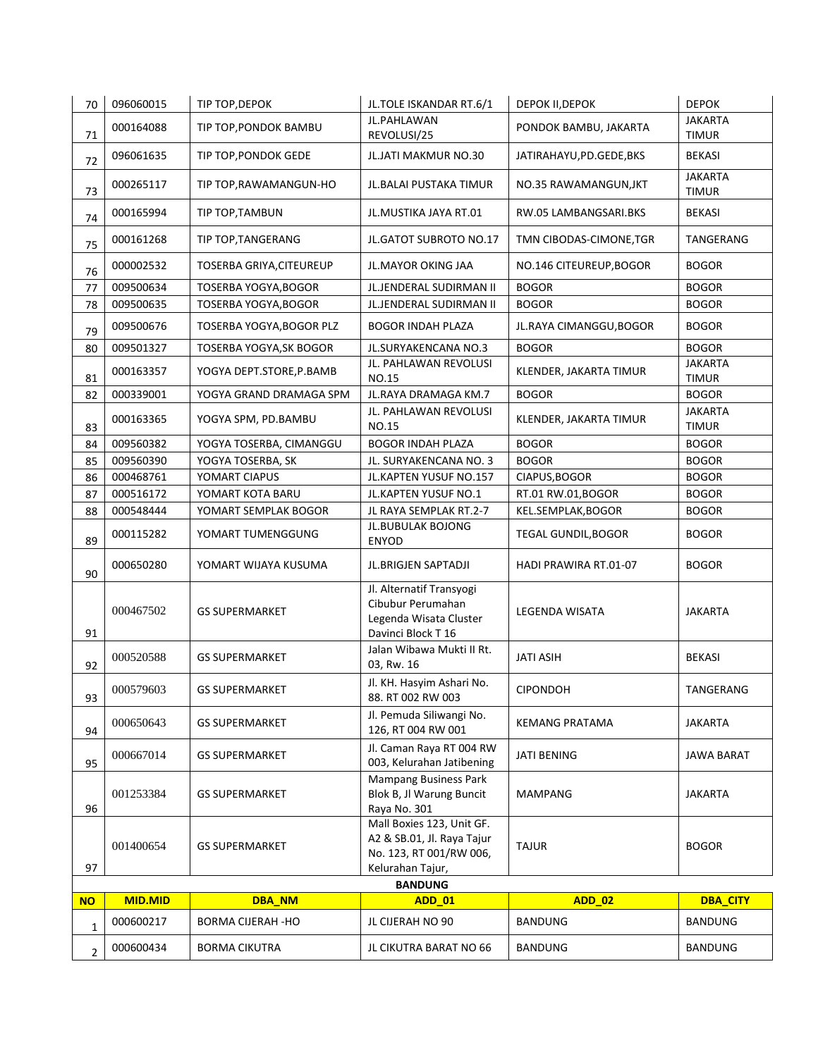| 70 | 096060015 | TIP TOP,DEPOK | JL.TOLE ISKANDAR RT.6/1 | DEPOK II,DEPOK | DEPOK |
|---|---|---|---|---|---|
| 71 | 000164088 | TIP TOP,PONDOK BAMBU | JL.PAHLAWAN REVOLUSI/25 | PONDOK BAMBU, JAKARTA | JAKARTA TIMUR |
| 72 | 096061635 | TIP TOP,PONDOK GEDE | JL.JATI MAKMUR NO.30 | JATIRAHAYU,PD.GEDE,BKS | BEKASI |
| 73 | 000265117 | TIP TOP,RAWAMANGUN-HO | JL.BALAI PUSTAKA TIMUR | NO.35 RAWAMANGUN,JKT | JAKARTA TIMUR |
| 74 | 000165994 | TIP TOP,TAMBUN | JL.MUSTIKA JAYA RT.01 | RW.05 LAMBANGSARI.BKS | BEKASI |
| 75 | 000161268 | TIP TOP,TANGERANG | JL.GATOT SUBROTO NO.17 | TMN CIBODAS-CIMONE,TGR | TANGERANG |
| 76 | 000002532 | TOSERBA GRIYA,CITEUREUP | JL.MAYOR OKING JAA | NO.146 CITEUREUP,BOGOR | BOGOR |
| 77 | 009500634 | TOSERBA YOGYA,BOGOR | JL.JENDERAL SUDIRMAN II | BOGOR | BOGOR |
| 78 | 009500635 | TOSERBA YOGYA,BOGOR | JL.JENDERAL SUDIRMAN II | BOGOR | BOGOR |
| 79 | 009500676 | TOSERBA YOGYA,BOGOR PLZ | BOGOR INDAH PLAZA | JL.RAYA CIMANGGU,BOGOR | BOGOR |
| 80 | 009501327 | TOSERBA YOGYA,SK BOGOR | JL.SURYAKENCANA NO.3 | BOGOR | BOGOR |
| 81 | 000163357 | YOGYA DEPT.STORE,P.BAMB | JL. PAHLAWAN REVOLUSI NO.15 | KLENDER, JAKARTA TIMUR | JAKARTA TIMUR |
| 82 | 000339001 | YOGYA GRAND DRAMAGA SPM | JL.RAYA DRAMAGA KM.7 | BOGOR | BOGOR |
| 83 | 000163365 | YOGYA SPM, PD.BAMBU | JL. PAHLAWAN REVOLUSI NO.15 | KLENDER, JAKARTA TIMUR | JAKARTA TIMUR |
| 84 | 009560382 | YOGYA TOSERBA, CIMANGGU | BOGOR INDAH PLAZA | BOGOR | BOGOR |
| 85 | 009560390 | YOGYA TOSERBA, SK | JL. SURYAKENCANA NO. 3 | BOGOR | BOGOR |
| 86 | 000468761 | YOMART CIAPUS | JL.KAPTEN YUSUF NO.157 | CIAPUS,BOGOR | BOGOR |
| 87 | 000516172 | YOMART KOTA BARU | JL.KAPTEN YUSUF NO.1 | RT.01 RW.01,BOGOR | BOGOR |
| 88 | 000548444 | YOMART SEMPLAK BOGOR | JL RAYA SEMPLAK RT.2-7 | KEL.SEMPLAK,BOGOR | BOGOR |
| 89 | 000115282 | YOMART TUMENGGUNG | JL.BUBULAK BOJONG ENYOD | TEGAL GUNDIL,BOGOR | BOGOR |
| 90 | 000650280 | YOMART WIJAYA KUSUMA | JL.BRIGJEN SAPTADJI | HADI PRAWIRA RT.01-07 | BOGOR |
| 91 | 000467502 | GS SUPERMARKET | Jl. Alternatif Transyogi Cibubur Perumahan Legenda Wisata Cluster Davinci Block T 16 | LEGENDA WISATA | JAKARTA |
| 92 | 000520588 | GS SUPERMARKET | Jalan Wibawa Mukti II Rt. 03, Rw. 16 | JATI ASIH | BEKASI |
| 93 | 000579603 | GS SUPERMARKET | Jl. KH. Hasyim Ashari No. 88. RT 002 RW 003 | CIPONDOH | TANGERANG |
| 94 | 000650643 | GS SUPERMARKET | Jl. Pemuda Siliwangi No. 126, RT 004 RW 001 | KEMANG PRATAMA | JAKARTA |
| 95 | 000667014 | GS SUPERMARKET | Jl. Caman Raya RT 004 RW 003, Kelurahan Jatibening | JATI BENING | JAWA BARAT |
| 96 | 001253384 | GS SUPERMARKET | Mampang Business Park Blok B, Jl Warung Buncit Raya No. 301 | MAMPANG | JAKARTA |
| 97 | 001400654 | GS SUPERMARKET | Mall Boxies 123, Unit GF. A2 & SB.01, Jl. Raya Tajur No. 123, RT 001/RW 006, Kelurahan Tajur, | TAJUR | BOGOR |

**BANDUNG**

| NO | MID.MID | DBA_NM | ADD_01 | ADD_02 | DBA_CITY |
|---|---|---|---|---|---|
| 1 | 000600217 | BORMA CIJERAH -HO | JL CIJERAH NO 90 | BANDUNG | BANDUNG |
| 2 | 000600434 | BORMA CIKUTRA | JL CIKUTRA BARAT NO 66 | BANDUNG | BANDUNG |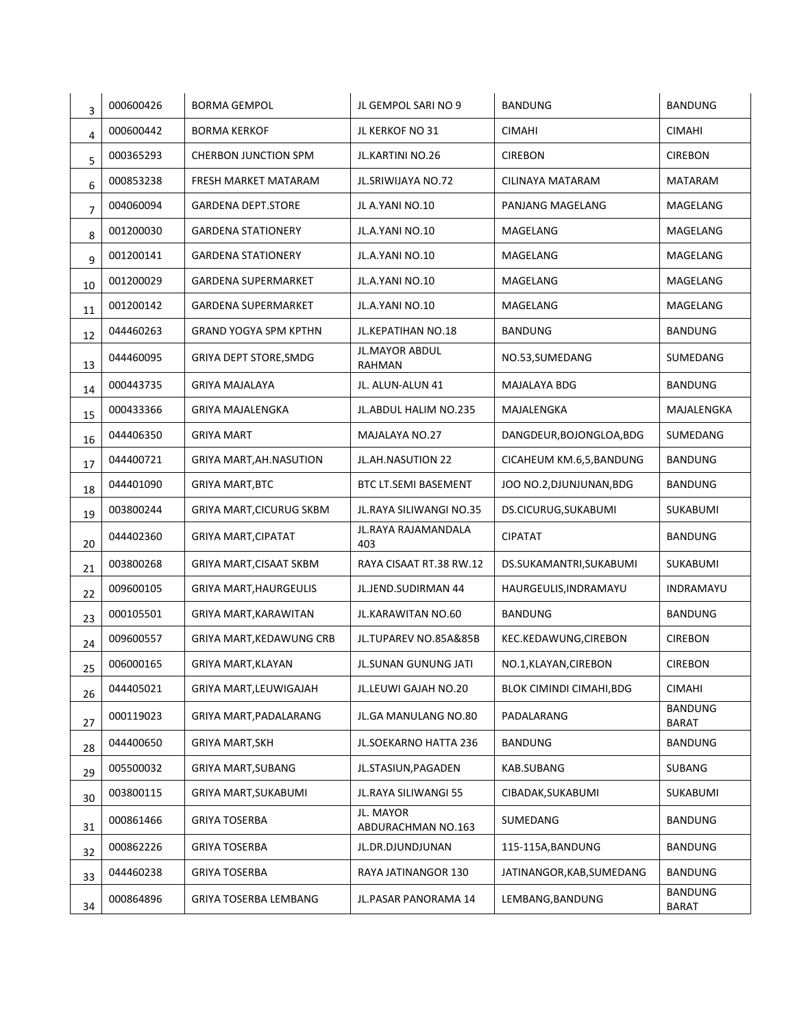| | | | | | |
|---|---|---|---|---|---|
| 3 | 000600426 | BORMA GEMPOL | JL GEMPOL SARI NO 9 | BANDUNG | BANDUNG |
| 4 | 000600442 | BORMA KERKOF | JL KERKOF NO 31 | CIMAHI | CIMAHI |
| 5 | 000365293 | CHERBON JUNCTION SPM | JL.KARTINI NO.26 | CIREBON | CIREBON |
| 6 | 000853238 | FRESH MARKET MATARAM | JL.SRIWIJAYA NO.72 | CILINAYA MATARAM | MATARAM |
| 7 | 004060094 | GARDENA DEPT.STORE | JL A.YANI NO.10 | PANJANG MAGELANG | MAGELANG |
| 8 | 001200030 | GARDENA STATIONERY | JL.A.YANI NO.10 | MAGELANG | MAGELANG |
| 9 | 001200141 | GARDENA STATIONERY | JL.A.YANI NO.10 | MAGELANG | MAGELANG |
| 10 | 001200029 | GARDENA SUPERMARKET | JL.A.YANI NO.10 | MAGELANG | MAGELANG |
| 11 | 001200142 | GARDENA SUPERMARKET | JL.A.YANI NO.10 | MAGELANG | MAGELANG |
| 12 | 044460263 | GRAND YOGYA SPM KPTHN | JL.KEPATIHAN NO.18 | BANDUNG | BANDUNG |
| 13 | 044460095 | GRIYA DEPT STORE,SMDG | JL.MAYOR ABDUL RAHMAN | NO.53,SUMEDANG | SUMEDANG |
| 14 | 000443735 | GRIYA MAJALAYA | JL. ALUN-ALUN 41 | MAJALAYA BDG | BANDUNG |
| 15 | 000433366 | GRIYA MAJALENGKA | JL.ABDUL HALIM NO.235 | MAJALENGKA | MAJALENGKA |
| 16 | 044406350 | GRIYA MART | MAJALAYA NO.27 | DANGDEUR,BOJONGLOA,BDG | SUMEDANG |
| 17 | 044400721 | GRIYA MART,AH.NASUTION | JL.AH.NASUTION 22 | CICAHEUM KM.6,5,BANDUNG | BANDUNG |
| 18 | 044401090 | GRIYA MART,BTC | BTC LT.SEMI BASEMENT | JOO NO.2,DJUNJUNAN,BDG | BANDUNG |
| 19 | 003800244 | GRIYA MART,CICURUG SKBM | JL.RAYA SILIWANGI NO.35 | DS.CICURUG,SUKABUMI | SUKABUMI |
| 20 | 044402360 | GRIYA MART,CIPATAT | JL.RAYA RAJAMANDALA 403 | CIPATAT | BANDUNG |
| 21 | 003800268 | GRIYA MART,CISAAT SKBM | RAYA CISAAT RT.38 RW.12 | DS.SUKAMANTRI,SUKABUMI | SUKABUMI |
| 22 | 009600105 | GRIYA MART,HAURGEULIS | JL.JEND.SUDIRMAN 44 | HAURGEULIS,INDRAMAYU | INDRAMAYU |
| 23 | 000105501 | GRIYA MART,KARAWITAN | JL.KARAWITAN NO.60 | BANDUNG | BANDUNG |
| 24 | 009600557 | GRIYA MART,KEDAWUNG CRB | JL.TUPAREV NO.85A&85B | KEC.KEDAWUNG,CIREBON | CIREBON |
| 25 | 006000165 | GRIYA MART,KLAYAN | JL.SUNAN GUNUNG JATI | NO.1,KLAYAN,CIREBON | CIREBON |
| 26 | 044405021 | GRIYA MART,LEUWIGAJAH | JL.LEUWI GAJAH NO.20 | BLOK CIMINDI CIMAHI,BDG | CIMAHI |
| 27 | 000119023 | GRIYA MART,PADALARANG | JL.GA MANULANG NO.80 | PADALARANG | BANDUNG BARAT |
| 28 | 044400650 | GRIYA MART,SKH | JL.SOEKARNO HATTA 236 | BANDUNG | BANDUNG |
| 29 | 005500032 | GRIYA MART,SUBANG | JL.STASIUN,PAGADEN | KAB.SUBANG | SUBANG |
| 30 | 003800115 | GRIYA MART,SUKABUMI | JL.RAYA SILIWANGI 55 | CIBADAK,SUKABUMI | SUKABUMI |
| 31 | 000861466 | GRIYA TOSERBA | JL. MAYOR ABDURACHMAN NO.163 | SUMEDANG | BANDUNG |
| 32 | 000862226 | GRIYA TOSERBA | JL.DR.DJUNDJUNAN | 115-115A,BANDUNG | BANDUNG |
| 33 | 044460238 | GRIYA TOSERBA | RAYA JATINANGOR 130 | JATINANGOR,KAB,SUMEDANG | BANDUNG |
| 34 | 000864896 | GRIYA TOSERBA LEMBANG | JL.PASAR PANORAMA 14 | LEMBANG,BANDUNG | BANDUNG BARAT |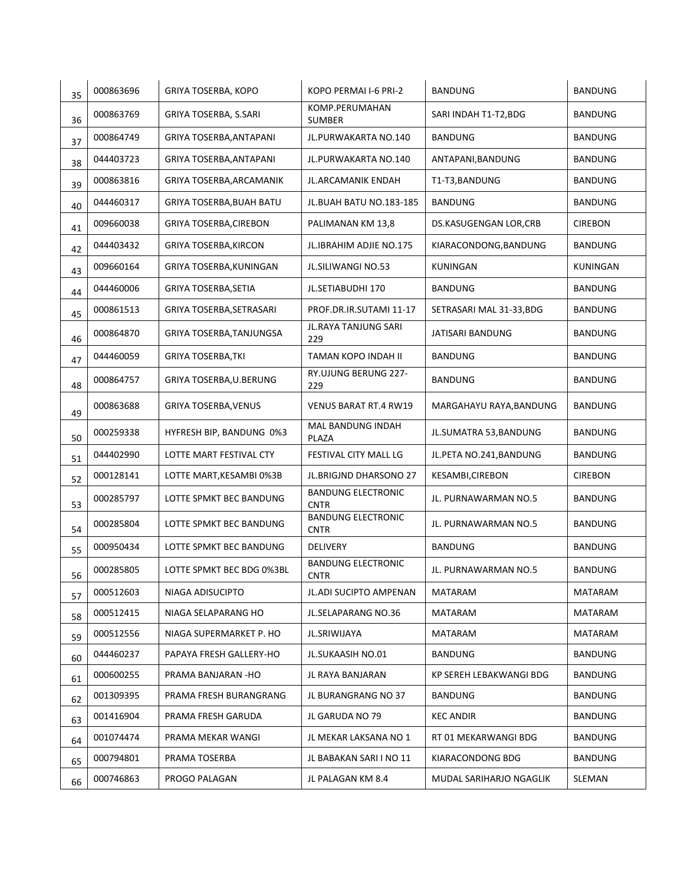| | | | | | |
|---|---|---|---|---|---|
| 35 | 000863696 | GRIYA TOSERBA, KOPO | KOPO PERMAI I-6 PRI-2 | BANDUNG | BANDUNG |
| 36 | 000863769 | GRIYA TOSERBA, S.SARI | KOMP.PERUMAHAN SUMBER | SARI INDAH T1-T2,BDG | BANDUNG |
| 37 | 000864749 | GRIYA TOSERBA,ANTAPANI | JL.PURWAKARTA NO.140 | BANDUNG | BANDUNG |
| 38 | 044403723 | GRIYA TOSERBA,ANTAPANI | JL.PURWAKARTA NO.140 | ANTAPANI,BANDUNG | BANDUNG |
| 39 | 000863816 | GRIYA TOSERBA,ARCAMANIK | JL.ARCAMANIK ENDAH | T1-T3,BANDUNG | BANDUNG |
| 40 | 044460317 | GRIYA TOSERBA,BUAH BATU | JL.BUAH BATU NO.183-185 | BANDUNG | BANDUNG |
| 41 | 009660038 | GRIYA TOSERBA,CIREBON | PALIMANAN KM 13,8 | DS.KASUGENGAN LOR,CRB | CIREBON |
| 42 | 044403432 | GRIYA TOSERBA,KIRCON | JL.IBRAHIM ADJIE NO.175 | KIARACONDONG,BANDUNG | BANDUNG |
| 43 | 009660164 | GRIYA TOSERBA,KUNINGAN | JL.SILIWANGI NO.53 | KUNINGAN | KUNINGAN |
| 44 | 044460006 | GRIYA TOSERBA,SETIA | JL.SETIABUDHI 170 | BANDUNG | BANDUNG |
| 45 | 000861513 | GRIYA TOSERBA,SETRASARI | PROF.DR.IR.SUTAMI 11-17 | SETRASARI MAL 31-33,BDG | BANDUNG |
| 46 | 000864870 | GRIYA TOSERBA,TANJUNGSA | JL.RAYA TANJUNG SARI 229 | JATISARI BANDUNG | BANDUNG |
| 47 | 044460059 | GRIYA TOSERBA,TKI | TAMAN KOPO INDAH II | BANDUNG | BANDUNG |
| 48 | 000864757 | GRIYA TOSERBA,U.BERUNG | RY.UJUNG BERUNG 227-229 | BANDUNG | BANDUNG |
| 49 | 000863688 | GRIYA TOSERBA,VENUS | VENUS BARAT RT.4 RW19 | MARGAHAYU RAYA,BANDUNG | BANDUNG |
| 50 | 000259338 | HYFRESH BIP, BANDUNG 0%3 | MAL BANDUNG INDAH PLAZA | JL.SUMATRA 53,BANDUNG | BANDUNG |
| 51 | 044402990 | LOTTE MART FESTIVAL CTY | FESTIVAL CITY MALL LG | JL.PETA NO.241,BANDUNG | BANDUNG |
| 52 | 000128141 | LOTTE MART,KESAMBI 0%3B | JL.BRIGJND DHARSONO 27 | KESAMBI,CIREBON | CIREBON |
| 53 | 000285797 | LOTTE SPMKT BEC BANDUNG | BANDUNG ELECTRONIC CNTR | JL. PURNAWARMAN NO.5 | BANDUNG |
| 54 | 000285804 | LOTTE SPMKT BEC BANDUNG | BANDUNG ELECTRONIC CNTR | JL. PURNAWARMAN NO.5 | BANDUNG |
| 55 | 000950434 | LOTTE SPMKT BEC BANDUNG | DELIVERY | BANDUNG | BANDUNG |
| 56 | 000285805 | LOTTE SPMKT BEC BDG 0%3BL | BANDUNG ELECTRONIC CNTR | JL. PURNAWARMAN NO.5 | BANDUNG |
| 57 | 000512603 | NIAGA ADISUCIPTO | JL.ADI SUCIPTO AMPENAN | MATARAM | MATARAM |
| 58 | 000512415 | NIAGA SELAPARANG HO | JL.SELAPARANG NO.36 | MATARAM | MATARAM |
| 59 | 000512556 | NIAGA SUPERMARKET P. HO | JL.SRIWIJAYA | MATARAM | MATARAM |
| 60 | 044460237 | PAPAYA FRESH GALLERY-HO | JL.SUKAASIH NO.01 | BANDUNG | BANDUNG |
| 61 | 000600255 | PRAMA BANJARAN -HO | JL RAYA BANJARAN | KP SEREH LEBAKWANGI BDG | BANDUNG |
| 62 | 001309395 | PRAMA FRESH BURANGRANG | JL BURANGRANG NO 37 | BANDUNG | BANDUNG |
| 63 | 001416904 | PRAMA FRESH GARUDA | JL GARUDA NO 79 | KEC ANDIR | BANDUNG |
| 64 | 001074474 | PRAMA MEKAR WANGI | JL MEKAR LAKSANA NO 1 | RT 01 MEKARWANGI BDG | BANDUNG |
| 65 | 000794801 | PRAMA TOSERBA | JL BABAKAN SARI I NO 11 | KIARACONDONG BDG | BANDUNG |
| 66 | 000746863 | PROGO PALAGAN | JL PALAGAN KM 8.4 | MUDAL SARIHARJO NGAGLIK | SLEMAN |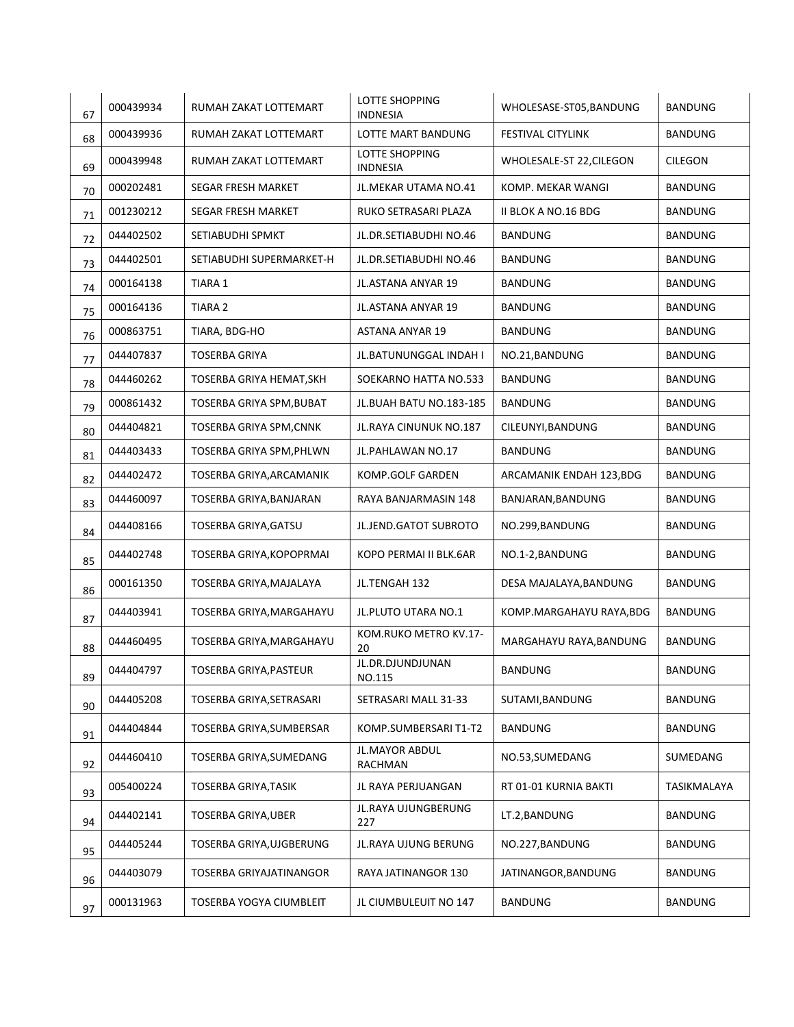| | | | | | |
|---|---|---|---|---|---|
| 67 | 000439934 | RUMAH ZAKAT LOTTEMART | LOTTE SHOPPING INDNESIA | WHOLESASE-ST05,BANDUNG | BANDUNG |
| 68 | 000439936 | RUMAH ZAKAT LOTTEMART | LOTTE MART BANDUNG | FESTIVAL CITYLINK | BANDUNG |
| 69 | 000439948 | RUMAH ZAKAT LOTTEMART | LOTTE SHOPPING INDNESIA | WHOLESALE-ST 22,CILEGON | CILEGON |
| 70 | 000202481 | SEGAR FRESH MARKET | JL.MEKAR UTAMA NO.41 | KOMP. MEKAR WANGI | BANDUNG |
| 71 | 001230212 | SEGAR FRESH MARKET | RUKO SETRASARI PLAZA | II BLOK A NO.16 BDG | BANDUNG |
| 72 | 044402502 | SETIABUDHI SPMKT | JL.DR.SETIABUDHI NO.46 | BANDUNG | BANDUNG |
| 73 | 044402501 | SETIABUDHI SUPERMARKET-H | JL.DR.SETIABUDHI NO.46 | BANDUNG | BANDUNG |
| 74 | 000164138 | TIARA 1 | JL.ASTANA ANYAR 19 | BANDUNG | BANDUNG |
| 75 | 000164136 | TIARA 2 | JL.ASTANA ANYAR 19 | BANDUNG | BANDUNG |
| 76 | 000863751 | TIARA, BDG-HO | ASTANA ANYAR 19 | BANDUNG | BANDUNG |
| 77 | 044407837 | TOSERBA GRIYA | JL.BATUNUNGGAL INDAH I | NO.21,BANDUNG | BANDUNG |
| 78 | 044460262 | TOSERBA GRIYA HEMAT,SKH | SOEKARNO HATTA NO.533 | BANDUNG | BANDUNG |
| 79 | 000861432 | TOSERBA GRIYA SPM,BUBAT | JL.BUAH BATU NO.183-185 | BANDUNG | BANDUNG |
| 80 | 044404821 | TOSERBA GRIYA SPM,CNNK | JL.RAYA CINUNUK NO.187 | CILEUNYI,BANDUNG | BANDUNG |
| 81 | 044403433 | TOSERBA GRIYA SPM,PHLWN | JL.PAHLAWAN NO.17 | BANDUNG | BANDUNG |
| 82 | 044402472 | TOSERBA GRIYA,ARCAMANIK | KOMP.GOLF GARDEN | ARCAMANIK ENDAH 123,BDG | BANDUNG |
| 83 | 044460097 | TOSERBA GRIYA,BANJARAN | RAYA BANJARMASIN 148 | BANJARAN,BANDUNG | BANDUNG |
| 84 | 044408166 | TOSERBA GRIYA,GATSU | JL.JEND.GATOT SUBROTO | NO.299,BANDUNG | BANDUNG |
| 85 | 044402748 | TOSERBA GRIYA,KOPOPRMAI | KOPO PERMAI II BLK.6AR | NO.1-2,BANDUNG | BANDUNG |
| 86 | 000161350 | TOSERBA GRIYA,MAJALAYA | JL.TENGAH 132 | DESA MAJALAYA,BANDUNG | BANDUNG |
| 87 | 044403941 | TOSERBA GRIYA,MARGAHAYU | JL.PLUTO UTARA NO.1 | KOMP.MARGAHAYU RAYA,BDG | BANDUNG |
| 88 | 044460495 | TOSERBA GRIYA,MARGAHAYU | KOM.RUKO METRO KV.17-20 | MARGAHAYU RAYA,BANDUNG | BANDUNG |
| 89 | 044404797 | TOSERBA GRIYA,PASTEUR | JL.DR.DJUNDJUNAN NO.115 | BANDUNG | BANDUNG |
| 90 | 044405208 | TOSERBA GRIYA,SETRASARI | SETRASARI MALL 31-33 | SUTAMI,BANDUNG | BANDUNG |
| 91 | 044404844 | TOSERBA GRIYA,SUMBERSAR | KOMP.SUMBERSARI T1-T2 | BANDUNG | BANDUNG |
| 92 | 044460410 | TOSERBA GRIYA,SUMEDANG | JL.MAYOR ABDUL RACHMAN | NO.53,SUMEDANG | SUMEDANG |
| 93 | 005400224 | TOSERBA GRIYA,TASIK | JL RAYA PERJUANGAN | RT 01-01 KURNIA BAKTI | TASIKMALAYA |
| 94 | 044402141 | TOSERBA GRIYA,UBER | JL.RAYA UJUNGBERUNG 227 | LT.2,BANDUNG | BANDUNG |
| 95 | 044405244 | TOSERBA GRIYA,UJGBERUNG | JL.RAYA UJUNG BERUNG | NO.227,BANDUNG | BANDUNG |
| 96 | 044403079 | TOSERBA GRIYAJATINANGOR | RAYA JATINANGOR 130 | JATINANGOR,BANDUNG | BANDUNG |
| 97 | 000131963 | TOSERBA YOGYA CIUMBLEIT | JL CIUMBULEUIT NO 147 | BANDUNG | BANDUNG |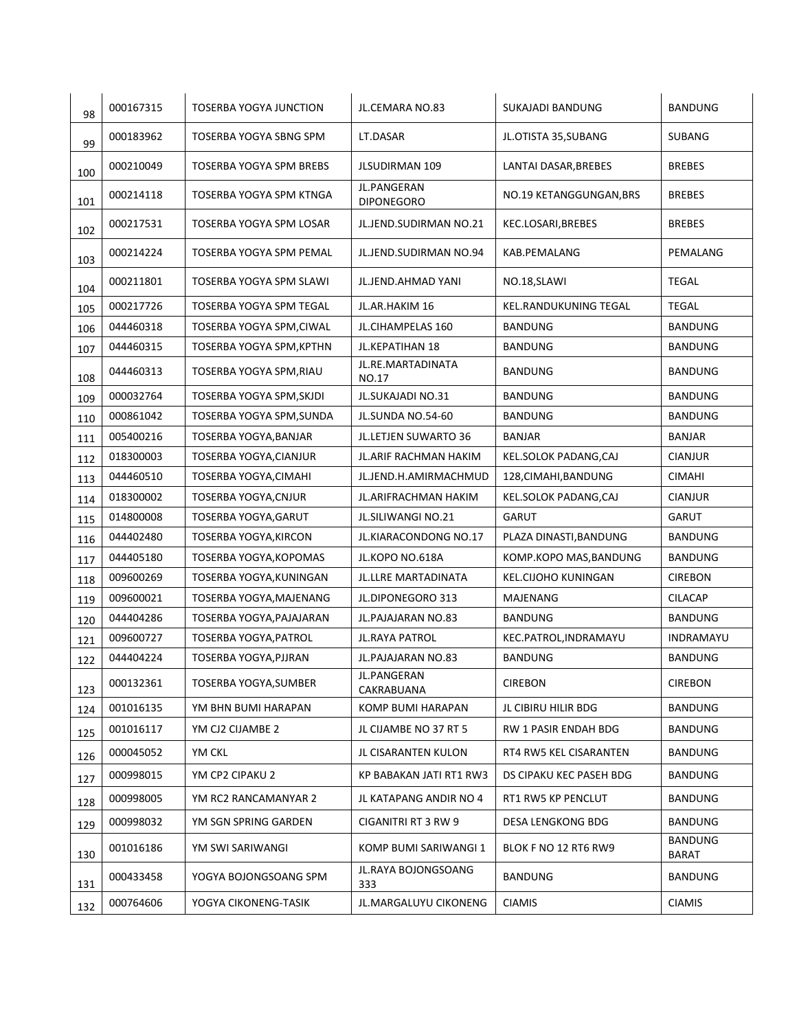| 98 | 000167315 | TOSERBA YOGYA JUNCTION | JL.CEMARA NO.83 | SUKAJADI BANDUNG | BANDUNG |
|---|---|---|---|---|---|
| 99 | 000183962 | TOSERBA YOGYA SBNG SPM | LT.DASAR | JL.OTISTA 35,SUBANG | SUBANG |
| 100 | 000210049 | TOSERBA YOGYA SPM BREBS | JLSUDIRMAN 109 | LANTAI DASAR,BREBES | BREBES |
| 101 | 000214118 | TOSERBA YOGYA SPM KTNGA | JL.PANGERAN DIPONEGORO | NO.19 KETANGGUNGAN,BRS | BREBES |
| 102 | 000217531 | TOSERBA YOGYA SPM LOSAR | JL.JEND.SUDIRMAN NO.21 | KEC.LOSARI,BREBES | BREBES |
| 103 | 000214224 | TOSERBA YOGYA SPM PEMAL | JL.JEND.SUDIRMAN NO.94 | KAB.PEMALANG | PEMALANG |
| 104 | 000211801 | TOSERBA YOGYA SPM SLAWI | JL.JEND.AHMAD YANI | NO.18,SLAWI | TEGAL |
| 105 | 000217726 | TOSERBA YOGYA SPM TEGAL | JL.AR.HAKIM 16 | KEL.RANDUKUNING TEGAL | TEGAL |
| 106 | 044460318 | TOSERBA YOGYA SPM,CIWAL | JL.CIHAMPELAS 160 | BANDUNG | BANDUNG |
| 107 | 044460315 | TOSERBA YOGYA SPM,KPTHN | JL.KEPATIHAN 18 | BANDUNG | BANDUNG |
| 108 | 044460313 | TOSERBA YOGYA SPM,RIAU | JL.RE.MARTADINATA NO.17 | BANDUNG | BANDUNG |
| 109 | 000032764 | TOSERBA YOGYA SPM,SKJDI | JL.SUKAJADI NO.31 | BANDUNG | BANDUNG |
| 110 | 000861042 | TOSERBA YOGYA SPM,SUNDA | JL.SUNDA NO.54-60 | BANDUNG | BANDUNG |
| 111 | 005400216 | TOSERBA YOGYA,BANJAR | JL.LETJEN SUWARTO 36 | BANJAR | BANJAR |
| 112 | 018300003 | TOSERBA YOGYA,CIANJUR | JL.ARIF RACHMAN HAKIM | KEL.SOLOK PADANG,CAJ | CIANJUR |
| 113 | 044460510 | TOSERBA YOGYA,CIMAHI | JL.JEND.H.AMIRMACHMUD | 128,CIMAHI,BANDUNG | CIMAHI |
| 114 | 018300002 | TOSERBA YOGYA,CNJUR | JL.ARIFRACHMAN HAKIM | KEL.SOLOK PADANG,CAJ | CIANJUR |
| 115 | 014800008 | TOSERBA YOGYA,GARUT | JL.SILIWANGI NO.21 | GARUT | GARUT |
| 116 | 044402480 | TOSERBA YOGYA,KIRCON | JL.KIARACONDONG NO.17 | PLAZA DINASTI,BANDUNG | BANDUNG |
| 117 | 044405180 | TOSERBA YOGYA,KOPOMAS | JL.KOPO NO.618A | KOMP.KOPO MAS,BANDUNG | BANDUNG |
| 118 | 009600269 | TOSERBA YOGYA,KUNINGAN | JL.LLRE MARTADINATA | KEL.CIJOHO KUNINGAN | CIREBON |
| 119 | 009600021 | TOSERBA YOGYA,MAJENANG | JL.DIPONEGORO 313 | MAJENANG | CILACAP |
| 120 | 044404286 | TOSERBA YOGYA,PAJAJARAN | JL.PAJAJARAN NO.83 | BANDUNG | BANDUNG |
| 121 | 009600727 | TOSERBA YOGYA,PATROL | JL.RAYA PATROL | KEC.PATROL,INDRAMAYU | INDRAMAYU |
| 122 | 044404224 | TOSERBA YOGYA,PJJRAN | JL.PAJAJARAN NO.83 | BANDUNG | BANDUNG |
| 123 | 000132361 | TOSERBA YOGYA,SUMBER | JL.PANGERAN CAKRABUANA | CIREBON | CIREBON |
| 124 | 001016135 | YM BHN BUMI HARAPAN | KOMP BUMI HARAPAN | JL CIBIRU HILIR BDG | BANDUNG |
| 125 | 001016117 | YM CJ2 CIJAMBE 2 | JL CIJAMBE NO 37 RT 5 | RW 1 PASIR ENDAH BDG | BANDUNG |
| 126 | 000045052 | YM CKL | JL CISARANTEN KULON | RT4 RW5 KEL CISARANTEN | BANDUNG |
| 127 | 000998015 | YM CP2 CIPAKU 2 | KP BABAKAN JATI RT1 RW3 | DS CIPAKU KEC PASEH BDG | BANDUNG |
| 128 | 000998005 | YM RC2 RANCAMANYAR 2 | JL KATAPANG ANDIR NO 4 | RT1 RW5 KP PENCLUT | BANDUNG |
| 129 | 000998032 | YM SGN SPRING GARDEN | CIGANITRI RT 3 RW 9 | DESA LENGKONG BDG | BANDUNG |
| 130 | 001016186 | YM SWI SARIWANGI | KOMP BUMI SARIWANGI 1 | BLOK F NO 12 RT6 RW9 | BANDUNG BARAT |
| 131 | 000433458 | YOGYA BOJONGSOANG SPM | JL.RAYA BOJONGSOANG 333 | BANDUNG | BANDUNG |
| 132 | 000764606 | YOGYA CIKONENG-TASIK | JL.MARGALUYU CIKONENG | CIAMIS | CIAMIS |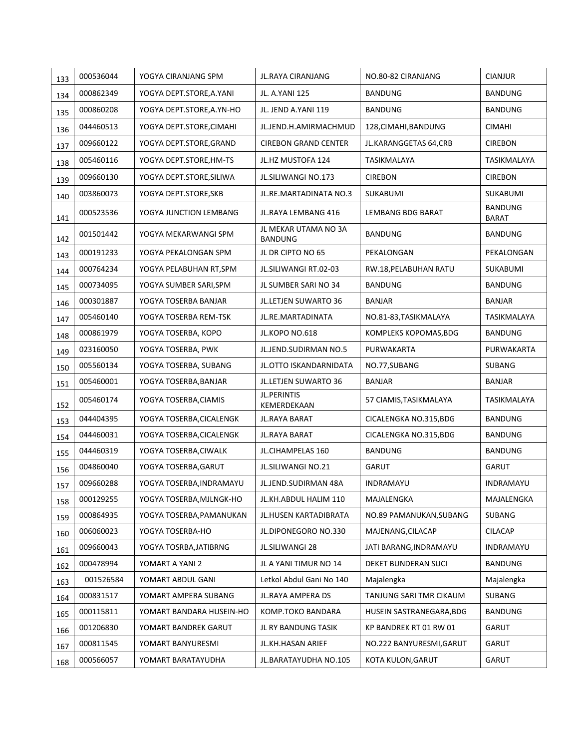| 133 | 000536044 | YOGYA CIRANJANG SPM | JL.RAYA CIRANJANG | NO.80-82 CIRANJANG | CIANJUR |
|---|---|---|---|---|---|
| 134 | 000862349 | YOGYA DEPT.STORE,A.YANI | JL. A.YANI 125 | BANDUNG | BANDUNG |
| 135 | 000860208 | YOGYA DEPT.STORE,A.YN-HO | JL. JEND A.YANI 119 | BANDUNG | BANDUNG |
| 136 | 044460513 | YOGYA DEPT.STORE,CIMAHI | JL.JEND.H.AMIRMACHMUD | 128,CIMAHI,BANDUNG | CIMAHI |
| 137 | 009660122 | YOGYA DEPT.STORE,GRAND | CIREBON GRAND CENTER | JL.KARANGGETAS 64,CRB | CIREBON |
| 138 | 005460116 | YOGYA DEPT.STORE,HM-TS | JL.HZ MUSTOFA 124 | TASIKMALAYA | TASIKMALAYA |
| 139 | 009660130 | YOGYA DEPT.STORE,SILIWA | JL.SILIWANGI NO.173 | CIREBON | CIREBON |
| 140 | 003860073 | YOGYA DEPT.STORE,SKB | JL.RE.MARTADINATA NO.3 | SUKABUMI | SUKABUMI |
| 141 | 000523536 | YOGYA JUNCTION LEMBANG | JL.RAYA LEMBANG 416 | LEMBANG BDG BARAT | BANDUNG BARAT |
| 142 | 001501442 | YOGYA MEKARWANGI SPM | JL MEKAR UTAMA NO 3A BANDUNG | BANDUNG | BANDUNG |
| 143 | 000191233 | YOGYA PEKALONGAN SPM | JL DR CIPTO NO 65 | PEKALONGAN | PEKALONGAN |
| 144 | 000764234 | YOGYA PELABUHAN RT,SPM | JL.SILIWANGI RT.02-03 | RW.18,PELABUHAN RATU | SUKABUMI |
| 145 | 000734095 | YOGYA SUMBER SARI,SPM | JL SUMBER SARI NO 34 | BANDUNG | BANDUNG |
| 146 | 000301887 | YOGYA TOSERBA BANJAR | JL.LETJEN SUWARTO 36 | BANJAR | BANJAR |
| 147 | 005460140 | YOGYA TOSERBA REM-TSK | JL.RE.MARTADINATA | NO.81-83,TASIKMALAYA | TASIKMALAYA |
| 148 | 000861979 | YOGYA TOSERBA, KOPO | JL.KOPO NO.618 | KOMPLEKS KOPOMAS,BDG | BANDUNG |
| 149 | 023160050 | YOGYA TOSERBA, PWK | JL.JEND.SUDIRMAN NO.5 | PURWAKARTA | PURWAKARTA |
| 150 | 005560134 | YOGYA TOSERBA, SUBANG | JL.OTTO ISKANDARNIDATA | NO.77,SUBANG | SUBANG |
| 151 | 005460001 | YOGYA TOSERBA,BANJAR | JL.LETJEN SUWARTO 36 | BANJAR | BANJAR |
| 152 | 005460174 | YOGYA TOSERBA,CIAMIS | JL.PERINTIS KEMERDEKAAN | 57 CIAMIS,TASIKMALAYA | TASIKMALAYA |
| 153 | 044404395 | YOGYA TOSERBA,CICALENGK | JL.RAYA BARAT | CICALENGKA NO.315,BDG | BANDUNG |
| 154 | 044460031 | YOGYA TOSERBA,CICALENGK | JL.RAYA BARAT | CICALENGKA NO.315,BDG | BANDUNG |
| 155 | 044460319 | YOGYA TOSERBA,CIWALK | JL.CIHAMPELAS 160 | BANDUNG | BANDUNG |
| 156 | 004860040 | YOGYA TOSERBA,GARUT | JL.SILIWANGI NO.21 | GARUT | GARUT |
| 157 | 009660288 | YOGYA TOSERBA,INDRAMAYU | JL.JEND.SUDIRMAN 48A | INDRAMAYU | INDRAMAYU |
| 158 | 000129255 | YOGYA TOSERBA,MJLNGK-HO | JL.KH.ABDUL HALIM 110 | MAJALENGKA | MAJALENGKA |
| 159 | 000864935 | YOGYA TOSERBA,PAMANUKAN | JL.HUSEN KARTADIBRATA | NO.89 PAMANUKAN,SUBANG | SUBANG |
| 160 | 006060023 | YOGYA TOSERBA-HO | JL.DIPONEGORO NO.330 | MAJENANG,CILACAP | CILACAP |
| 161 | 009660043 | YOGYA TOSRBA,JATIBRNG | JL.SILIWANGI 28 | JATI BARANG,INDRAMAYU | INDRAMAYU |
| 162 | 000478994 | YOMART A YANI 2 | JL A YANI TIMUR NO 14 | DEKET BUNDERAN SUCI | BANDUNG |
| 163 | 001526584 | YOMART ABDUL GANI | Letkol Abdul Gani No 140 | Majalengka | Majalengka |
| 164 | 000831517 | YOMART AMPERA SUBANG | JL.RAYA AMPERA DS | TANJUNG SARI TMR CIKAUM | SUBANG |
| 165 | 000115811 | YOMART BANDARA HUSEIN-HO | KOMP.TOKO BANDARA | HUSEIN SASTRANEGARA,BDG | BANDUNG |
| 166 | 001206830 | YOMART BANDREK GARUT | JL RY BANDUNG TASIK | KP BANDREK RT 01 RW 01 | GARUT |
| 167 | 000811545 | YOMART BANYURESMI | JL.KH.HASAN ARIEF | NO.222 BANYURESMI,GARUT | GARUT |
| 168 | 000566057 | YOMART BARATAYUDHA | JL.BARATAYUDHA NO.105 | KOTA KULON,GARUT | GARUT |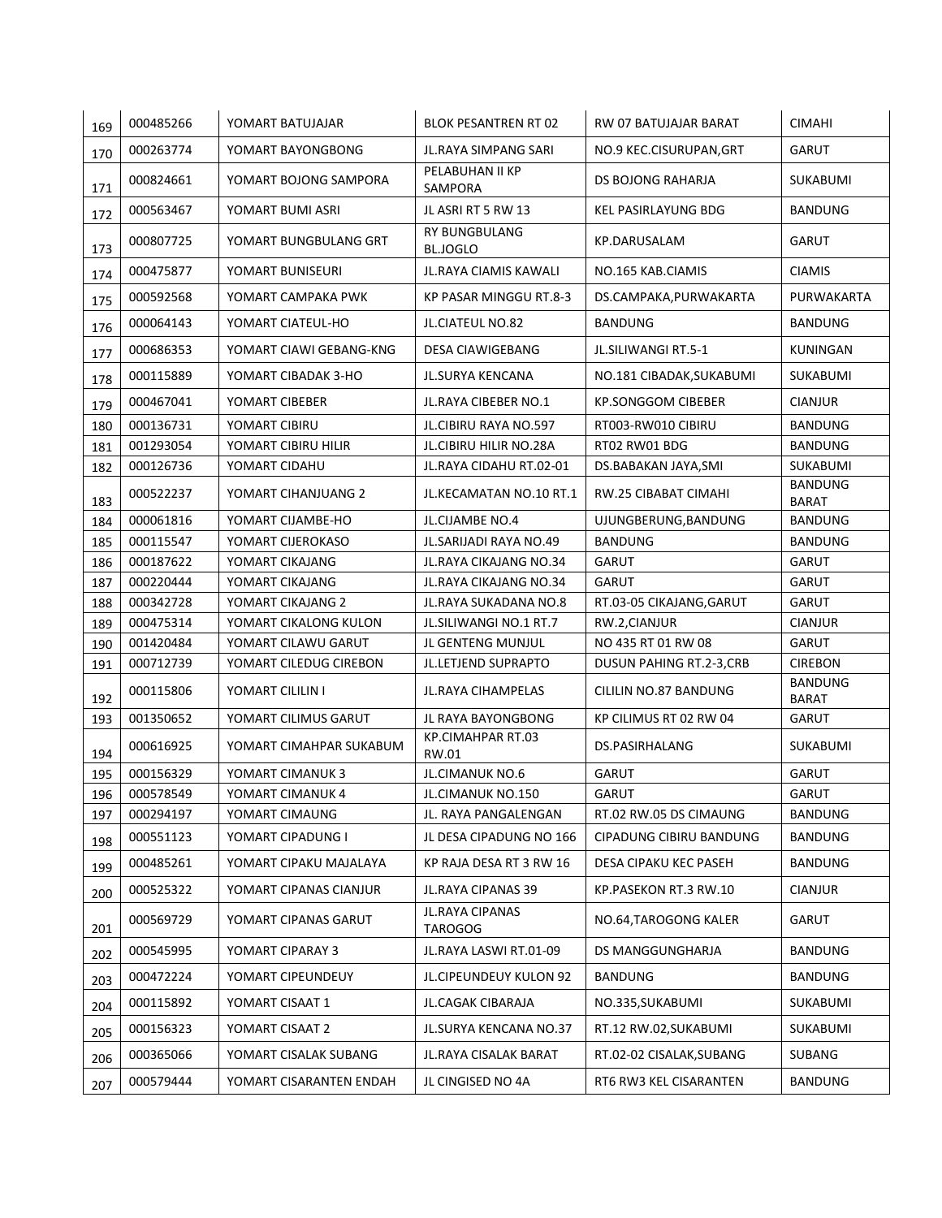| 169 | 000485266 | YOMART BATUJAJAR | BLOK PESANTREN RT 02 | RW 07 BATUJAJAR BARAT | CIMAHI |
|---|---|---|---|---|---|
| 170 | 000263774 | YOMART BAYONGBONG | JL.RAYA SIMPANG SARI | NO.9 KEC.CISURUPAN,GRT | GARUT |
| 171 | 000824661 | YOMART BOJONG SAMPORA | PELABUHAN II KP SAMPORA | DS BOJONG RAHARJA | SUKABUMI |
| 172 | 000563467 | YOMART BUMI ASRI | JL ASRI RT 5 RW 13 | KEL PASIRLAYUNG BDG | BANDUNG |
| 173 | 000807725 | YOMART BUNGBULANG GRT | RY BUNGBULANG BL.JOGLO | KP.DARUSALAM | GARUT |
| 174 | 000475877 | YOMART BUNISEURI | JL.RAYA CIAMIS KAWALI | NO.165 KAB.CIAMIS | CIAMIS |
| 175 | 000592568 | YOMART CAMPAKA PWK | KP PASAR MINGGU RT.8-3 | DS.CAMPAKA,PURWAKARTA | PURWAKARTA |
| 176 | 000064143 | YOMART CIATEUL-HO | JL.CIATEUL NO.82 | BANDUNG | BANDUNG |
| 177 | 000686353 | YOMART CIAWI GEBANG-KNG | DESA CIAWIGEBANG | JL.SILIWANGI RT.5-1 | KUNINGAN |
| 178 | 000115889 | YOMART CIBADAK 3-HO | JL.SURYA KENCANA | NO.181 CIBADAK,SUKABUMI | SUKABUMI |
| 179 | 000467041 | YOMART CIBEBER | JL.RAYA CIBEBER NO.1 | KP.SONGGOM CIBEBER | CIANJUR |
| 180 | 000136731 | YOMART CIBIRU | JL.CIBIRU RAYA NO.597 | RT003-RW010 CIBIRU | BANDUNG |
| 181 | 001293054 | YOMART CIBIRU HILIR | JL.CIBIRU HILIR NO.28A | RT02 RW01 BDG | BANDUNG |
| 182 | 000126736 | YOMART CIDAHU | JL.RAYA CIDAHU RT.02-01 | DS.BABAKAN JAYA,SMI | SUKABUMI |
| 183 | 000522237 | YOMART CIHANJUANG 2 | JL.KECAMATAN NO.10 RT.1 | RW.25 CIBABAT CIMAHI | BANDUNG BARAT |
| 184 | 000061816 | YOMART CIJAMBE-HO | JL.CIJAMBE NO.4 | UJUNGBERUNG,BANDUNG | BANDUNG |
| 185 | 000115547 | YOMART CIJEROKASO | JL.SARIJADI RAYA NO.49 | BANDUNG | BANDUNG |
| 186 | 000187622 | YOMART CIKAJANG | JL.RAYA CIKAJANG NO.34 | GARUT | GARUT |
| 187 | 000220444 | YOMART CIKAJANG | JL.RAYA CIKAJANG NO.34 | GARUT | GARUT |
| 188 | 000342728 | YOMART CIKAJANG 2 | JL.RAYA SUKADANA NO.8 | RT.03-05 CIKAJANG,GARUT | GARUT |
| 189 | 000475314 | YOMART CIKALONG KULON | JL.SILIWANGI NO.1 RT.7 | RW.2,CIANJUR | CIANJUR |
| 190 | 001420484 | YOMART CILAWU GARUT | JL GENTENG MUNJUL | NO 435 RT 01 RW 08 | GARUT |
| 191 | 000712739 | YOMART CILEDUG CIREBON | JL.LETJEND SUPRAPTO | DUSUN PAHING RT.2-3,CRB | CIREBON |
| 192 | 000115806 | YOMART CILILIN I | JL.RAYA CIHAMPELAS | CILILIN NO.87 BANDUNG | BANDUNG BARAT |
| 193 | 001350652 | YOMART CILIMUS GARUT | JL RAYA BAYONGBONG | KP CILIMUS RT 02 RW 04 | GARUT |
| 194 | 000616925 | YOMART CIMAHPAR SUKABUM | KP.CIMAHPAR RT.03 RW.01 | DS.PASIRHALANG | SUKABUMI |
| 195 | 000156329 | YOMART CIMANUK 3 | JL.CIMANUK NO.6 | GARUT | GARUT |
| 196 | 000578549 | YOMART CIMANUK 4 | JL.CIMANUK NO.150 | GARUT | GARUT |
| 197 | 000294197 | YOMART CIMAUNG | JL. RAYA PANGALENGAN | RT.02 RW.05 DS CIMAUNG | BANDUNG |
| 198 | 000551123 | YOMART CIPADUNG I | JL DESA CIPADUNG NO 166 | CIPADUNG CIBIRU BANDUNG | BANDUNG |
| 199 | 000485261 | YOMART CIPAKU MAJALAYA | KP RAJA DESA RT 3 RW 16 | DESA CIPAKU KEC PASEH | BANDUNG |
| 200 | 000525322 | YOMART CIPANAS CIANJUR | JL.RAYA CIPANAS 39 | KP.PASEKON RT.3 RW.10 | CIANJUR |
| 201 | 000569729 | YOMART CIPANAS GARUT | JL.RAYA CIPANAS TAROGOG | NO.64,TAROGONG KALER | GARUT |
| 202 | 000545995 | YOMART CIPARAY 3 | JL.RAYA LASWI RT.01-09 | DS MANGGUNGHARJA | BANDUNG |
| 203 | 000472224 | YOMART CIPEUNDEUY | JL.CIPEUNDEUY KULON 92 | BANDUNG | BANDUNG |
| 204 | 000115892 | YOMART CISAAT 1 | JL.CAGAK CIBARAJA | NO.335,SUKABUMI | SUKABUMI |
| 205 | 000156323 | YOMART CISAAT 2 | JL.SURYA KENCANA NO.37 | RT.12 RW.02,SUKABUMI | SUKABUMI |
| 206 | 000365066 | YOMART CISALAK SUBANG | JL.RAYA CISALAK BARAT | RT.02-02 CISALAK,SUBANG | SUBANG |
| 207 | 000579444 | YOMART CISARANTEN ENDAH | JL CINGISED NO 4A | RT6 RW3 KEL CISARANTEN | BANDUNG |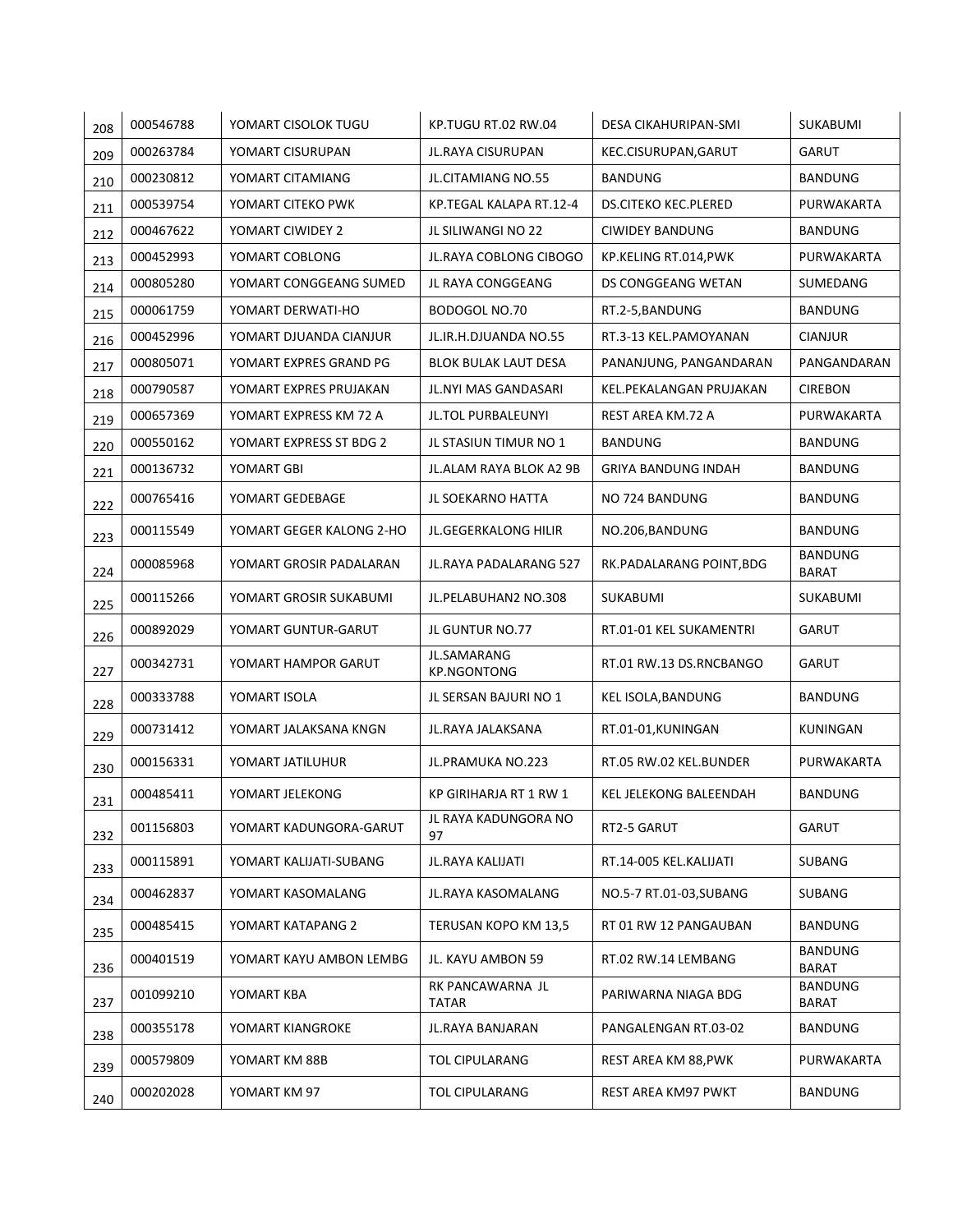| | | | | | |
|---|---|---|---|---|---|
| 208 | 000546788 | YOMART CISOLOK TUGU | KP.TUGU RT.02 RW.04 | DESA CIKAHURIPAN-SMI | SUKABUMI |
| 209 | 000263784 | YOMART CISURUPAN | JL.RAYA CISURUPAN | KEC.CISURUPAN,GARUT | GARUT |
| 210 | 000230812 | YOMART CITAMIANG | JL.CITAMIANG NO.55 | BANDUNG | BANDUNG |
| 211 | 000539754 | YOMART CITEKO PWK | KP.TEGAL KALAPA RT.12-4 | DS.CITEKO KEC.PLERED | PURWAKARTA |
| 212 | 000467622 | YOMART CIWIDEY 2 | JL SILIWANGI NO 22 | CIWIDEY BANDUNG | BANDUNG |
| 213 | 000452993 | YOMART COBLONG | JL.RAYA COBLONG CIBOGO | KP.KELING RT.014,PWK | PURWAKARTA |
| 214 | 000805280 | YOMART CONGGEANG SUMED | JL RAYA CONGGEANG | DS CONGGEANG WETAN | SUMEDANG |
| 215 | 000061759 | YOMART DERWATI-HO | BODOGOL NO.70 | RT.2-5,BANDUNG | BANDUNG |
| 216 | 000452996 | YOMART DJUANDA CIANJUR | JL.IR.H.DJUANDA NO.55 | RT.3-13 KEL.PAMOYANAN | CIANJUR |
| 217 | 000805071 | YOMART EXPRES GRAND PG | BLOK BULAK LAUT DESA | PANANJUNG, PANGANDARAN | PANGANDARAN |
| 218 | 000790587 | YOMART EXPRES PRUJAKAN | JL.NYI MAS GANDASARI | KEL.PEKALANGAN PRUJAKAN | CIREBON |
| 219 | 000657369 | YOMART EXPRESS KM 72 A | JL.TOL PURBALEUNYI | REST AREA KM.72 A | PURWAKARTA |
| 220 | 000550162 | YOMART EXPRESS ST BDG 2 | JL STASIUN TIMUR NO 1 | BANDUNG | BANDUNG |
| 221 | 000136732 | YOMART GBI | JL.ALAM RAYA BLOK A2 9B | GRIYA BANDUNG INDAH | BANDUNG |
| 222 | 000765416 | YOMART GEDEBAGE | JL SOEKARNO HATTA | NO 724 BANDUNG | BANDUNG |
| 223 | 000115549 | YOMART GEGER KALONG 2-HO | JL.GEGERKALONG HILIR | NO.206,BANDUNG | BANDUNG |
| 224 | 000085968 | YOMART GROSIR PADALARAN | JL.RAYA PADALARANG 527 | RK.PADALARANG POINT,BDG | BANDUNG BARAT |
| 225 | 000115266 | YOMART GROSIR SUKABUMI | JL.PELABUHAN2 NO.308 | SUKABUMI | SUKABUMI |
| 226 | 000892029 | YOMART GUNTUR-GARUT | JL GUNTUR NO.77 | RT.01-01 KEL SUKAMENTRI | GARUT |
| 227 | 000342731 | YOMART HAMPOR GARUT | JL.SAMARANG KP.NGONTONG | RT.01 RW.13 DS.RNCBANGO | GARUT |
| 228 | 000333788 | YOMART ISOLA | JL SERSAN BAJURI NO 1 | KEL ISOLA,BANDUNG | BANDUNG |
| 229 | 000731412 | YOMART JALAKSANA KNGN | JL.RAYA JALAKSANA | RT.01-01,KUNINGAN | KUNINGAN |
| 230 | 000156331 | YOMART JATILUHUR | JL.PRAMUKA NO.223 | RT.05 RW.02 KEL.BUNDER | PURWAKARTA |
| 231 | 000485411 | YOMART JELEKONG | KP GIRIHARJA RT 1 RW 1 | KEL JELEKONG BALEENDAH | BANDUNG |
| 232 | 001156803 | YOMART KADUNGORA-GARUT | JL RAYA KADUNGORA NO 97 | RT2-5 GARUT | GARUT |
| 233 | 000115891 | YOMART KALIJATI-SUBANG | JL.RAYA KALIJATI | RT.14-005 KEL.KALIJATI | SUBANG |
| 234 | 000462837 | YOMART KASOMALANG | JL.RAYA KASOMALANG | NO.5-7 RT.01-03,SUBANG | SUBANG |
| 235 | 000485415 | YOMART KATAPANG 2 | TERUSAN KOPO KM 13,5 | RT 01 RW 12 PANGAUBAN | BANDUNG |
| 236 | 000401519 | YOMART KAYU AMBON LEMBG | JL. KAYU AMBON 59 | RT.02 RW.14 LEMBANG | BANDUNG BARAT |
| 237 | 001099210 | YOMART KBA | RK PANCAWARNA JL TATAR | PARIWARNA NIAGA BDG | BANDUNG BARAT |
| 238 | 000355178 | YOMART KIANGROKE | JL.RAYA BANJARAN | PANGALENGAN RT.03-02 | BANDUNG |
| 239 | 000579809 | YOMART KM 88B | TOL CIPULARANG | REST AREA KM 88,PWK | PURWAKARTA |
| 240 | 000202028 | YOMART KM 97 | TOL CIPULARANG | REST AREA KM97 PWKT | BANDUNG |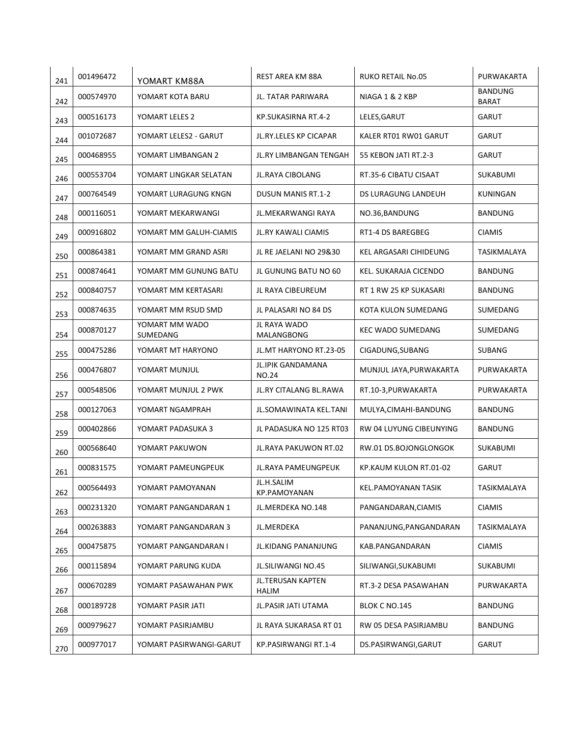| 241 | 001496472 | YOMART KM88A | REST AREA KM 88A | RUKO RETAIL No.05 | PURWAKARTA |
|---|---|---|---|---|---|
| 242 | 000574970 | YOMART KOTA BARU | JL. TATAR PARIWARA | NIAGA 1 & 2 KBP | BANDUNG BARAT |
| 243 | 000516173 | YOMART LELES 2 | KP.SUKASIRNA RT.4-2 | LELES,GARUT | GARUT |
| 244 | 001072687 | YOMART LELES2 - GARUT | JL.RY.LELES KP CICAPAR | KALER RT01 RW01 GARUT | GARUT |
| 245 | 000468955 | YOMART LIMBANGAN 2 | JL.RY LIMBANGAN TENGAH | 55 KEBON JATI RT.2-3 | GARUT |
| 246 | 000553704 | YOMART LINGKAR SELATAN | JL.RAYA CIBOLANG | RT.35-6 CIBATU CISAAT | SUKABUMI |
| 247 | 000764549 | YOMART LURAGUNG KNGN | DUSUN MANIS RT.1-2 | DS LURAGUNG LANDEUH | KUNINGAN |
| 248 | 000116051 | YOMART MEKARWANGI | JL.MEKARWANGI RAYA | NO.36,BANDUNG | BANDUNG |
| 249 | 000916802 | YOMART MM GALUH-CIAMIS | JL.RY KAWALI CIAMIS | RT1-4 DS BAREGBEG | CIAMIS |
| 250 | 000864381 | YOMART MM GRAND ASRI | JL RE JAELANI NO 29&30 | KEL ARGASARI CIHIDEUNG | TASIKMALAYA |
| 251 | 000874641 | YOMART MM GUNUNG BATU | JL GUNUNG BATU NO 60 | KEL. SUKARAJA CICENDO | BANDUNG |
| 252 | 000840757 | YOMART MM KERTASARI | JL RAYA CIBEUREUM | RT 1 RW 25 KP SUKASARI | BANDUNG |
| 253 | 000874635 | YOMART MM RSUD SMD | JL PALASARI NO 84 DS | KOTA KULON SUMEDANG | SUMEDANG |
| 254 | 000870127 | YOMART MM WADO SUMEDANG | JL RAYA WADO MALANGBONG | KEC WADO SUMEDANG | SUMEDANG |
| 255 | 000475286 | YOMART MT HARYONO | JL.MT HARYONO RT.23-05 | CIGADUNG,SUBANG | SUBANG |
| 256 | 000476807 | YOMART MUNJUL | JL.IPIK GANDAMANA NO.24 | MUNJUL JAYA,PURWAKARTA | PURWAKARTA |
| 257 | 000548506 | YOMART MUNJUL 2 PWK | JL.RY CITALANG BL.RAWA | RT.10-3,PURWAKARTA | PURWAKARTA |
| 258 | 000127063 | YOMART NGAMPRAH | JL.SOMAWINATA KEL.TANI | MULYA,CIMAHI-BANDUNG | BANDUNG |
| 259 | 000402866 | YOMART PADASUKA 3 | JL PADASUKA NO 125 RT03 | RW 04 LUYUNG CIBEUNYING | BANDUNG |
| 260 | 000568640 | YOMART PAKUWON | JL.RAYA PAKUWON RT.02 | RW.01 DS.BOJONGLONGOK | SUKABUMI |
| 261 | 000831575 | YOMART PAMEUNGPEUK | JL.RAYA PAMEUNGPEUK | KP.KAUM KULON RT.01-02 | GARUT |
| 262 | 000564493 | YOMART PAMOYANAN | JL.H.SALIM KP.PAMOYANAN | KEL.PAMOYANAN TASIK | TASIKMALAYA |
| 263 | 000231320 | YOMART PANGANDARAN 1 | JL.MERDEKA NO.148 | PANGANDARAN,CIAMIS | CIAMIS |
| 264 | 000263883 | YOMART PANGANDARAN 3 | JL.MERDEKA | PANANJUNG,PANGANDARAN | TASIKMALAYA |
| 265 | 000475875 | YOMART PANGANDARAN I | JL.KIDANG PANANJUNG | KAB.PANGANDARAN | CIAMIS |
| 266 | 000115894 | YOMART PARUNG KUDA | JL.SILIWANGI NO.45 | SILIWANGI,SUKABUMI | SUKABUMI |
| 267 | 000670289 | YOMART PASAWAHAN PWK | JL.TERUSAN KAPTEN HALIM | RT.3-2 DESA PASAWAHAN | PURWAKARTA |
| 268 | 000189728 | YOMART PASIR JATI | JL.PASIR JATI UTAMA | BLOK C NO.145 | BANDUNG |
| 269 | 000979627 | YOMART PASIRJAMBU | JL RAYA SUKARASA RT 01 | RW 05 DESA PASIRJAMBU | BANDUNG |
| 270 | 000977017 | YOMART PASIRWANGI-GARUT | KP.PASIRWANGI RT.1-4 | DS.PASIRWANGI,GARUT | GARUT |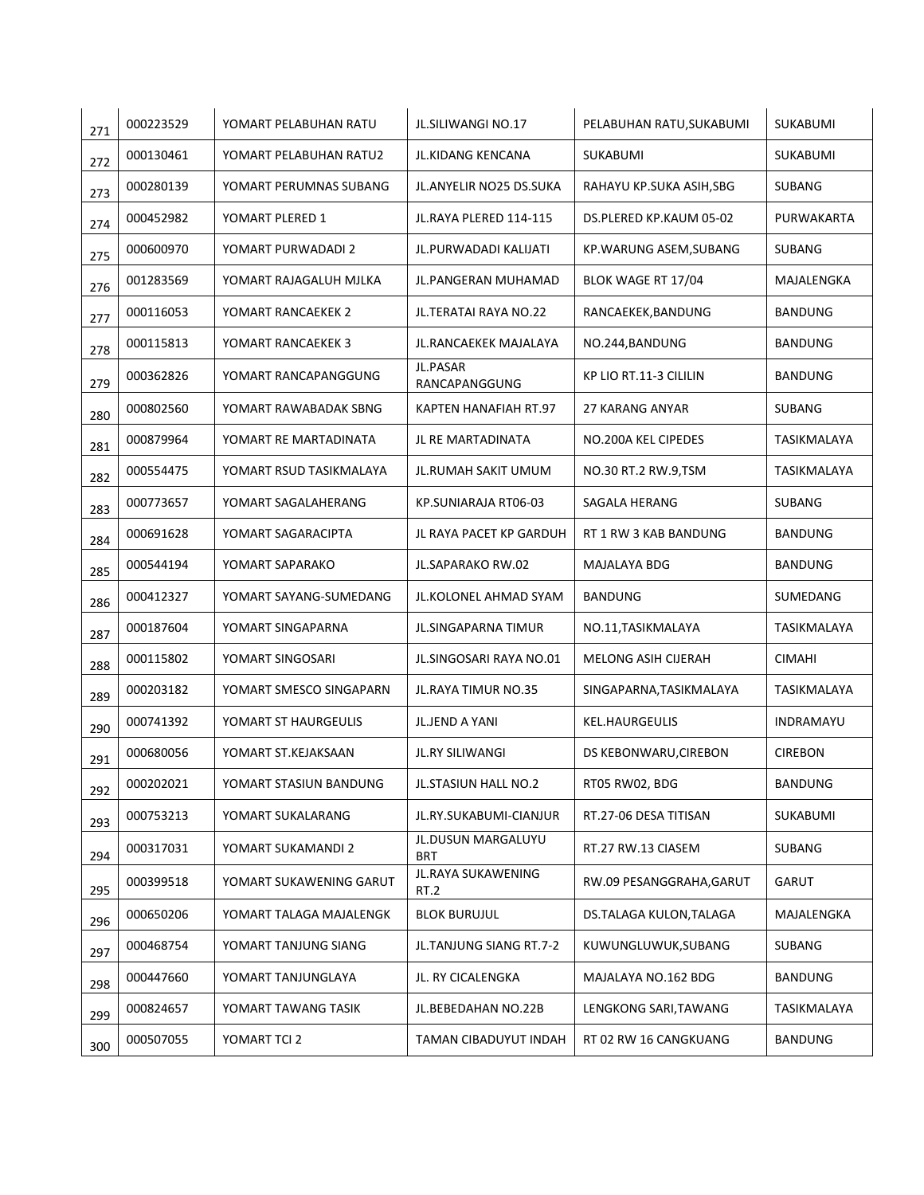| 271 | 000223529 | YOMART PELABUHAN RATU | JL.SILIWANGI NO.17 | PELABUHAN RATU,SUKABUMI | SUKABUMI |
|---|---|---|---|---|---|
| 272 | 000130461 | YOMART PELABUHAN RATU2 | JL.KIDANG KENCANA | SUKABUMI | SUKABUMI |
| 273 | 000280139 | YOMART PERUMNAS SUBANG | JL.ANYELIR NO25 DS.SUKA | RAHAYU KP.SUKA ASIH,SBG | SUBANG |
| 274 | 000452982 | YOMART PLERED 1 | JL.RAYA PLERED 114-115 | DS.PLERED KP.KAUM 05-02 | PURWAKARTA |
| 275 | 000600970 | YOMART PURWADADI 2 | JL.PURWADADI KALIJATI | KP.WARUNG ASEM,SUBANG | SUBANG |
| 276 | 001283569 | YOMART RAJAGALUH MJLKA | JL.PANGERAN MUHAMAD | BLOK WAGE RT 17/04 | MAJALENGKA |
| 277 | 000116053 | YOMART RANCAEKEK 2 | JL.TERATAI RAYA NO.22 | RANCAEKEK,BANDUNG | BANDUNG |
| 278 | 000115813 | YOMART RANCAEKEK 3 | JL.RANCAEKEK MAJALAYA | NO.244,BANDUNG | BANDUNG |
| 279 | 000362826 | YOMART RANCAPANGGUNG | JL.PASAR RANCAPANGGUNG | KP LIO RT.11-3 CILILIN | BANDUNG |
| 280 | 000802560 | YOMART RAWABADAK SBNG | KAPTEN HANAFIAH RT.97 | 27 KARANG ANYAR | SUBANG |
| 281 | 000879964 | YOMART RE MARTADINATA | JL RE MARTADINATA | NO.200A KEL CIPEDES | TASIKMALAYA |
| 282 | 000554475 | YOMART RSUD TASIKMALAYA | JL.RUMAH SAKIT UMUM | NO.30 RT.2 RW.9,TSM | TASIKMALAYA |
| 283 | 000773657 | YOMART SAGALAHERANG | KP.SUNIARAJA RT06-03 | SAGALA HERANG | SUBANG |
| 284 | 000691628 | YOMART SAGARACIPTA | JL RAYA PACET KP GARDUH | RT 1 RW 3 KAB BANDUNG | BANDUNG |
| 285 | 000544194 | YOMART SAPARAKO | JL.SAPARAKO RW.02 | MAJALAYA BDG | BANDUNG |
| 286 | 000412327 | YOMART SAYANG-SUMEDANG | JL.KOLONEL AHMAD SYAM | BANDUNG | SUMEDANG |
| 287 | 000187604 | YOMART SINGAPARNA | JL.SINGAPARNA TIMUR | NO.11,TASIKMALAYA | TASIKMALAYA |
| 288 | 000115802 | YOMART SINGOSARI | JL.SINGOSARI RAYA NO.01 | MELONG ASIH CIJERAH | CIMAHI |
| 289 | 000203182 | YOMART SMESCO SINGAPARN | JL.RAYA TIMUR NO.35 | SINGAPARNA,TASIKMALAYA | TASIKMALAYA |
| 290 | 000741392 | YOMART ST HAURGEULIS | JL.JEND A YANI | KEL.HAURGEULIS | INDRAMAYU |
| 291 | 000680056 | YOMART ST.KEJAKSAAN | JL.RY SILIWANGI | DS KEBONWARU,CIREBON | CIREBON |
| 292 | 000202021 | YOMART STASIUN BANDUNG | JL.STASIUN HALL NO.2 | RT05 RW02, BDG | BANDUNG |
| 293 | 000753213 | YOMART SUKALARANG | JL.RY.SUKABUMI-CIANJUR | RT.27-06 DESA TITISAN | SUKABUMI |
| 294 | 000317031 | YOMART SUKAMANDI 2 | JL.DUSUN MARGALUYU BRT | RT.27 RW.13 CIASEM | SUBANG |
| 295 | 000399518 | YOMART SUKAWENING GARUT | JL.RAYA SUKAWENING RT.2 | RW.09 PESANGGRAHA,GARUT | GARUT |
| 296 | 000650206 | YOMART TALAGA MAJALENGK | BLOK BURUJUL | DS.TALAGA KULON,TALAGA | MAJALENGKA |
| 297 | 000468754 | YOMART TANJUNG SIANG | JL.TANJUNG SIANG RT.7-2 | KUWUNGLUWUK,SUBANG | SUBANG |
| 298 | 000447660 | YOMART TANJUNGLAYA | JL. RY CICALENGKA | MAJALAYA NO.162 BDG | BANDUNG |
| 299 | 000824657 | YOMART TAWANG TASIK | JL.BEBEDAHAN NO.22B | LENGKONG SARI,TAWANG | TASIKMALAYA |
| 300 | 000507055 | YOMART TCI 2 | TAMAN CIBADUYUT INDAH | RT 02 RW 16 CANGKUANG | BANDUNG |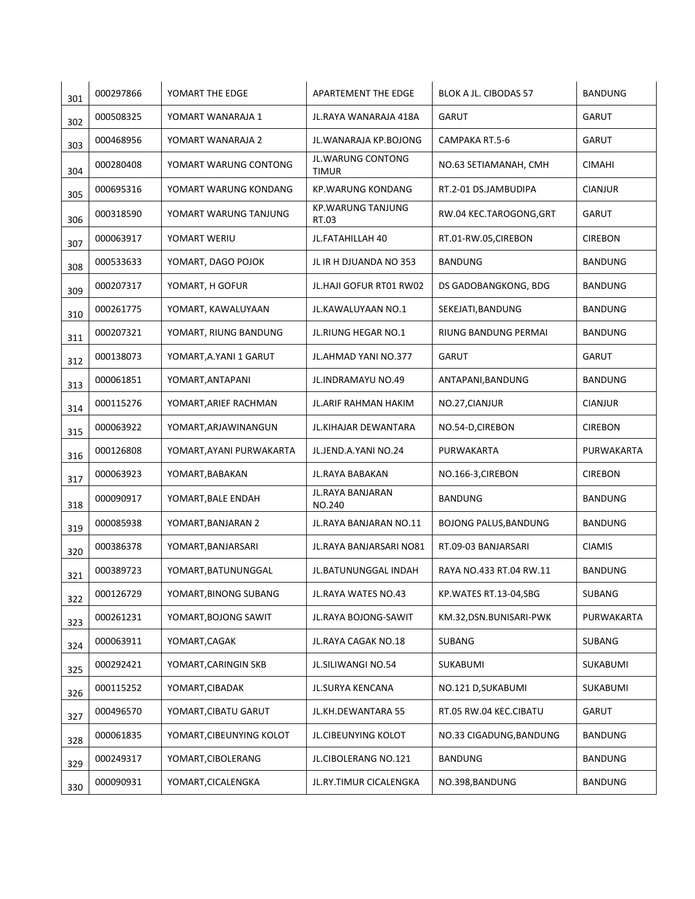| 301 | 000297866 | YOMART THE EDGE | APARTEMENT THE EDGE | BLOK A JL. CIBODAS 57 | BANDUNG |
|---|---|---|---|---|---|
| 302 | 000508325 | YOMART WANARAJA 1 | JL.RAYA WANARAJA 418A | GARUT | GARUT |
| 303 | 000468956 | YOMART WANARAJA 2 | JL.WANARAJA KP.BOJONG | CAMPAKA RT.5-6 | GARUT |
| 304 | 000280408 | YOMART WARUNG CONTONG | JL.WARUNG CONTONG TIMUR | NO.63 SETIAMANAH, CMH | CIMAHI |
| 305 | 000695316 | YOMART WARUNG KONDANG | KP.WARUNG KONDANG | RT.2-01 DS.JAMBUDIPA | CIANJUR |
| 306 | 000318590 | YOMART WARUNG TANJUNG | KP.WARUNG TANJUNG RT.03 | RW.04 KEC.TAROGONG,GRT | GARUT |
| 307 | 000063917 | YOMART WERIU | JL.FATAHILLAH 40 | RT.01-RW.05,CIREBON | CIREBON |
| 308 | 000533633 | YOMART, DAGO POJOK | JL IR H DJUANDA NO 353 | BANDUNG | BANDUNG |
| 309 | 000207317 | YOMART, H GOFUR | JL.HAJI GOFUR RT01 RW02 | DS GADOBANGKONG, BDG | BANDUNG |
| 310 | 000261775 | YOMART, KAWALUYAAN | JL.KAWALUYAAN NO.1 | SEKEJATI,BANDUNG | BANDUNG |
| 311 | 000207321 | YOMART, RIUNG BANDUNG | JL.RIUNG HEGAR NO.1 | RIUNG BANDUNG PERMAI | BANDUNG |
| 312 | 000138073 | YOMART,A.YANI 1 GARUT | JL.AHMAD YANI NO.377 | GARUT | GARUT |
| 313 | 000061851 | YOMART,ANTAPANI | JL.INDRAMAYU NO.49 | ANTAPANI,BANDUNG | BANDUNG |
| 314 | 000115276 | YOMART,ARIEF RACHMAN | JL.ARIF RAHMAN HAKIM | NO.27,CIANJUR | CIANJUR |
| 315 | 000063922 | YOMART,ARJAWINANGUN | JL.KIHAJAR DEWANTARA | NO.54-D,CIREBON | CIREBON |
| 316 | 000126808 | YOMART,AYANI PURWAKARTA | JL.JEND.A.YANI NO.24 | PURWAKARTA | PURWAKARTA |
| 317 | 000063923 | YOMART,BABAKAN | JL.RAYA BABAKAN | NO.166-3,CIREBON | CIREBON |
| 318 | 000090917 | YOMART,BALE ENDAH | JL.RAYA BANJARAN NO.240 | BANDUNG | BANDUNG |
| 319 | 000085938 | YOMART,BANJARAN 2 | JL.RAYA BANJARAN NO.11 | BOJONG PALUS,BANDUNG | BANDUNG |
| 320 | 000386378 | YOMART,BANJARSARI | JL.RAYA BANJARSARI NO81 | RT.09-03 BANJARSARI | CIAMIS |
| 321 | 000389723 | YOMART,BATUNUNGGAL | JL.BATUNUNGGAL INDAH | RAYA NO.433 RT.04 RW.11 | BANDUNG |
| 322 | 000126729 | YOMART,BINONG SUBANG | JL.RAYA WATES NO.43 | KP.WATES RT.13-04,SBG | SUBANG |
| 323 | 000261231 | YOMART,BOJONG SAWIT | JL.RAYA BOJONG-SAWIT | KM.32,DSN.BUNISARI-PWK | PURWAKARTA |
| 324 | 000063911 | YOMART,CAGAK | JL.RAYA CAGAK NO.18 | SUBANG | SUBANG |
| 325 | 000292421 | YOMART,CARINGIN SKB | JL.SILIWANGI NO.54 | SUKABUMI | SUKABUMI |
| 326 | 000115252 | YOMART,CIBADAK | JL.SURYA KENCANA | NO.121 D,SUKABUMI | SUKABUMI |
| 327 | 000496570 | YOMART,CIBATU GARUT | JL.KH.DEWANTARA 55 | RT.05 RW.04 KEC.CIBATU | GARUT |
| 328 | 000061835 | YOMART,CIBEUNYING KOLOT | JL.CIBEUNYING KOLOT | NO.33 CIGADUNG,BANDUNG | BANDUNG |
| 329 | 000249317 | YOMART,CIBOLERANG | JL.CIBOLERANG NO.121 | BANDUNG | BANDUNG |
| 330 | 000090931 | YOMART,CICALENGKA | JL.RY.TIMUR CICALENGKA | NO.398,BANDUNG | BANDUNG |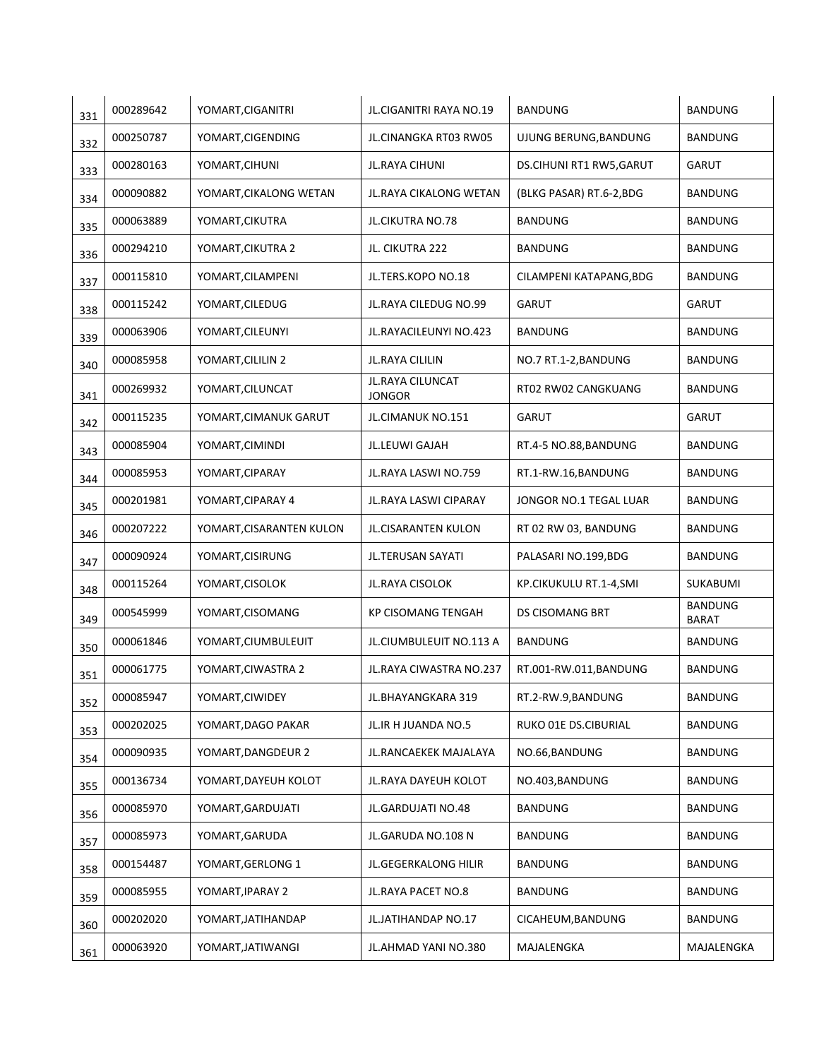| 331 | 000289642 | YOMART,CIGANITRI | JL.CIGANITRI RAYA NO.19 | BANDUNG | BANDUNG |
|---|---|---|---|---|---|
| 332 | 000250787 | YOMART,CIGENDING | JL.CINANGKA RT03 RW05 | UJUNG BERUNG,BANDUNG | BANDUNG |
| 333 | 000280163 | YOMART,CIHUNI | JL.RAYA CIHUNI | DS.CIHUNI RT1 RW5,GARUT | GARUT |
| 334 | 000090882 | YOMART,CIKALONG WETAN | JL.RAYA CIKALONG WETAN | (BLKG PASAR) RT.6-2,BDG | BANDUNG |
| 335 | 000063889 | YOMART,CIKUTRA | JL.CIKUTRA NO.78 | BANDUNG | BANDUNG |
| 336 | 000294210 | YOMART,CIKUTRA 2 | JL. CIKUTRA 222 | BANDUNG | BANDUNG |
| 337 | 000115810 | YOMART,CILAMPENI | JL.TERS.KOPO NO.18 | CILAMPENI KATAPANG,BDG | BANDUNG |
| 338 | 000115242 | YOMART,CILEDUG | JL.RAYA CILEDUG NO.99 | GARUT | GARUT |
| 339 | 000063906 | YOMART,CILEUNYI | JL.RAYACILEUNYI NO.423 | BANDUNG | BANDUNG |
| 340 | 000085958 | YOMART,CILILIN 2 | JL.RAYA CILILIN | NO.7 RT.1-2,BANDUNG | BANDUNG |
| 341 | 000269932 | YOMART,CILUNCAT | JL.RAYA CILUNCAT JONGOR | RT02 RW02 CANGKUANG | BANDUNG |
| 342 | 000115235 | YOMART,CIMANUK GARUT | JL.CIMANUK NO.151 | GARUT | GARUT |
| 343 | 000085904 | YOMART,CIMINDI | JL.LEUWI GAJAH | RT.4-5 NO.88,BANDUNG | BANDUNG |
| 344 | 000085953 | YOMART,CIPARAY | JL.RAYA LASWI NO.759 | RT.1-RW.16,BANDUNG | BANDUNG |
| 345 | 000201981 | YOMART,CIPARAY 4 | JL.RAYA LASWI CIPARAY | JONGOR NO.1 TEGAL LUAR | BANDUNG |
| 346 | 000207222 | YOMART,CISARANTEN KULON | JL.CISARANTEN KULON | RT 02 RW 03, BANDUNG | BANDUNG |
| 347 | 000090924 | YOMART,CISIRUNG | JL.TERUSAN SAYATI | PALASARI NO.199,BDG | BANDUNG |
| 348 | 000115264 | YOMART,CISOLOK | JL.RAYA CISOLOK | KP.CIKUKULU RT.1-4,SMI | SUKABUMI |
| 349 | 000545999 | YOMART,CISOMANG | KP CISOMANG TENGAH | DS CISOMANG BRT | BANDUNG BARAT |
| 350 | 000061846 | YOMART,CIUMBULEUIT | JL.CIUMBULEUIT NO.113 A | BANDUNG | BANDUNG |
| 351 | 000061775 | YOMART,CIWASTRA 2 | JL.RAYA CIWASTRA NO.237 | RT.001-RW.011,BANDUNG | BANDUNG |
| 352 | 000085947 | YOMART,CIWIDEY | JL.BHAYANGKARA 319 | RT.2-RW.9,BANDUNG | BANDUNG |
| 353 | 000202025 | YOMART,DAGO PAKAR | JL.IR H JUANDA NO.5 | RUKO 01E DS.CIBURIAL | BANDUNG |
| 354 | 000090935 | YOMART,DANGDEUR 2 | JL.RANCAEKEK MAJALAYA | NO.66,BANDUNG | BANDUNG |
| 355 | 000136734 | YOMART,DAYEUH KOLOT | JL.RAYA DAYEUH KOLOT | NO.403,BANDUNG | BANDUNG |
| 356 | 000085970 | YOMART,GARDUJATI | JL.GARDUJATI NO.48 | BANDUNG | BANDUNG |
| 357 | 000085973 | YOMART,GARUDA | JL.GARUDA NO.108 N | BANDUNG | BANDUNG |
| 358 | 000154487 | YOMART,GERLONG 1 | JL.GEGERKALONG HILIR | BANDUNG | BANDUNG |
| 359 | 000085955 | YOMART,IPARAY 2 | JL.RAYA PACET NO.8 | BANDUNG | BANDUNG |
| 360 | 000202020 | YOMART,JATIHANDAP | JL.JATIHANDAP NO.17 | CICAHEUM,BANDUNG | BANDUNG |
| 361 | 000063920 | YOMART,JATIWANGI | JL.AHMAD YANI NO.380 | MAJALENGKA | MAJALENGKA |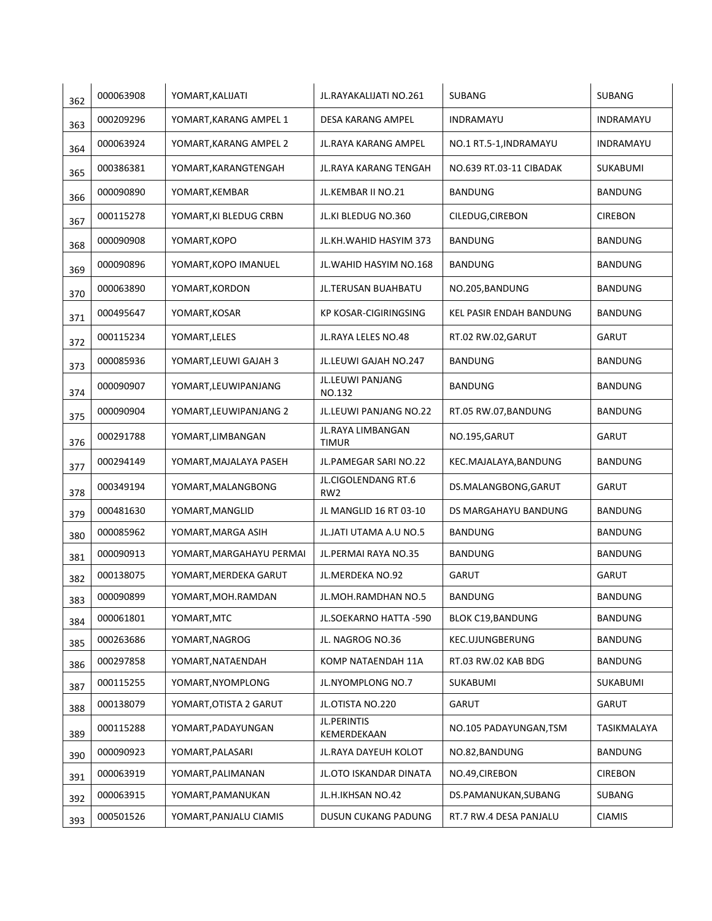| 362 | 000063908 | YOMART,KALIJATI | JL.RAYAKALIJATI NO.261 | SUBANG | SUBANG |
|---|---|---|---|---|---|
| 363 | 000209296 | YOMART,KARANG AMPEL 1 | DESA KARANG AMPEL | INDRAMAYU | INDRAMAYU |
| 364 | 000063924 | YOMART,KARANG AMPEL 2 | JL.RAYA KARANG AMPEL | NO.1 RT.5-1,INDRAMAYU | INDRAMAYU |
| 365 | 000386381 | YOMART,KARANGTENGAH | JL.RAYA KARANG TENGAH | NO.639 RT.03-11 CIBADAK | SUKABUMI |
| 366 | 000090890 | YOMART,KEMBAR | JL.KEMBAR II NO.21 | BANDUNG | BANDUNG |
| 367 | 000115278 | YOMART,KI BLEDUG CRBN | JL.KI BLEDUG NO.360 | CILEDUG,CIREBON | CIREBON |
| 368 | 000090908 | YOMART,KOPO | JL.KH.WAHID HASYIM 373 | BANDUNG | BANDUNG |
| 369 | 000090896 | YOMART,KOPO IMANUEL | JL.WAHID HASYIM NO.168 | BANDUNG | BANDUNG |
| 370 | 000063890 | YOMART,KORDON | JL.TERUSAN BUAHBATU | NO.205,BANDUNG | BANDUNG |
| 371 | 000495647 | YOMART,KOSAR | KP KOSAR-CIGIRINGSING | KEL PASIR ENDAH BANDUNG | BANDUNG |
| 372 | 000115234 | YOMART,LELES | JL.RAYA LELES NO.48 | RT.02 RW.02,GARUT | GARUT |
| 373 | 000085936 | YOMART,LEUWI GAJAH 3 | JL.LEUWI GAJAH NO.247 | BANDUNG | BANDUNG |
| 374 | 000090907 | YOMART,LEUWIPANJANG | JL.LEUWI PANJANG NO.132 | BANDUNG | BANDUNG |
| 375 | 000090904 | YOMART,LEUWIPANJANG 2 | JL.LEUWI PANJANG NO.22 | RT.05 RW.07,BANDUNG | BANDUNG |
| 376 | 000291788 | YOMART,LIMBANGAN | JL.RAYA LIMBANGAN TIMUR | NO.195,GARUT | GARUT |
| 377 | 000294149 | YOMART,MAJALAYA PASEH | JL.PAMEGAR SARI NO.22 | KEC.MAJALAYA,BANDUNG | BANDUNG |
| 378 | 000349194 | YOMART,MALANGBONG | JL.CIGOLENDANG RT.6 RW2 | DS.MALANGBONG,GARUT | GARUT |
| 379 | 000481630 | YOMART,MANGLID | JL MANGLID 16 RT 03-10 | DS MARGAHAYU BANDUNG | BANDUNG |
| 380 | 000085962 | YOMART,MARGA ASIH | JL.JATI UTAMA A.U NO.5 | BANDUNG | BANDUNG |
| 381 | 000090913 | YOMART,MARGAHAYU PERMAI | JL.PERMAI RAYA NO.35 | BANDUNG | BANDUNG |
| 382 | 000138075 | YOMART,MERDEKA GARUT | JL.MERDEKA NO.92 | GARUT | GARUT |
| 383 | 000090899 | YOMART,MOH.RAMDAN | JL.MOH.RAMDHAN NO.5 | BANDUNG | BANDUNG |
| 384 | 000061801 | YOMART,MTC | JL.SOEKARNO HATTA -590 | BLOK C19,BANDUNG | BANDUNG |
| 385 | 000263686 | YOMART,NAGROG | JL. NAGROG NO.36 | KEC.UJUNGBERUNG | BANDUNG |
| 386 | 000297858 | YOMART,NATAENDAH | KOMP NATAENDAH 11A | RT.03 RW.02 KAB BDG | BANDUNG |
| 387 | 000115255 | YOMART,NYOMPLONG | JL.NYOMPLONG NO.7 | SUKABUMI | SUKABUMI |
| 388 | 000138079 | YOMART,OTISTA 2 GARUT | JL.OTISTA NO.220 | GARUT | GARUT |
| 389 | 000115288 | YOMART,PADAYUNGAN | JL.PERINTIS KEMERDEKAAN | NO.105 PADAYUNGAN,TSM | TASIKMALAYA |
| 390 | 000090923 | YOMART,PALASARI | JL.RAYA DAYEUH KOLOT | NO.82,BANDUNG | BANDUNG |
| 391 | 000063919 | YOMART,PALIMANAN | JL.OTO ISKANDAR DINATA | NO.49,CIREBON | CIREBON |
| 392 | 000063915 | YOMART,PAMANUKAN | JL.H.IKHSAN NO.42 | DS.PAMANUKAN,SUBANG | SUBANG |
| 393 | 000501526 | YOMART,PANJALU CIAMIS | DUSUN CUKANG PADUNG | RT.7 RW.4 DESA PANJALU | CIAMIS |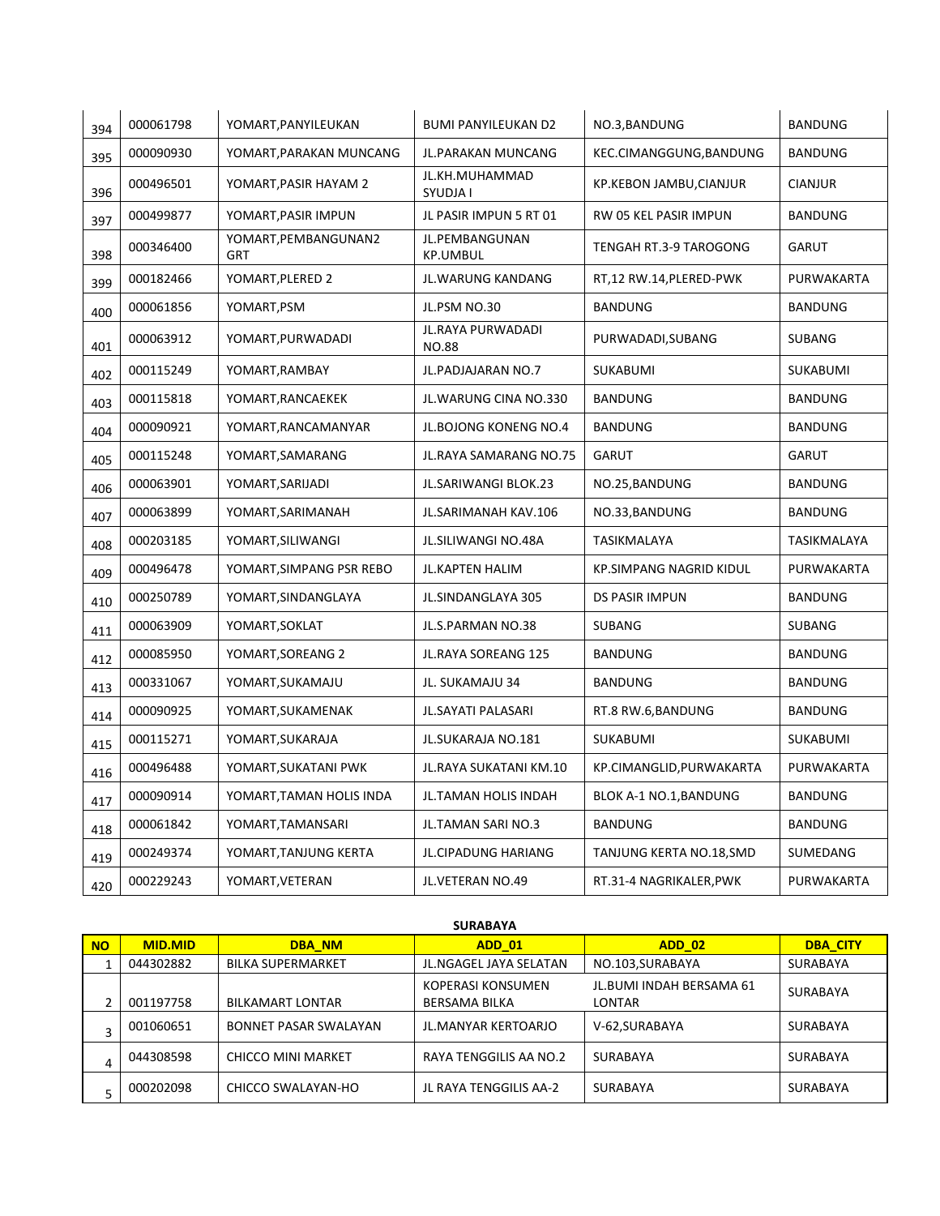| 394 | 000061798 | YOMART,PANYILEUKAN | BUMI PANYILEUKAN D2 | NO.3,BANDUNG | BANDUNG |
|---|---|---|---|---|---|
| 395 | 000090930 | YOMART,PARAKAN MUNCANG | JL.PARAKAN MUNCANG | KEC.CIMANGGUNG,BANDUNG | BANDUNG |
| 396 | 000496501 | YOMART,PASIR HAYAM 2 | JL.KH.MUHAMMAD SYUDJA I | KP.KEBON JAMBU,CIANJUR | CIANJUR |
| 397 | 000499877 | YOMART,PASIR IMPUN | JL PASIR IMPUN 5 RT 01 | RW 05 KEL PASIR IMPUN | BANDUNG |
| 398 | 000346400 | YOMART,PEMBANGUNAN2 GRT | JL.PEMBANGUNAN KP.UMBUL | TENGAH RT.3-9 TAROGONG | GARUT |
| 399 | 000182466 | YOMART,PLERED 2 | JL.WARUNG KANDANG | RT,12 RW.14,PLERED-PWK | PURWAKARTA |
| 400 | 000061856 | YOMART,PSM | JL.PSM NO.30 | BANDUNG | BANDUNG |
| 401 | 000063912 | YOMART,PURWADADI | JL.RAYA PURWADADI NO.88 | PURWADADI,SUBANG | SUBANG |
| 402 | 000115249 | YOMART,RAMBAY | JL.PADJAJARAN NO.7 | SUKABUMI | SUKABUMI |
| 403 | 000115818 | YOMART,RANCAEKEK | JL.WARUNG CINA NO.330 | BANDUNG | BANDUNG |
| 404 | 000090921 | YOMART,RANCAMANYAR | JL.BOJONG KONENG NO.4 | BANDUNG | BANDUNG |
| 405 | 000115248 | YOMART,SAMARANG | JL.RAYA SAMARANG NO.75 | GARUT | GARUT |
| 406 | 000063901 | YOMART,SARIJADI | JL.SARIWANGI BLOK.23 | NO.25,BANDUNG | BANDUNG |
| 407 | 000063899 | YOMART,SARIMANAH | JL.SARIMANAH KAV.106 | NO.33,BANDUNG | BANDUNG |
| 408 | 000203185 | YOMART,SILIWANGI | JL.SILIWANGI NO.48A | TASIKMALAYA | TASIKMALAYA |
| 409 | 000496478 | YOMART,SIMPANG PSR REBO | JL.KAPTEN HALIM | KP.SIMPANG NAGRID KIDUL | PURWAKARTA |
| 410 | 000250789 | YOMART,SINDANGLAYA | JL.SINDANGLAYA 305 | DS PASIR IMPUN | BANDUNG |
| 411 | 000063909 | YOMART,SOKLAT | JL.S.PARMAN NO.38 | SUBANG | SUBANG |
| 412 | 000085950 | YOMART,SOREANG 2 | JL.RAYA SOREANG 125 | BANDUNG | BANDUNG |
| 413 | 000331067 | YOMART,SUKAMAJU | JL. SUKAMAJU 34 | BANDUNG | BANDUNG |
| 414 | 000090925 | YOMART,SUKAMENAK | JL.SAYATI PALASARI | RT.8 RW.6,BANDUNG | BANDUNG |
| 415 | 000115271 | YOMART,SUKARAJA | JL.SUKARAJA NO.181 | SUKABUMI | SUKABUMI |
| 416 | 000496488 | YOMART,SUKATANI PWK | JL.RAYA SUKATANI KM.10 | KP.CIMANGLID,PURWAKARTA | PURWAKARTA |
| 417 | 000090914 | YOMART,TAMAN HOLIS INDA | JL.TAMAN HOLIS INDAH | BLOK A-1 NO.1,BANDUNG | BANDUNG |
| 418 | 000061842 | YOMART,TAMANSARI | JL.TAMAN SARI NO.3 | BANDUNG | BANDUNG |
| 419 | 000249374 | YOMART,TANJUNG KERTA | JL.CIPADUNG HARIANG | TANJUNG KERTA NO.18,SMD | SUMEDANG |
| 420 | 000229243 | YOMART,VETERAN | JL.VETERAN NO.49 | RT.31-4 NAGRIKALER,PWK | PURWAKARTA |

**SURABAYA**

| NO | MID.MID | DBA_NM | ADD_01 | ADD_02 | DBA_CITY |
|---|---|---|---|---|---|
| 1 | 044302882 | BILKA SUPERMARKET | JL.NGAGEL JAYA SELATAN | NO.103,SURABAYA | SURABAYA |
| 2 | 001197758 | BILKAMART LONTAR | KOPERASI KONSUMEN BERSAMA BILKA | JL.BUMI INDAH BERSAMA 61 LONTAR | SURABAYA |
| 3 | 001060651 | BONNET PASAR SWALAYAN | JL.MANYAR KERTOARJO | V-62,SURABAYA | SURABAYA |
| 4 | 044308598 | CHICCO MINI MARKET | RAYA TENGGILIS AA NO.2 | SURABAYA | SURABAYA |
| 5 | 000202098 | CHICCO SWALAYAN-HO | JL RAYA TENGGILIS AA-2 | SURABAYA | SURABAYA |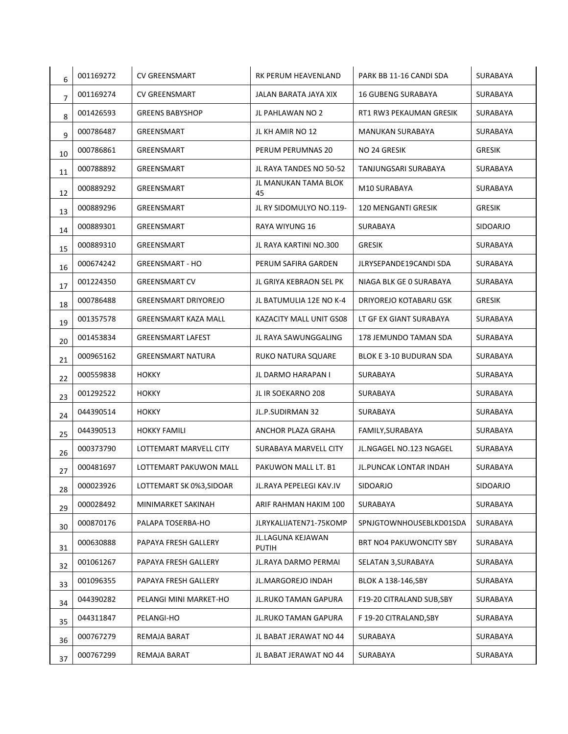| 6 | 001169272 | CV GREENSMART | RK PERUM HEAVENLAND | PARK BB 11-16 CANDI SDA | SURABAYA |
|---|---|---|---|---|---|
| 7 | 001169274 | CV GREENSMART | JALAN BARATA JAYA XIX | 16 GUBENG SURABAYA | SURABAYA |
| 8 | 001426593 | GREENS BABYSHOP | JL PAHLAWAN NO 2 | RT1 RW3 PEKAUMAN GRESIK | SURABAYA |
| 9 | 000786487 | GREENSMART | JL KH AMIR NO 12 | MANUKAN SURABAYA | SURABAYA |
| 10 | 000786861 | GREENSMART | PERUM PERUMNAS 20 | NO 24 GRESIK | GRESIK |
| 11 | 000788892 | GREENSMART | JL RAYA TANDES NO 50-52 | TANJUNGSARI SURABAYA | SURABAYA |
| 12 | 000889292 | GREENSMART | JL MANUKAN TAMA BLOK 45 | M10 SURABAYA | SURABAYA |
| 13 | 000889296 | GREENSMART | JL RY SIDOMULYO NO.119- | 120 MENGANTI GRESIK | GRESIK |
| 14 | 000889301 | GREENSMART | RAYA WIYUNG 16 | SURABAYA | SIDOARJO |
| 15 | 000889310 | GREENSMART | JL RAYA KARTINI NO.300 | GRESIK | SURABAYA |
| 16 | 000674242 | GREENSMART - HO | PERUM SAFIRA GARDEN | JLRYSEPANDE19CANDI SDA | SURABAYA |
| 17 | 001224350 | GREENSMART CV | JL GRIYA KEBRAON SEL PK | NIAGA BLK GE 0 SURABAYA | SURABAYA |
| 18 | 000786488 | GREENSMART DRIYOREJO | JL BATUMULIA 12E NO K-4 | DRIYOREJO KOTABARU GSK | GRESIK |
| 19 | 001357578 | GREENSMART KAZA MALL | KAZACITY MALL UNIT GS08 | LT GF EX GIANT SURABAYA | SURABAYA |
| 20 | 001453834 | GREENSMART LAFEST | JL RAYA SAWUNGGALING | 178 JEMUNDO TAMAN SDA | SURABAYA |
| 21 | 000965162 | GREENSMART NATURA | RUKO NATURA SQUARE | BLOK E 3-10 BUDURAN SDA | SURABAYA |
| 22 | 000559838 | HOKKY | JL DARMO HARAPAN I | SURABAYA | SURABAYA |
| 23 | 001292522 | HOKKY | JL IR SOEKARNO 208 | SURABAYA | SURABAYA |
| 24 | 044390514 | HOKKY | JL.P.SUDIRMAN 32 | SURABAYA | SURABAYA |
| 25 | 044390513 | HOKKY FAMILI | ANCHOR PLAZA GRAHA | FAMILY,SURABAYA | SURABAYA |
| 26 | 000373790 | LOTTEMART MARVELL CITY | SURABAYA MARVELL CITY | JL.NGAGEL NO.123 NGAGEL | SURABAYA |
| 27 | 000481697 | LOTTEMART PAKUWON MALL | PAKUWON MALL LT. B1 | JL.PUNCAK LONTAR INDAH | SURABAYA |
| 28 | 000023926 | LOTTEMART SK 0%3,SIDOAR | JL.RAYA PEPELEGI KAV.IV | SIDOARJO | SIDOARJO |
| 29 | 000028492 | MINIMARKET SAKINAH | ARIF RAHMAN HAKIM 100 | SURABAYA | SURABAYA |
| 30 | 000870176 | PALAPA TOSERBA-HO | JLRYKALIJATEN71-75KOMP | SPNJGTOWNHOUSEBLKD01SDA | SURABAYA |
| 31 | 000630888 | PAPAYA FRESH GALLERY | JL.LAGUNA KEJAWAN PUTIH | BRT NO4 PAKUWONCITY SBY | SURABAYA |
| 32 | 001061267 | PAPAYA FRESH GALLERY | JL.RAYA DARMO PERMAI | SELATAN 3,SURABAYA | SURABAYA |
| 33 | 001096355 | PAPAYA FRESH GALLERY | JL.MARGOREJO INDAH | BLOK A 138-146,SBY | SURABAYA |
| 34 | 044390282 | PELANGI MINI MARKET-HO | JL.RUKO TAMAN GAPURA | F19-20 CITRALAND SUB,SBY | SURABAYA |
| 35 | 044311847 | PELANGI-HO | JL.RUKO TAMAN GAPURA | F 19-20 CITRALAND,SBY | SURABAYA |
| 36 | 000767279 | REMAJA BARAT | JL BABAT JERAWAT NO 44 | SURABAYA | SURABAYA |
| 37 | 000767299 | REMAJA BARAT | JL BABAT JERAWAT NO 44 | SURABAYA | SURABAYA |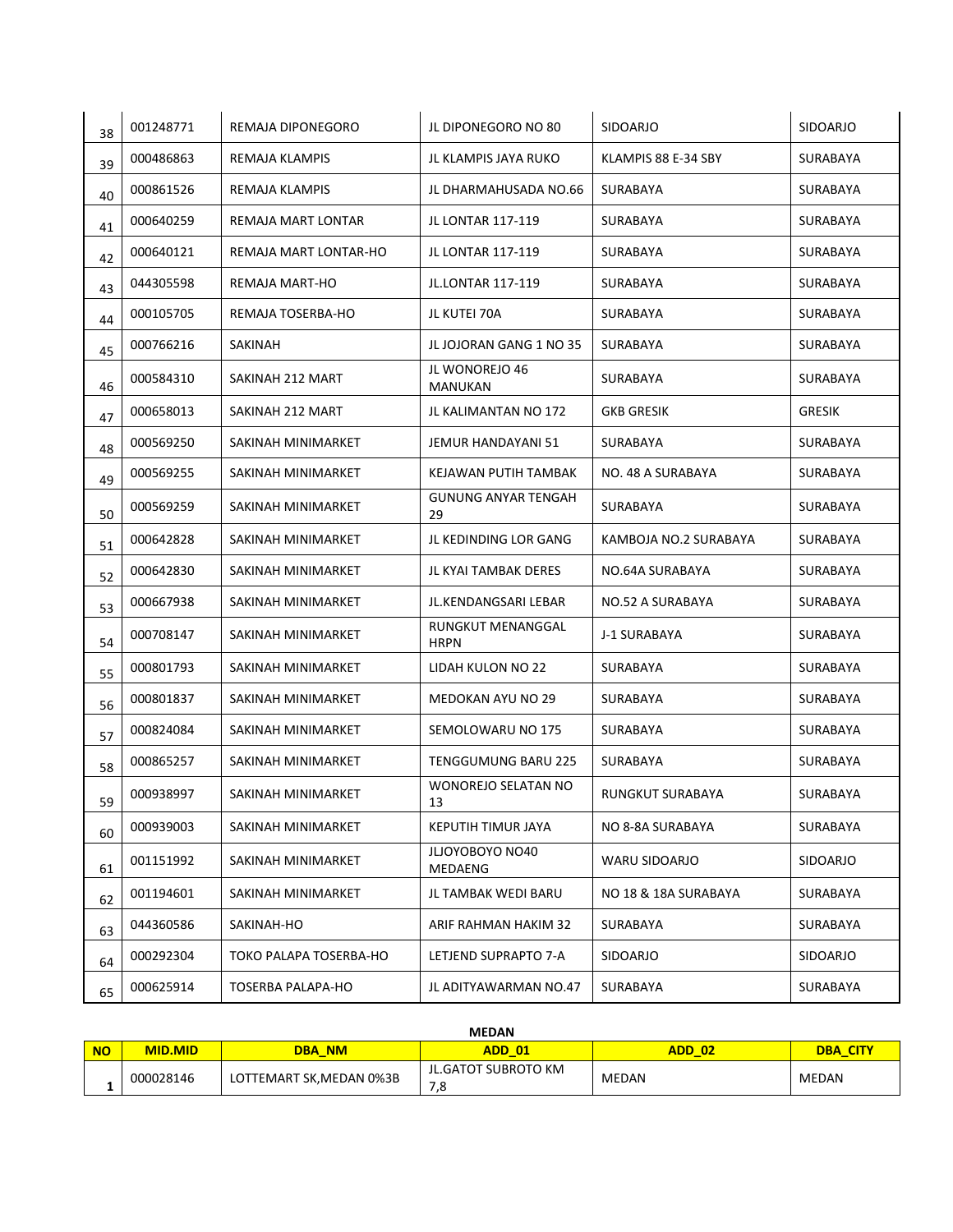| NO | MID.MID | DBA_NM | ADD_01 | ADD_02 | DBA_CITY |
|---|---|---|---|---|---|
| 38 | 001248771 | REMAJA DIPONEGORO | JL DIPONEGORO NO 80 | SIDOARJO | SIDOARJO |
| 39 | 000486863 | REMAJA KLAMPIS | JL KLAMPIS JAYA RUKO | KLAMPIS 88 E-34 SBY | SURABAYA |
| 40 | 000861526 | REMAJA KLAMPIS | JL DHARMAHUSADA NO.66 | SURABAYA | SURABAYA |
| 41 | 000640259 | REMAJA MART LONTAR | JL LONTAR 117-119 | SURABAYA | SURABAYA |
| 42 | 000640121 | REMAJA MART LONTAR-HO | JL LONTAR 117-119 | SURABAYA | SURABAYA |
| 43 | 044305598 | REMAJA MART-HO | JL.LONTAR 117-119 | SURABAYA | SURABAYA |
| 44 | 000105705 | REMAJA TOSERBA-HO | JL KUTEI 70A | SURABAYA | SURABAYA |
| 45 | 000766216 | SAKINAH | JL JOJORAN GANG 1 NO 35 | SURABAYA | SURABAYA |
| 46 | 000584310 | SAKINAH 212 MART | JL WONOREJO 46 MANUKAN | SURABAYA | SURABAYA |
| 47 | 000658013 | SAKINAH 212 MART | JL KALIMANTAN NO 172 | GKB GRESIK | GRESIK |
| 48 | 000569250 | SAKINAH MINIMARKET | JEMUR HANDAYANI 51 | SURABAYA | SURABAYA |
| 49 | 000569255 | SAKINAH MINIMARKET | KEJAWAN PUTIH TAMBAK | NO. 48 A SURABAYA | SURABAYA |
| 50 | 000569259 | SAKINAH MINIMARKET | GUNUNG ANYAR TENGAH 29 | SURABAYA | SURABAYA |
| 51 | 000642828 | SAKINAH MINIMARKET | JL KEDINDING LOR GANG | KAMBOJA NO.2 SURABAYA | SURABAYA |
| 52 | 000642830 | SAKINAH MINIMARKET | JL KYAI TAMBAK DERES | NO.64A SURABAYA | SURABAYA |
| 53 | 000667938 | SAKINAH MINIMARKET | JL.KENDANGSARI LEBAR | NO.52 A SURABAYA | SURABAYA |
| 54 | 000708147 | SAKINAH MINIMARKET | RUNGKUT MENANGGAL HRPN | J-1 SURABAYA | SURABAYA |
| 55 | 000801793 | SAKINAH MINIMARKET | LIDAH KULON NO 22 | SURABAYA | SURABAYA |
| 56 | 000801837 | SAKINAH MINIMARKET | MEDOKAN AYU NO 29 | SURABAYA | SURABAYA |
| 57 | 000824084 | SAKINAH MINIMARKET | SEMOLOWARU NO 175 | SURABAYA | SURABAYA |
| 58 | 000865257 | SAKINAH MINIMARKET | TENGGUMUNG BARU 225 | SURABAYA | SURABAYA |
| 59 | 000938997 | SAKINAH MINIMARKET | WONOREJO SELATAN NO 13 | RUNGKUT SURABAYA | SURABAYA |
| 60 | 000939003 | SAKINAH MINIMARKET | KEPUTIH TIMUR JAYA | NO 8-8A SURABAYA | SURABAYA |
| 61 | 001151992 | SAKINAH MINIMARKET | JLJOYOBOYO NO40 MEDAENG | WARU SIDOARJO | SIDOARJO |
| 62 | 001194601 | SAKINAH MINIMARKET | JL TAMBAK WEDI BARU | NO 18 & 18A SURABAYA | SURABAYA |
| 63 | 044360586 | SAKINAH-HO | ARIF RAHMAN HAKIM 32 | SURABAYA | SURABAYA |
| 64 | 000292304 | TOKO PALAPA TOSERBA-HO | LETJEND SUPRAPTO 7-A | SIDOARJO | SIDOARJO |
| 65 | 000625914 | TOSERBA PALAPA-HO | JL ADITYAWARMAN NO.47 | SURABAYA | SURABAYA |

**MEDAN**

| NO | MID.MID | DBA_NM | ADD_01 | ADD_02 | DBA_CITY |
|---|---|---|---|---|---|
| 1 | 000028146 | LOTTEMART SK,MEDAN 0%3B | JL.GATOT SUBROTO KM 7,8 | MEDAN | MEDAN |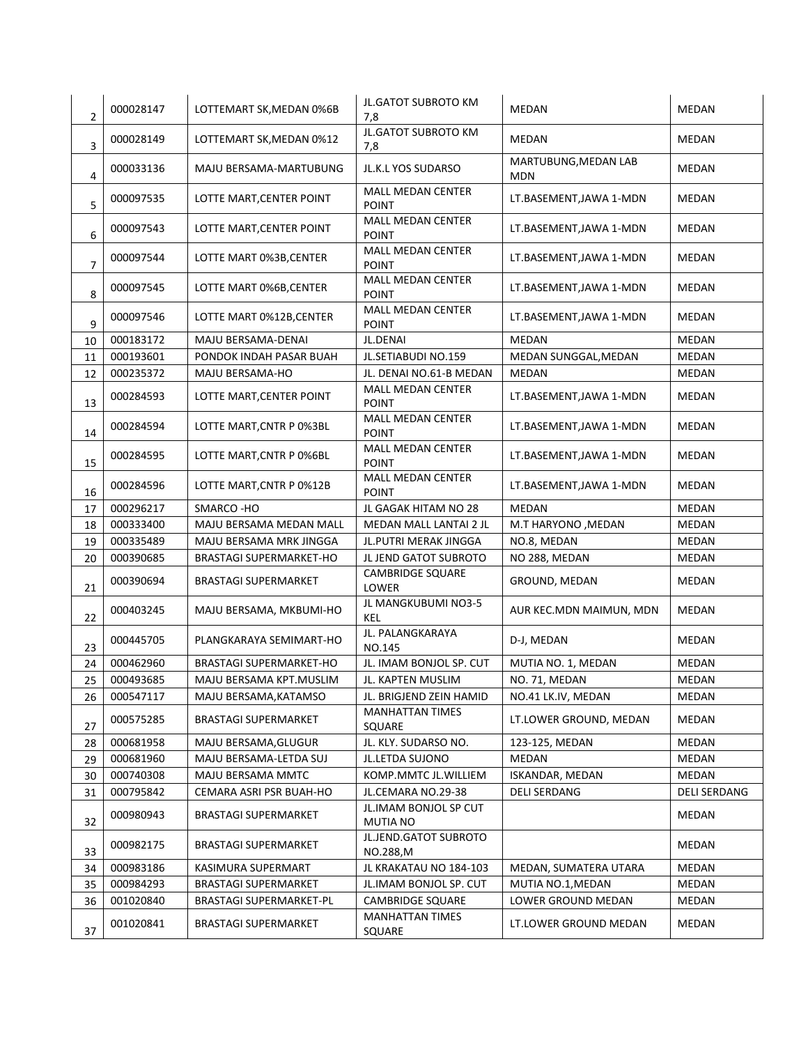| 2 | 000028147 | LOTTEMART SK,MEDAN 0%6B | JL.GATOT SUBROTO KM 7,8 | MEDAN | MEDAN |
|---|---|---|---|---|---|
| 3 | 000028149 | LOTTEMART SK,MEDAN 0%12 | JL.GATOT SUBROTO KM 7,8 | MEDAN | MEDAN |
| 4 | 000033136 | MAJU BERSAMA-MARTUBUNG | JL.K.L YOS SUDARSO | MARTUBUNG,MEDAN LAB MDN | MEDAN |
| 5 | 000097535 | LOTTE MART,CENTER POINT | MALL MEDAN CENTER POINT | LT.BASEMENT,JAWA 1-MDN | MEDAN |
| 6 | 000097543 | LOTTE MART,CENTER POINT | MALL MEDAN CENTER POINT | LT.BASEMENT,JAWA 1-MDN | MEDAN |
| 7 | 000097544 | LOTTE MART 0%3B,CENTER | MALL MEDAN CENTER POINT | LT.BASEMENT,JAWA 1-MDN | MEDAN |
| 8 | 000097545 | LOTTE MART 0%6B,CENTER | MALL MEDAN CENTER POINT | LT.BASEMENT,JAWA 1-MDN | MEDAN |
| 9 | 000097546 | LOTTE MART 0%12B,CENTER | MALL MEDAN CENTER POINT | LT.BASEMENT,JAWA 1-MDN | MEDAN |
| 10 | 000183172 | MAJU BERSAMA-DENAI | JL.DENAI | MEDAN | MEDAN |
| 11 | 000193601 | PONDOK INDAH PASAR BUAH | JL.SETIABUDI NO.159 | MEDAN SUNGGAL,MEDAN | MEDAN |
| 12 | 000235372 | MAJU BERSAMA-HO | JL. DENAI NO.61-B MEDAN | MEDAN | MEDAN |
| 13 | 000284593 | LOTTE MART,CENTER POINT | MALL MEDAN CENTER POINT | LT.BASEMENT,JAWA 1-MDN | MEDAN |
| 14 | 000284594 | LOTTE MART,CNTR P 0%3BL | MALL MEDAN CENTER POINT | LT.BASEMENT,JAWA 1-MDN | MEDAN |
| 15 | 000284595 | LOTTE MART,CNTR P 0%6BL | MALL MEDAN CENTER POINT | LT.BASEMENT,JAWA 1-MDN | MEDAN |
| 16 | 000284596 | LOTTE MART,CNTR P 0%12B | MALL MEDAN CENTER POINT | LT.BASEMENT,JAWA 1-MDN | MEDAN |
| 17 | 000296217 | SMARCO -HO | JL GAGAK HITAM NO 28 | MEDAN | MEDAN |
| 18 | 000333400 | MAJU BERSAMA MEDAN MALL | MEDAN MALL LANTAI 2 JL | M.T HARYONO ,MEDAN | MEDAN |
| 19 | 000335489 | MAJU BERSAMA MRK JINGGA | JL.PUTRI MERAK JINGGA | NO.8, MEDAN | MEDAN |
| 20 | 000390685 | BRASTAGI SUPERMARKET-HO | JL JEND GATOT SUBROTO | NO 288, MEDAN | MEDAN |
| 21 | 000390694 | BRASTAGI SUPERMARKET | CAMBRIDGE SQUARE LOWER | GROUND, MEDAN | MEDAN |
| 22 | 000403245 | MAJU BERSAMA, MKBUMI-HO | JL MANGKUBUMI NO3-5 KEL | AUR KEC.MDN MAIMUN, MDN | MEDAN |
| 23 | 000445705 | PLANGKARAYA SEMIMART-HO | JL. PALANGKARAYA NO.145 | D-J, MEDAN | MEDAN |
| 24 | 000462960 | BRASTAGI SUPERMARKET-HO | JL. IMAM BONJOL SP. CUT | MUTIA NO. 1, MEDAN | MEDAN |
| 25 | 000493685 | MAJU BERSAMA KPT.MUSLIM | JL. KAPTEN MUSLIM | NO. 71, MEDAN | MEDAN |
| 26 | 000547117 | MAJU BERSAMA,KATAMSO | JL. BRIGJEND ZEIN HAMID | NO.41 LK.IV, MEDAN | MEDAN |
| 27 | 000575285 | BRASTAGI SUPERMARKET | MANHATTAN TIMES SQUARE | LT.LOWER GROUND, MEDAN | MEDAN |
| 28 | 000681958 | MAJU BERSAMA,GLUGUR | JL. KLY. SUDARSO NO. | 123-125, MEDAN | MEDAN |
| 29 | 000681960 | MAJU BERSAMA-LETDA SUJ | JL.LETDA SUJONO | MEDAN | MEDAN |
| 30 | 000740308 | MAJU BERSAMA MMTC | KOMP.MMTC JL.WILLIEM | ISKANDAR, MEDAN | MEDAN |
| 31 | 000795842 | CEMARA ASRI PSR BUAH-HO | JL.CEMARA NO.29-38 | DELI SERDANG | DELI SERDANG |
| 32 | 000980943 | BRASTAGI SUPERMARKET | JL.IMAM BONJOL SP CUT MUTIA NO | | MEDAN |
| 33 | 000982175 | BRASTAGI SUPERMARKET | JL.JEND.GATOT SUBROTO NO.288,M | | MEDAN |
| 34 | 000983186 | KASIMURA SUPERMART | JL KRAKATAU NO 184-103 | MEDAN, SUMATERA UTARA | MEDAN |
| 35 | 000984293 | BRASTAGI SUPERMARKET | JL.IMAM BONJOL SP. CUT | MUTIA NO.1,MEDAN | MEDAN |
| 36 | 001020840 | BRASTAGI SUPERMARKET-PL | CAMBRIDGE SQUARE | LOWER GROUND MEDAN | MEDAN |
| 37 | 001020841 | BRASTAGI SUPERMARKET | MANHATTAN TIMES SQUARE | LT.LOWER GROUND MEDAN | MEDAN |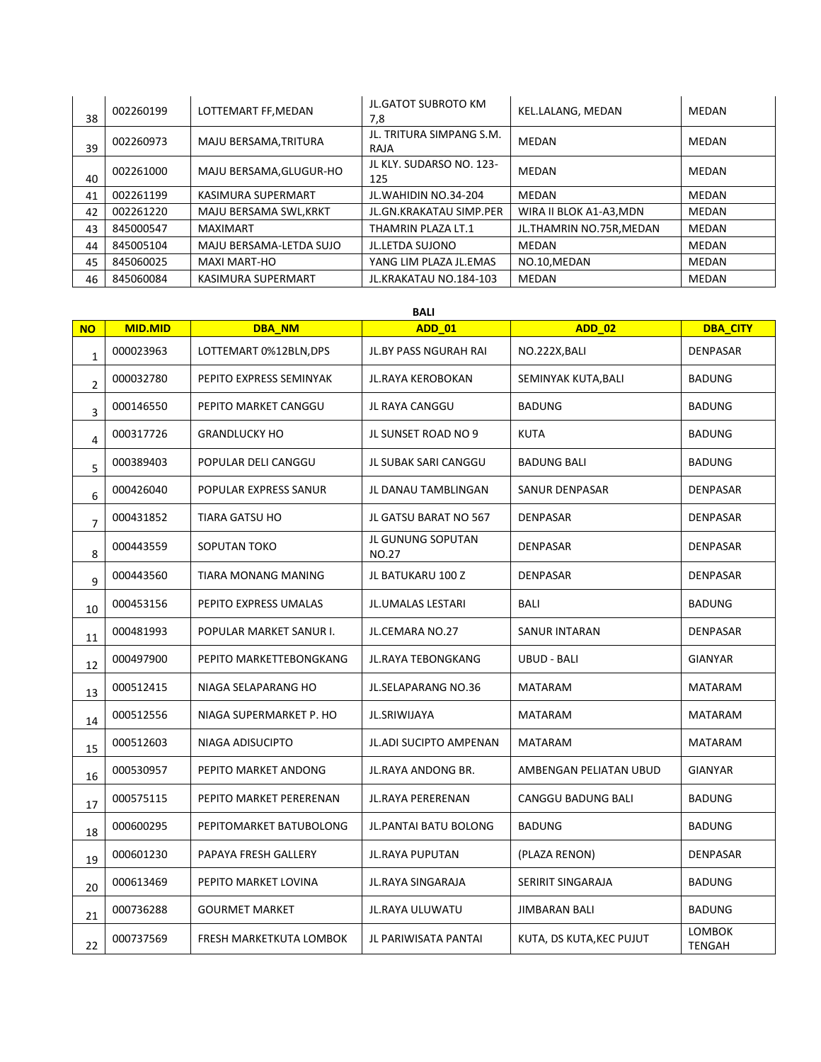| 38 | 002260199 | LOTTEMART FF,MEDAN | JL.GATOT SUBROTO KM 7,8 | KEL.LALANG, MEDAN | MEDAN |
|---|---|---|---|---|---|
| 39 | 002260973 | MAJU BERSAMA,TRITURA | JL. TRITURA SIMPANG S.M. RAJA | MEDAN | MEDAN |
| 40 | 002261000 | MAJU BERSAMA,GLUGUR-HO | JL KLY. SUDARSO NO. 123-125 | MEDAN | MEDAN |
| 41 | 002261199 | KASIMURA SUPERMART | JL.WAHIDIN NO.34-204 | MEDAN | MEDAN |
| 42 | 002261220 | MAJU BERSAMA SWL,KRKT | JL.GN.KRAKATAU SIMP.PER | WIRA II BLOK A1-A3,MDN | MEDAN |
| 43 | 845000547 | MAXIMART | THAMRIN PLAZA LT.1 | JL.THAMRIN NO.75R,MEDAN | MEDAN |
| 44 | 845005104 | MAJU BERSAMA-LETDA SUJO | JL.LETDA SUJONO | MEDAN | MEDAN |
| 45 | 845060025 | MAXI MART-HO | YANG LIM PLAZA JL.EMAS | NO.10,MEDAN | MEDAN |
| 46 | 845060084 | KASIMURA SUPERMART | JL.KRAKATAU NO.184-103 | MEDAN | MEDAN |

**BALI**

| NO | MID.MID | DBA_NM | ADD_01 | ADD_02 | DBA_CITY |
|---|---|---|---|---|---|
| 1 | 000023963 | LOTTEMART 0%12BLN,DPS | JL.BY PASS NGURAH RAI | NO.222X,BALI | DENPASAR |
| 2 | 000032780 | PEPITO EXPRESS SEMINYAK | JL.RAYA KEROBOKAN | SEMINYAK KUTA,BALI | BADUNG |
| 3 | 000146550 | PEPITO MARKET CANGGU | JL RAYA CANGGU | BADUNG | BADUNG |
| 4 | 000317726 | GRANDLUCKY HO | JL SUNSET ROAD NO 9 | KUTA | BADUNG |
| 5 | 000389403 | POPULAR DELI CANGGU | JL SUBAK SARI CANGGU | BADUNG BALI | BADUNG |
| 6 | 000426040 | POPULAR EXPRESS SANUR | JL DANAU TAMBLINGAN | SANUR DENPASAR | DENPASAR |
| 7 | 000431852 | TIARA GATSU HO | JL GATSU BARAT NO 567 | DENPASAR | DENPASAR |
| 8 | 000443559 | SOPUTAN TOKO | JL GUNUNG SOPUTAN NO.27 | DENPASAR | DENPASAR |
| 9 | 000443560 | TIARA MONANG MANING | JL BATUKARU 100 Z | DENPASAR | DENPASAR |
| 10 | 000453156 | PEPITO EXPRESS UMALAS | JL.UMALAS LESTARI | BALI | BADUNG |
| 11 | 000481993 | POPULAR MARKET SANUR I. | JL.CEMARA NO.27 | SANUR INTARAN | DENPASAR |
| 12 | 000497900 | PEPITO MARKETTEBONGKANG | JL.RAYA TEBONGKANG | UBUD - BALI | GIANYAR |
| 13 | 000512415 | NIAGA SELAPARANG HO | JL.SELAPARANG NO.36 | MATARAM | MATARAM |
| 14 | 000512556 | NIAGA SUPERMARKET P. HO | JL.SRIWIJAYA | MATARAM | MATARAM |
| 15 | 000512603 | NIAGA ADISUCIPTO | JL.ADI SUCIPTO AMPENAN | MATARAM | MATARAM |
| 16 | 000530957 | PEPITO MARKET ANDONG | JL.RAYA ANDONG BR. | AMBENGAN PELIATAN UBUD | GIANYAR |
| 17 | 000575115 | PEPITO MARKET PERERENAN | JL.RAYA PERERENAN | CANGGU BADUNG BALI | BADUNG |
| 18 | 000600295 | PEPITOMARKET BATUBOLONG | JL.PANTAI BATU BOLONG | BADUNG | BADUNG |
| 19 | 000601230 | PAPAYA FRESH GALLERY | JL.RAYA PUPUTAN | (PLAZA RENON) | DENPASAR |
| 20 | 000613469 | PEPITO MARKET LOVINA | JL.RAYA SINGARAJA | SERIRIT SINGARAJA | BADUNG |
| 21 | 000736288 | GOURMET MARKET | JL.RAYA ULUWATU | JIMBARAN BALI | BADUNG |
| 22 | 000737569 | FRESH MARKETKUTA LOMBOK | JL PARIWISATA PANTAI | KUTA, DS KUTA,KEC PUJUT | LOMBOK TENGAH |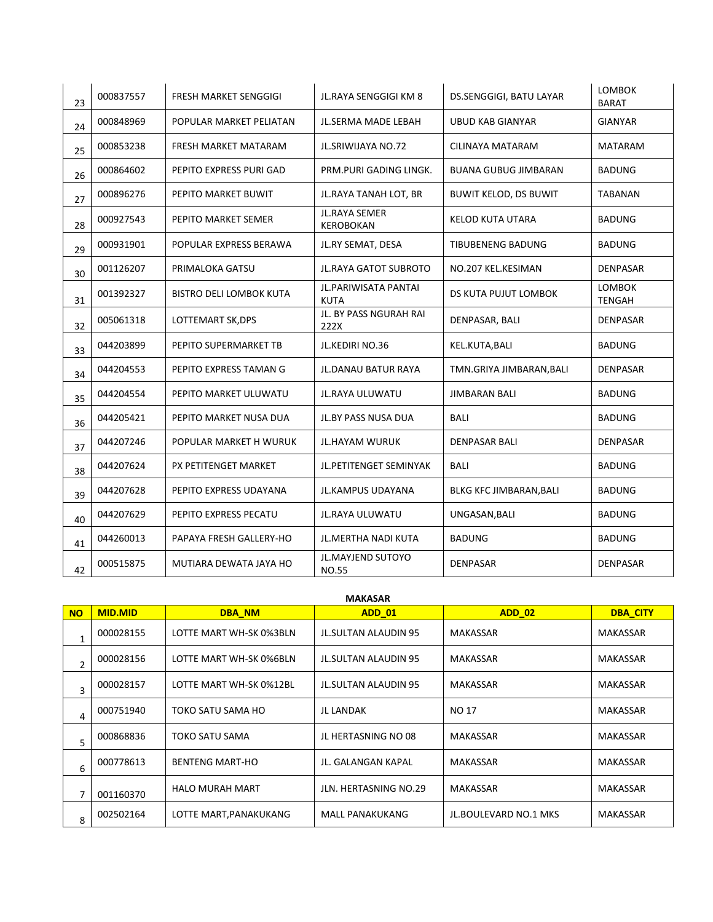| 23 | 000837557 | FRESH MARKET SENGGIGI | JL.RAYA SENGGIGI KM 8 | DS.SENGGIGI, BATU LAYAR | LOMBOK BARAT |
|---|---|---|---|---|---|
| 24 | 000848969 | POPULAR MARKET PELIATAN | JL.SERMA MADE LEBAH | UBUD KAB GIANYAR | GIANYAR |
| 25 | 000853238 | FRESH MARKET MATARAM | JL.SRIWIJAYA NO.72 | CILINAYA MATARAM | MATARAM |
| 26 | 000864602 | PEPITO EXPRESS PURI GAD | PRM.PURI GADING LINGK. | BUANA GUBUG JIMBARAN | BADUNG |
| 27 | 000896276 | PEPITO MARKET BUWIT | JL.RAYA TANAH LOT, BR | BUWIT KELOD, DS BUWIT | TABANAN |
| 28 | 000927543 | PEPITO MARKET SEMER | JL.RAYA SEMER KEROBOKAN | KELOD KUTA UTARA | BADUNG |
| 29 | 000931901 | POPULAR EXPRESS BERAWA | JL.RY SEMAT, DESA | TIBUBENENG BADUNG | BADUNG |
| 30 | 001126207 | PRIMALOKA GATSU | JL.RAYA GATOT SUBROTO | NO.207 KEL.KESIMAN | DENPASAR |
| 31 | 001392327 | BISTRO DELI LOMBOK KUTA | JL.PARIWISATA PANTAI KUTA | DS KUTA PUJUT LOMBOK | LOMBOK TENGAH |
| 32 | 005061318 | LOTTEMART SK,DPS | JL. BY PASS NGURAH RAI 222X | DENPASAR, BALI | DENPASAR |
| 33 | 044203899 | PEPITO SUPERMARKET TB | JL.KEDIRI NO.36 | KEL.KUTA,BALI | BADUNG |
| 34 | 044204553 | PEPITO EXPRESS TAMAN G | JL.DANAU BATUR RAYA | TMN.GRIYA JIMBARAN,BALI | DENPASAR |
| 35 | 044204554 | PEPITO MARKET ULUWATU | JL.RAYA ULUWATU | JIMBARAN BALI | BADUNG |
| 36 | 044205421 | PEPITO MARKET NUSA DUA | JL.BY PASS NUSA DUA | BALI | BADUNG |
| 37 | 044207246 | POPULAR MARKET H WURUK | JL.HAYAM WURUK | DENPASAR BALI | DENPASAR |
| 38 | 044207624 | PX PETITENGET MARKET | JL.PETITENGET SEMINYAK | BALI | BADUNG |
| 39 | 044207628 | PEPITO EXPRESS UDAYANA | JL.KAMPUS UDAYANA | BLKG KFC JIMBARAN,BALI | BADUNG |
| 40 | 044207629 | PEPITO EXPRESS PECATU | JL.RAYA ULUWATU | UNGASAN,BALI | BADUNG |
| 41 | 044260013 | PAPAYA FRESH GALLERY-HO | JL.MERTHA NADI KUTA | BADUNG | BADUNG |
| 42 | 000515875 | MUTIARA DEWATA JAYA HO | JL.MAYJEND SUTOYO NO.55 | DENPASAR | DENPASAR |

**MAKASAR**

| NO | MID.MID | DBA_NM | ADD_01 | ADD_02 | DBA_CITY |
|---|---|---|---|---|---|
| 1 | 000028155 | LOTTE MART WH-SK 0%3BLN | JL.SULTAN ALAUDIN 95 | MAKASSAR | MAKASSAR |
| 2 | 000028156 | LOTTE MART WH-SK 0%6BLN | JL.SULTAN ALAUDIN 95 | MAKASSAR | MAKASSAR |
| 3 | 000028157 | LOTTE MART WH-SK 0%12BL | JL.SULTAN ALAUDIN 95 | MAKASSAR | MAKASSAR |
| 4 | 000751940 | TOKO SATU SAMA HO | JL LANDAK | NO 17 | MAKASSAR |
| 5 | 000868836 | TOKO SATU SAMA | JL HERTASNING NO 08 | MAKASSAR | MAKASSAR |
| 6 | 000778613 | BENTENG MART-HO | JL. GALANGAN KAPAL | MAKASSAR | MAKASSAR |
| 7 | 001160370 | HALO MURAH MART | JLN. HERTASNING NO.29 | MAKASSAR | MAKASSAR |
| 8 | 002502164 | LOTTE MART,PANAKUKANG | MALL PANAKUKANG | JL.BOULEVARD NO.1 MKS | MAKASSAR |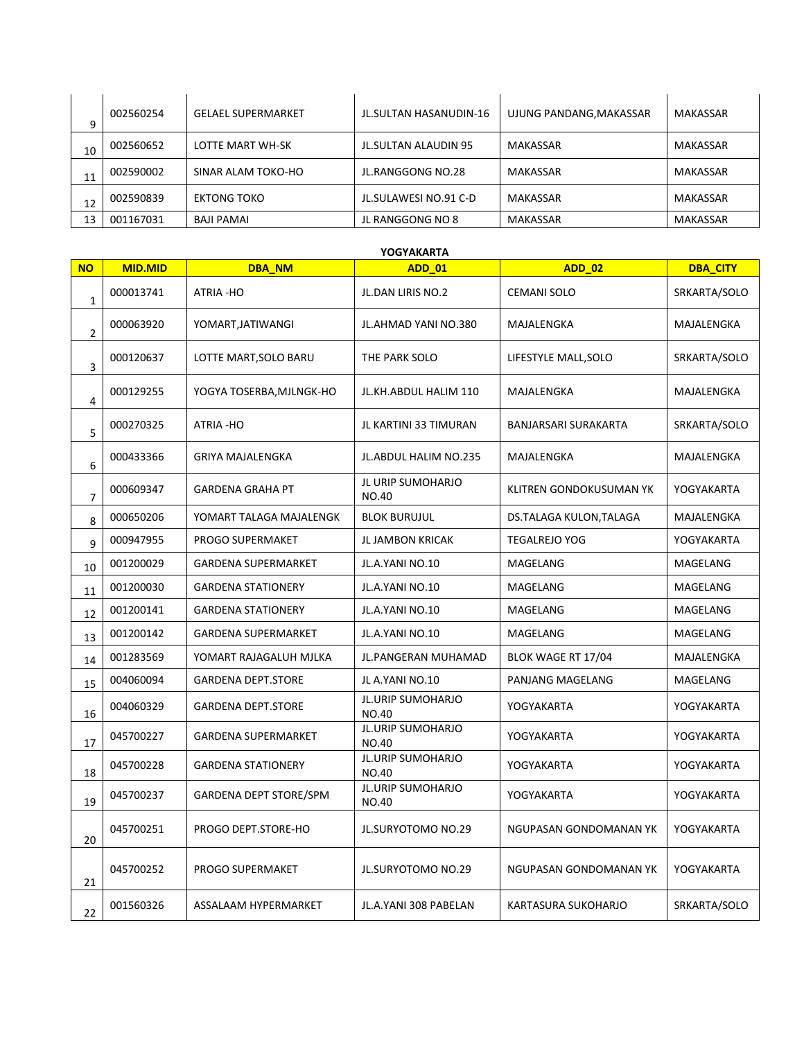| NO | MID.MID | DBA_NM | ADD_01 | ADD_02 | DBA_CITY |
|---|---|---|---|---|---|
| 9 | 002560254 | GELAEL SUPERMARKET | JL.SULTAN HASANUDIN-16 | UJUNG PANDANG,MAKASSAR | MAKASSAR |
| 10 | 002560652 | LOTTE MART WH-SK | JL.SULTAN ALAUDIN 95 | MAKASSAR | MAKASSAR |
| 11 | 002590002 | SINAR ALAM TOKO-HO | JL.RANGGONG NO.28 | MAKASSAR | MAKASSAR |
| 12 | 002590839 | EKTONG TOKO | JL.SULAWESI NO.91 C-D | MAKASSAR | MAKASSAR |
| 13 | 001167031 | BAJI PAMAI | JL RANGGONG NO 8 | MAKASSAR | MAKASSAR |

**YOGYAKARTA**

| NO | MID.MID | DBA_NM | ADD_01 | ADD_02 | DBA_CITY |
|---|---|---|---|---|---|
| 1 | 000013741 | ATRIA -HO | JL.DAN LIRIS NO.2 | CEMANI SOLO | SRKARTA/SOLO |
| 2 | 000063920 | YOMART,JATIWANGI | JL.AHMAD YANI NO.380 | MAJALENGKA | MAJALENGKA |
| 3 | 000120637 | LOTTE MART,SOLO BARU | THE PARK SOLO | LIFESTYLE MALL,SOLO | SRKARTA/SOLO |
| 4 | 000129255 | YOGYA TOSERBA,MJLNGK-HO | JL.KH.ABDUL HALIM 110 | MAJALENGKA | MAJALENGKA |
| 5 | 000270325 | ATRIA -HO | JL KARTINI 33 TIMURAN | BANJARSARI SURAKARTA | SRKARTA/SOLO |
| 6 | 000433366 | GRIYA MAJALENGKA | JL.ABDUL HALIM NO.235 | MAJALENGKA | MAJALENGKA |
| 7 | 000609347 | GARDENA GRAHA PT | JL URIP SUMOHARJO NO.40 | KLITREN GONDOKUSUMAN YK | YOGYAKARTA |
| 8 | 000650206 | YOMART TALAGA MAJALENGK | BLOK BURUJUL | DS.TALAGA KULON,TALAGA | MAJALENGKA |
| 9 | 000947955 | PROGO SUPERMAKET | JL JAMBON KRICAK | TEGALREJO YOG | YOGYAKARTA |
| 10 | 001200029 | GARDENA SUPERMARKET | JL.A.YANI NO.10 | MAGELANG | MAGELANG |
| 11 | 001200030 | GARDENA STATIONERY | JL.A.YANI NO.10 | MAGELANG | MAGELANG |
| 12 | 001200141 | GARDENA STATIONERY | JL.A.YANI NO.10 | MAGELANG | MAGELANG |
| 13 | 001200142 | GARDENA SUPERMARKET | JL.A.YANI NO.10 | MAGELANG | MAGELANG |
| 14 | 001283569 | YOMART RAJAGALUH MJLKA | JL.PANGERAN MUHAMAD | BLOK WAGE RT 17/04 | MAJALENGKA |
| 15 | 004060094 | GARDENA DEPT.STORE | JL A.YANI NO.10 | PANJANG MAGELANG | MAGELANG |
| 16 | 004060329 | GARDENA DEPT.STORE | JL.URIP SUMOHARJO NO.40 | YOGYAKARTA | YOGYAKARTA |
| 17 | 045700227 | GARDENA SUPERMARKET | JL.URIP SUMOHARJO NO.40 | YOGYAKARTA | YOGYAKARTA |
| 18 | 045700228 | GARDENA STATIONERY | JL.URIP SUMOHARJO NO.40 | YOGYAKARTA | YOGYAKARTA |
| 19 | 045700237 | GARDENA DEPT STORE/SPM | JL.URIP SUMOHARJO NO.40 | YOGYAKARTA | YOGYAKARTA |
| 20 | 045700251 | PROGO DEPT.STORE-HO | JL.SURYOTOMO NO.29 | NGUPASAN GONDOMANAN YK | YOGYAKARTA |
| 21 | 045700252 | PROGO SUPERMAKET | JL.SURYOTOMO NO.29 | NGUPASAN GONDOMANAN YK | YOGYAKARTA |
| 22 | 001560326 | ASSALAAM HYPERMARKET | JL.A.YANI 308 PABELAN | KARTASURA SUKOHARJO | SRKARTA/SOLO |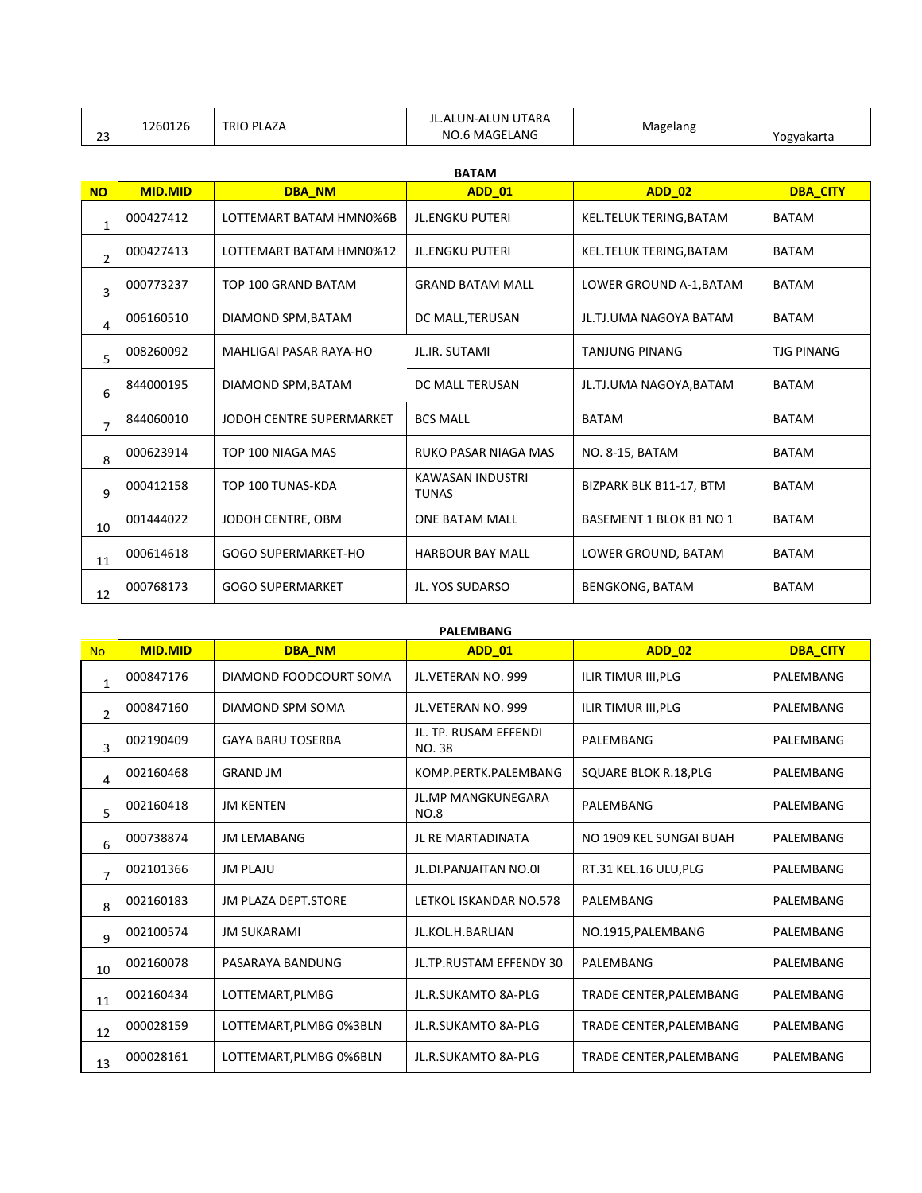| 23 | 1260126 | TRIO PLAZA | JL.ALUN-ALUN UTARA NO.6 MAGELANG | Magelang | Yogyakarta |
|---|---|---|---|---|---|

**BATAM**

| NO | MID.MID | DBA_NM | ADD_01 | ADD_02 | DBA_CITY |
|---|---|---|---|---|---|
| 1 | 000427412 | LOTTEMART BATAM HMN0%6B | JL.ENGKU PUTERI | KEL.TELUK TERING,BATAM | BATAM |
| 2 | 000427413 | LOTTEMART BATAM HMN0%12 | JL.ENGKU PUTERI | KEL.TELUK TERING,BATAM | BATAM |
| 3 | 000773237 | TOP 100 GRAND BATAM | GRAND BATAM MALL | LOWER GROUND A-1,BATAM | BATAM |
| 4 | 006160510 | DIAMOND SPM,BATAM | DC MALL,TERUSAN | JL.TJ.UMA NAGOYA BATAM | BATAM |
| 5 | 008260092 | MAHLIGAI PASAR RAYA-HO | JL.IR. SUTAMI | TANJUNG PINANG | TJG PINANG |
| 6 | 844000195 | DIAMOND SPM,BATAM | DC MALL TERUSAN | JL.TJ.UMA NAGOYA,BATAM | BATAM |
| 7 | 844060010 | JODOH CENTRE SUPERMARKET | BCS MALL | BATAM | BATAM |
| 8 | 000623914 | TOP 100 NIAGA MAS | RUKO PASAR NIAGA MAS | NO. 8-15, BATAM | BATAM |
| 9 | 000412158 | TOP 100 TUNAS-KDA | KAWASAN INDUSTRI TUNAS | BIZPARK BLK B11-17, BTM | BATAM |
| 10 | 001444022 | JODOH CENTRE, OBM | ONE BATAM MALL | BASEMENT 1 BLOK B1 NO 1 | BATAM |
| 11 | 000614618 | GOGO SUPERMARKET-HO | HARBOUR BAY MALL | LOWER GROUND, BATAM | BATAM |
| 12 | 000768173 | GOGO SUPERMARKET | JL. YOS SUDARSO | BENGKONG, BATAM | BATAM |

**PALEMBANG**

| No | MID.MID | DBA_NM | ADD_01 | ADD_02 | DBA_CITY |
|---|---|---|---|---|---|
| 1 | 000847176 | DIAMOND FOODCOURT SOMA | JL.VETERAN NO. 999 | ILIR TIMUR III,PLG | PALEMBANG |
| 2 | 000847160 | DIAMOND SPM SOMA | JL.VETERAN NO. 999 | ILIR TIMUR III,PLG | PALEMBANG |
| 3 | 002190409 | GAYA BARU TOSERBA | JL. TP. RUSAM EFFENDI NO. 38 | PALEMBANG | PALEMBANG |
| 4 | 002160468 | GRAND JM | KOMP.PERTK.PALEMBANG | SQUARE BLOK R.18,PLG | PALEMBANG |
| 5 | 002160418 | JM KENTEN | JL.MP MANGKUNEGARA NO.8 | PALEMBANG | PALEMBANG |
| 6 | 000738874 | JM LEMABANG | JL RE MARTADINATA | NO 1909 KEL SUNGAI BUAH | PALEMBANG |
| 7 | 002101366 | JM PLAJU | JL.DI.PANJAITAN NO.0I | RT.31 KEL.16 ULU,PLG | PALEMBANG |
| 8 | 002160183 | JM PLAZA DEPT.STORE | LETKOL ISKANDAR NO.578 | PALEMBANG | PALEMBANG |
| 9 | 002100574 | JM SUKARAMI | JL.KOL.H.BARLIAN | NO.1915,PALEMBANG | PALEMBANG |
| 10 | 002160078 | PASARAYA BANDUNG | JL.TP.RUSTAM EFFENDY 30 | PALEMBANG | PALEMBANG |
| 11 | 002160434 | LOTTEMART,PLMBG | JL.R.SUKAMTO 8A-PLG | TRADE CENTER,PALEMBANG | PALEMBANG |
| 12 | 000028159 | LOTTEMART,PLMBG 0%3BLN | JL.R.SUKAMTO 8A-PLG | TRADE CENTER,PALEMBANG | PALEMBANG |
| 13 | 000028161 | LOTTEMART,PLMBG 0%6BLN | JL.R.SUKAMTO 8A-PLG | TRADE CENTER,PALEMBANG | PALEMBANG |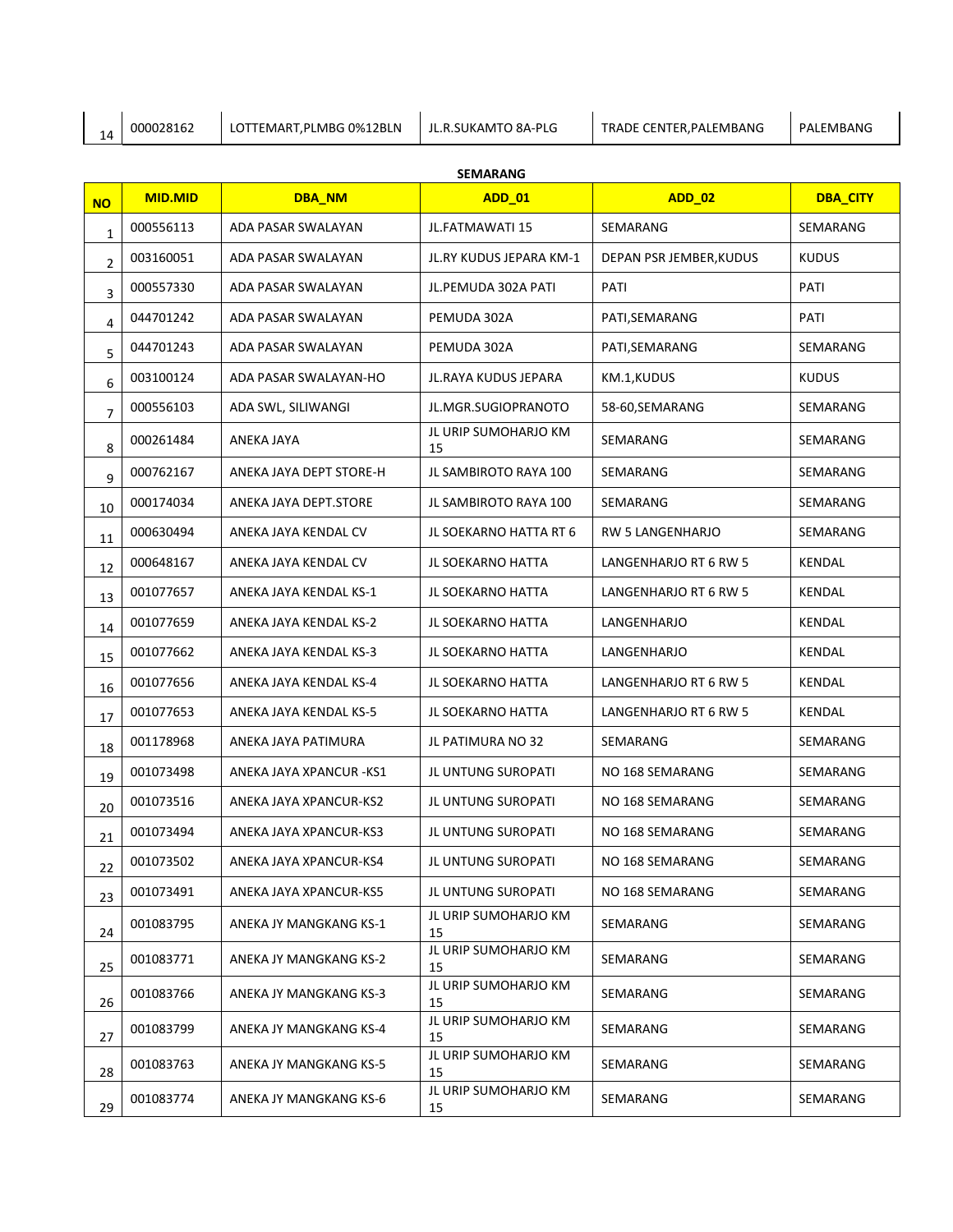| 14 | 000028162 | LOTTEMART,PLMBG 0%12BLN | JL.R.SUKAMTO 8A-PLG | TRADE CENTER,PALEMBANG | PALEMBANG |
|---|---|---|---|---|---|

**SEMARANG**

| NO | MID.MID | DBA_NM | ADD_01 | ADD_02 | DBA_CITY |
|---|---|---|---|---|---|
| 1 | 000556113 | ADA PASAR SWALAYAN | JL.FATMAWATI 15 | SEMARANG | SEMARANG |
| 2 | 003160051 | ADA PASAR SWALAYAN | JL.RY KUDUS JEPARA KM-1 | DEPAN PSR JEMBER,KUDUS | KUDUS |
| 3 | 000557330 | ADA PASAR SWALAYAN | JL.PEMUDA 302A PATI | PATI | PATI |
| 4 | 044701242 | ADA PASAR SWALAYAN | PEMUDA 302A | PATI,SEMARANG | PATI |
| 5 | 044701243 | ADA PASAR SWALAYAN | PEMUDA 302A | PATI,SEMARANG | SEMARANG |
| 6 | 003100124 | ADA PASAR SWALAYAN-HO | JL.RAYA KUDUS JEPARA | KM.1,KUDUS | KUDUS |
| 7 | 000556103 | ADA SWL, SILIWANGI | JL.MGR.SUGIOPRANOTO | 58-60,SEMARANG | SEMARANG |
| 8 | 000261484 | ANEKA JAYA | JL URIP SUMOHARJO KM 15 | SEMARANG | SEMARANG |
| 9 | 000762167 | ANEKA JAYA DEPT STORE-H | JL SAMBIROTO RAYA 100 | SEMARANG | SEMARANG |
| 10 | 000174034 | ANEKA JAYA DEPT.STORE | JL SAMBIROTO RAYA 100 | SEMARANG | SEMARANG |
| 11 | 000630494 | ANEKA JAYA KENDAL CV | JL SOEKARNO HATTA RT 6 | RW 5 LANGENHARJO | SEMARANG |
| 12 | 000648167 | ANEKA JAYA KENDAL CV | JL SOEKARNO HATTA | LANGENHARJO RT 6 RW 5 | KENDAL |
| 13 | 001077657 | ANEKA JAYA KENDAL KS-1 | JL SOEKARNO HATTA | LANGENHARJO RT 6 RW 5 | KENDAL |
| 14 | 001077659 | ANEKA JAYA KENDAL KS-2 | JL SOEKARNO HATTA | LANGENHARJO | KENDAL |
| 15 | 001077662 | ANEKA JAYA KENDAL KS-3 | JL SOEKARNO HATTA | LANGENHARJO | KENDAL |
| 16 | 001077656 | ANEKA JAYA KENDAL KS-4 | JL SOEKARNO HATTA | LANGENHARJO RT 6 RW 5 | KENDAL |
| 17 | 001077653 | ANEKA JAYA KENDAL KS-5 | JL SOEKARNO HATTA | LANGENHARJO RT 6 RW 5 | KENDAL |
| 18 | 001178968 | ANEKA JAYA PATIMURA | JL PATIMURA NO 32 | SEMARANG | SEMARANG |
| 19 | 001073498 | ANEKA JAYA XPANCUR -KS1 | JL UNTUNG SUROPATI | NO 168 SEMARANG | SEMARANG |
| 20 | 001073516 | ANEKA JAYA XPANCUR-KS2 | JL UNTUNG SUROPATI | NO 168 SEMARANG | SEMARANG |
| 21 | 001073494 | ANEKA JAYA XPANCUR-KS3 | JL UNTUNG SUROPATI | NO 168 SEMARANG | SEMARANG |
| 22 | 001073502 | ANEKA JAYA XPANCUR-KS4 | JL UNTUNG SUROPATI | NO 168 SEMARANG | SEMARANG |
| 23 | 001073491 | ANEKA JAYA XPANCUR-KS5 | JL UNTUNG SUROPATI | NO 168 SEMARANG | SEMARANG |
| 24 | 001083795 | ANEKA JY MANGKANG KS-1 | JL URIP SUMOHARJO KM 15 | SEMARANG | SEMARANG |
| 25 | 001083771 | ANEKA JY MANGKANG KS-2 | JL URIP SUMOHARJO KM 15 | SEMARANG | SEMARANG |
| 26 | 001083766 | ANEKA JY MANGKANG KS-3 | JL URIP SUMOHARJO KM 15 | SEMARANG | SEMARANG |
| 27 | 001083799 | ANEKA JY MANGKANG KS-4 | JL URIP SUMOHARJO KM 15 | SEMARANG | SEMARANG |
| 28 | 001083763 | ANEKA JY MANGKANG KS-5 | JL URIP SUMOHARJO KM 15 | SEMARANG | SEMARANG |
| 29 | 001083774 | ANEKA JY MANGKANG KS-6 | JL URIP SUMOHARJO KM 15 | SEMARANG | SEMARANG |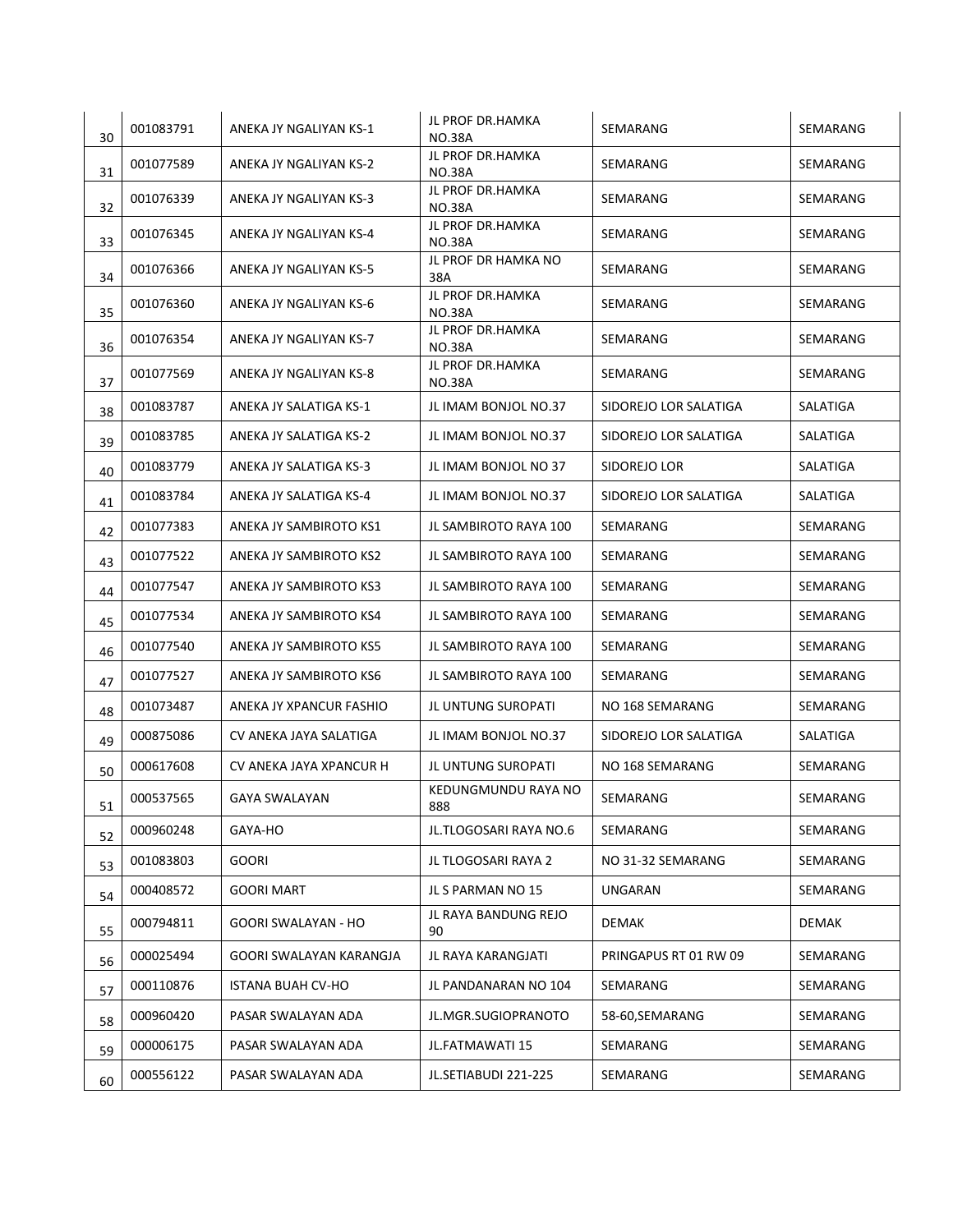| 30 | 001083791 | ANEKA JY NGALIYAN KS-1 | JL PROF DR.HAMKA NO.38A | SEMARANG | SEMARANG |
|---|---|---|---|---|---|
| 31 | 001077589 | ANEKA JY NGALIYAN KS-2 | JL PROF DR.HAMKA NO.38A | SEMARANG | SEMARANG |
| 32 | 001076339 | ANEKA JY NGALIYAN KS-3 | JL PROF DR.HAMKA NO.38A | SEMARANG | SEMARANG |
| 33 | 001076345 | ANEKA JY NGALIYAN KS-4 | JL PROF DR.HAMKA NO.38A | SEMARANG | SEMARANG |
| 34 | 001076366 | ANEKA JY NGALIYAN KS-5 | JL PROF DR HAMKA NO 38A | SEMARANG | SEMARANG |
| 35 | 001076360 | ANEKA JY NGALIYAN KS-6 | JL PROF DR.HAMKA NO.38A | SEMARANG | SEMARANG |
| 36 | 001076354 | ANEKA JY NGALIYAN KS-7 | JL PROF DR.HAMKA NO.38A | SEMARANG | SEMARANG |
| 37 | 001077569 | ANEKA JY NGALIYAN KS-8 | JL PROF DR.HAMKA NO.38A | SEMARANG | SEMARANG |
| 38 | 001083787 | ANEKA JY SALATIGA KS-1 | JL IMAM BONJOL NO.37 | SIDOREJO LOR SALATIGA | SALATIGA |
| 39 | 001083785 | ANEKA JY SALATIGA KS-2 | JL IMAM BONJOL NO.37 | SIDOREJO LOR SALATIGA | SALATIGA |
| 40 | 001083779 | ANEKA JY SALATIGA KS-3 | JL IMAM BONJOL NO 37 | SIDOREJO LOR | SALATIGA |
| 41 | 001083784 | ANEKA JY SALATIGA KS-4 | JL IMAM BONJOL NO.37 | SIDOREJO LOR SALATIGA | SALATIGA |
| 42 | 001077383 | ANEKA JY SAMBIROTO KS1 | JL SAMBIROTO RAYA 100 | SEMARANG | SEMARANG |
| 43 | 001077522 | ANEKA JY SAMBIROTO KS2 | JL SAMBIROTO RAYA 100 | SEMARANG | SEMARANG |
| 44 | 001077547 | ANEKA JY SAMBIROTO KS3 | JL SAMBIROTO RAYA 100 | SEMARANG | SEMARANG |
| 45 | 001077534 | ANEKA JY SAMBIROTO KS4 | JL SAMBIROTO RAYA 100 | SEMARANG | SEMARANG |
| 46 | 001077540 | ANEKA JY SAMBIROTO KS5 | JL SAMBIROTO RAYA 100 | SEMARANG | SEMARANG |
| 47 | 001077527 | ANEKA JY SAMBIROTO KS6 | JL SAMBIROTO RAYA 100 | SEMARANG | SEMARANG |
| 48 | 001073487 | ANEKA JY XPANCUR FASHIO | JL UNTUNG SUROPATI | NO 168 SEMARANG | SEMARANG |
| 49 | 000875086 | CV ANEKA JAYA SALATIGA | JL IMAM BONJOL NO.37 | SIDOREJO LOR SALATIGA | SALATIGA |
| 50 | 000617608 | CV ANEKA JAYA XPANCUR H | JL UNTUNG SUROPATI | NO 168 SEMARANG | SEMARANG |
| 51 | 000537565 | GAYA SWALAYAN | KEDUNGMUNDU RAYA NO 888 | SEMARANG | SEMARANG |
| 52 | 000960248 | GAYA-HO | JL.TLOGOSARI RAYA NO.6 | SEMARANG | SEMARANG |
| 53 | 001083803 | GOORI | JL TLOGOSARI RAYA 2 | NO 31-32 SEMARANG | SEMARANG |
| 54 | 000408572 | GOORI MART | JL S PARMAN NO 15 | UNGARAN | SEMARANG |
| 55 | 000794811 | GOORI SWALAYAN - HO | JL RAYA BANDUNG REJO 90 | DEMAK | DEMAK |
| 56 | 000025494 | GOORI SWALAYAN KARANGJA | JL RAYA KARANGJATI | PRINGAPUS RT 01 RW 09 | SEMARANG |
| 57 | 000110876 | ISTANA BUAH CV-HO | JL PANDANARAN NO 104 | SEMARANG | SEMARANG |
| 58 | 000960420 | PASAR SWALAYAN ADA | JL.MGR.SUGIOPRANOTO | 58-60,SEMARANG | SEMARANG |
| 59 | 000006175 | PASAR SWALAYAN ADA | JL.FATMAWATI 15 | SEMARANG | SEMARANG |
| 60 | 000556122 | PASAR SWALAYAN ADA | JL.SETIABUDI 221-225 | SEMARANG | SEMARANG |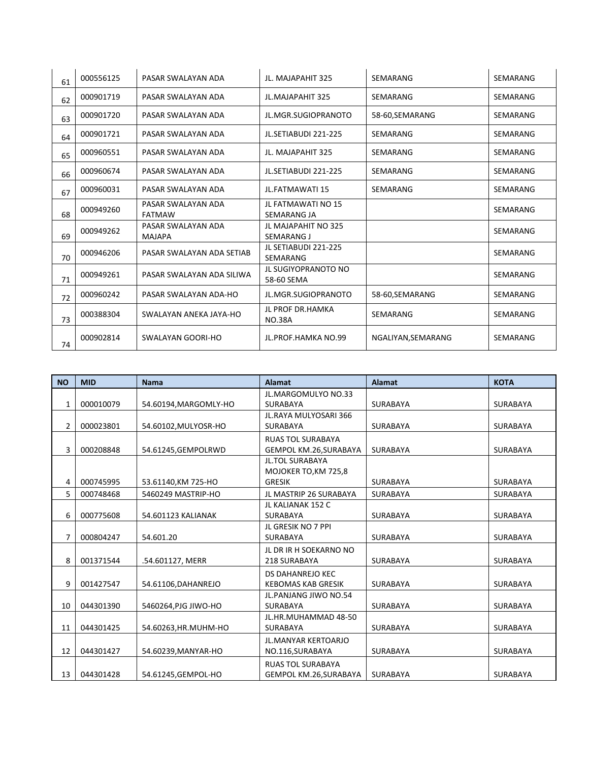| 61 | 000556125 | PASAR SWALAYAN ADA | JL. MAJAPAHIT 325 | SEMARANG | SEMARANG |
|---|---|---|---|---|---|
| 62 | 000901719 | PASAR SWALAYAN ADA | JL.MAJAPAHIT 325 | SEMARANG | SEMARANG |
| 63 | 000901720 | PASAR SWALAYAN ADA | JL.MGR.SUGIOPRANOTO | 58-60,SEMARANG | SEMARANG |
| 64 | 000901721 | PASAR SWALAYAN ADA | JL.SETIABUDI 221-225 | SEMARANG | SEMARANG |
| 65 | 000960551 | PASAR SWALAYAN ADA | JL. MAJAPAHIT 325 | SEMARANG | SEMARANG |
| 66 | 000960674 | PASAR SWALAYAN ADA | JL.SETIABUDI 221-225 | SEMARANG | SEMARANG |
| 67 | 000960031 | PASAR SWALAYAN ADA | JL.FATMAWATI 15 | SEMARANG | SEMARANG |
| 68 | 000949260 | PASAR SWALAYAN ADA FATMAW | JL FATMAWATI NO 15 SEMARANG JA | | SEMARANG |
| 69 | 000949262 | PASAR SWALAYAN ADA MAJAPA | JL MAJAPAHIT NO 325 SEMARANG J | | SEMARANG |
| 70 | 000946206 | PASAR SWALAYAN ADA SETIAB | JL SETIABUDI 221-225 SEMARANG | | SEMARANG |
| 71 | 000949261 | PASAR SWALAYAN ADA SILIWA | JL SUGIYOPRANOTO NO 58-60 SEMA | | SEMARANG |
| 72 | 000960242 | PASAR SWALAYAN ADA-HO | JL.MGR.SUGIOPRANOTO | 58-60,SEMARANG | SEMARANG |
| 73 | 000388304 | SWALAYAN ANEKA JAYA-HO | JL PROF DR.HAMKA NO.38A | SEMARANG | SEMARANG |
| 74 | 000902814 | SWALAYAN GOORI-HO | JL.PROF.HAMKA NO.99 | NGALIYAN,SEMARANG | SEMARANG |

| NO | MID | Nama | Alamat | Alamat | KOTA |
|---|---|---|---|---|---|
| 1 | 000010079 | 54.60194,MARGOMLY-HO | JL.MARGOMULYO NO.33 SURABAYA | SURABAYA | SURABAYA |
| 2 | 000023801 | 54.60102,MULYOSR-HO | JL.RAYA MULYOSARI 366 SURABAYA | SURABAYA | SURABAYA |
| 3 | 000208848 | 54.61245,GEMPOLRWD | RUAS TOL SURABAYA GEMPOL KM.26,SURABAYA | SURABAYA | SURABAYA |
| 4 | 000745995 | 53.61140,KM 725-HO | JL.TOL SURABAYA MOJOKER TO,KM 725,8 GRESIK | SURABAYA | SURABAYA |
| 5 | 000748468 | 5460249 MASTRIP-HO | JL MASTRIP 26 SURABAYA | SURABAYA | SURABAYA |
| 6 | 000775608 | 54.601123 KALIANAK | JL KALIANAK 152 C SURABAYA | SURABAYA | SURABAYA |
| 7 | 000804247 | 54.601.20 | JL GRESIK NO 7 PPI SURABAYA | SURABAYA | SURABAYA |
| 8 | 001371544 | .54.601127, MERR | JL DR IR H SOEKARNO NO 218 SURABAYA | SURABAYA | SURABAYA |
| 9 | 001427547 | 54.61106,DAHANREJO | DS DAHANREJO KEC KEBOMAS KAB GRESIK | SURABAYA | SURABAYA |
| 10 | 044301390 | 5460264,PJG JIWO-HO | JL.PANJANG JIWO NO.54 SURABAYA | SURABAYA | SURABAYA |
| 11 | 044301425 | 54.60263,HR.MUHM-HO | JL.HR.MUHAMMAD 48-50 SURABAYA | SURABAYA | SURABAYA |
| 12 | 044301427 | 54.60239,MANYAR-HO | JL.MANYAR KERTOARJO NO.116,SURABAYA | SURABAYA | SURABAYA |
| 13 | 044301428 | 54.61245,GEMPOL-HO | RUAS TOL SURABAYA GEMPOL KM.26,SURABAYA | SURABAYA | SURABAYA |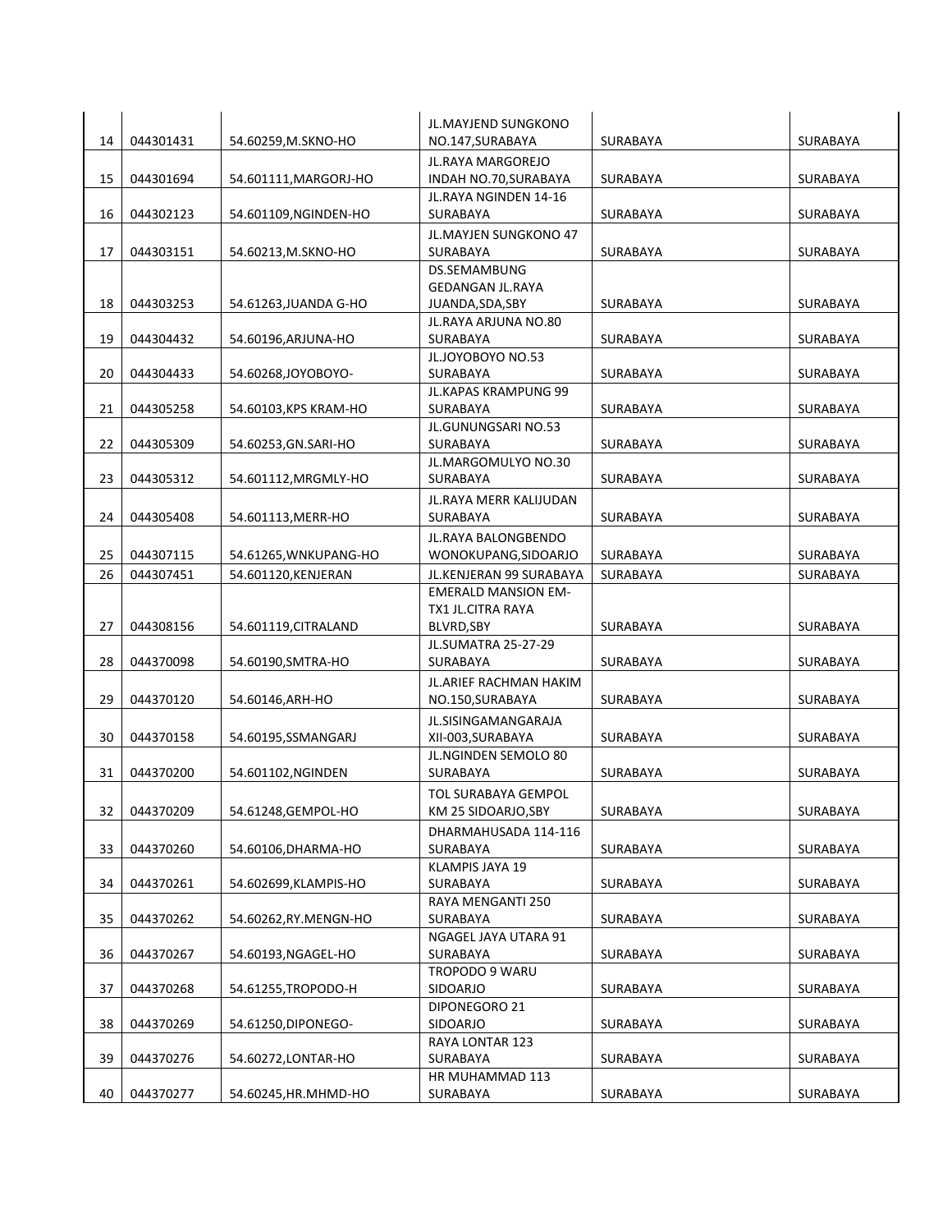| | | | | | |
|---|---|---|---|---|---|
| 14 | 044301431 | 54.60259,M.SKNO-HO | JL.MAYJEND SUNGKONO NO.147,SURABAYA | SURABAYA | SURABAYA |
| 15 | 044301694 | 54.601111,MARGORJ-HO | JL.RAYA MARGOREJO INDAH NO.70,SURABAYA | SURABAYA | SURABAYA |
| 16 | 044302123 | 54.601109,NGINDEN-HO | JL.RAYA NGINDEN 14-16 SURABAYA | SURABAYA | SURABAYA |
| 17 | 044303151 | 54.60213,M.SKNO-HO | JL.MAYJEN SUNGKONO 47 SURABAYA | SURABAYA | SURABAYA |
| 18 | 044303253 | 54.61263,JUANDA G-HO | DS.SEMAMBUNG GEDANGAN JL.RAYA JUANDA,SDA,SBY | SURABAYA | SURABAYA |
| 19 | 044304432 | 54.60196,ARJUNA-HO | JL.RAYA ARJUNA NO.80 SURABAYA | SURABAYA | SURABAYA |
| 20 | 044304433 | 54.60268,JOYOBOYO- | JL.JOYOBOYO NO.53 SURABAYA | SURABAYA | SURABAYA |
| 21 | 044305258 | 54.60103,KPS KRAM-HO | JL.KAPAS KRAMPUNG 99 SURABAYA | SURABAYA | SURABAYA |
| 22 | 044305309 | 54.60253,GN.SARI-HO | JL.GUNUNGSARI NO.53 SURABAYA | SURABAYA | SURABAYA |
| 23 | 044305312 | 54.601112,MRGMLY-HO | JL.MARGOMULYO NO.30 SURABAYA | SURABAYA | SURABAYA |
| 24 | 044305408 | 54.601113,MERR-HO | JL.RAYA MERR KALIJUDAN SURABAYA | SURABAYA | SURABAYA |
| 25 | 044307115 | 54.61265,WNKUPANG-HO | JL.RAYA BALONGBENDO WONOKUPANG,SIDOARJO | SURABAYA | SURABAYA |
| 26 | 044307451 | 54.601120,KENJERAN | JL.KENJERAN 99 SURABAYA | SURABAYA | SURABAYA |
| 27 | 044308156 | 54.601119,CITRALAND | EMERALD MANSION EM-TX1 JL.CITRA RAYA BLVRD,SBY | SURABAYA | SURABAYA |
| 28 | 044370098 | 54.60190,SMTRA-HO | JL.SUMATRA 25-27-29 SURABAYA | SURABAYA | SURABAYA |
| 29 | 044370120 | 54.60146,ARH-HO | JL.ARIEF RACHMAN HAKIM NO.150,SURABAYA | SURABAYA | SURABAYA |
| 30 | 044370158 | 54.60195,SSMANGARJ | JL.SISINGAMANGARAJA XII-003,SURABAYA | SURABAYA | SURABAYA |
| 31 | 044370200 | 54.601102,NGINDEN | JL.NGINDEN SEMOLO 80 SURABAYA | SURABAYA | SURABAYA |
| 32 | 044370209 | 54.61248,GEMPOL-HO | TOL SURABAYA GEMPOL KM 25 SIDOARJO,SBY | SURABAYA | SURABAYA |
| 33 | 044370260 | 54.60106,DHARMA-HO | DHARMAHUSADA 114-116 SURABAYA | SURABAYA | SURABAYA |
| 34 | 044370261 | 54.602699,KLAMPIS-HO | KLAMPIS JAYA 19 SURABAYA | SURABAYA | SURABAYA |
| 35 | 044370262 | 54.60262,RY.MENGN-HO | RAYA MENGANTI 250 SURABAYA | SURABAYA | SURABAYA |
| 36 | 044370267 | 54.60193,NGAGEL-HO | NGAGEL JAYA UTARA 91 SURABAYA | SURABAYA | SURABAYA |
| 37 | 044370268 | 54.61255,TROPODO-H | TROPODO 9 WARU SIDOARJO | SURABAYA | SURABAYA |
| 38 | 044370269 | 54.61250,DIPONEGO- | DIPONEGORO 21 SIDOARJO | SURABAYA | SURABAYA |
| 39 | 044370276 | 54.60272,LONTAR-HO | RAYA LONTAR 123 SURABAYA | SURABAYA | SURABAYA |
| 40 | 044370277 | 54.60245,HR.MHMD-HO | HR MUHAMMAD 113 SURABAYA | SURABAYA | SURABAYA |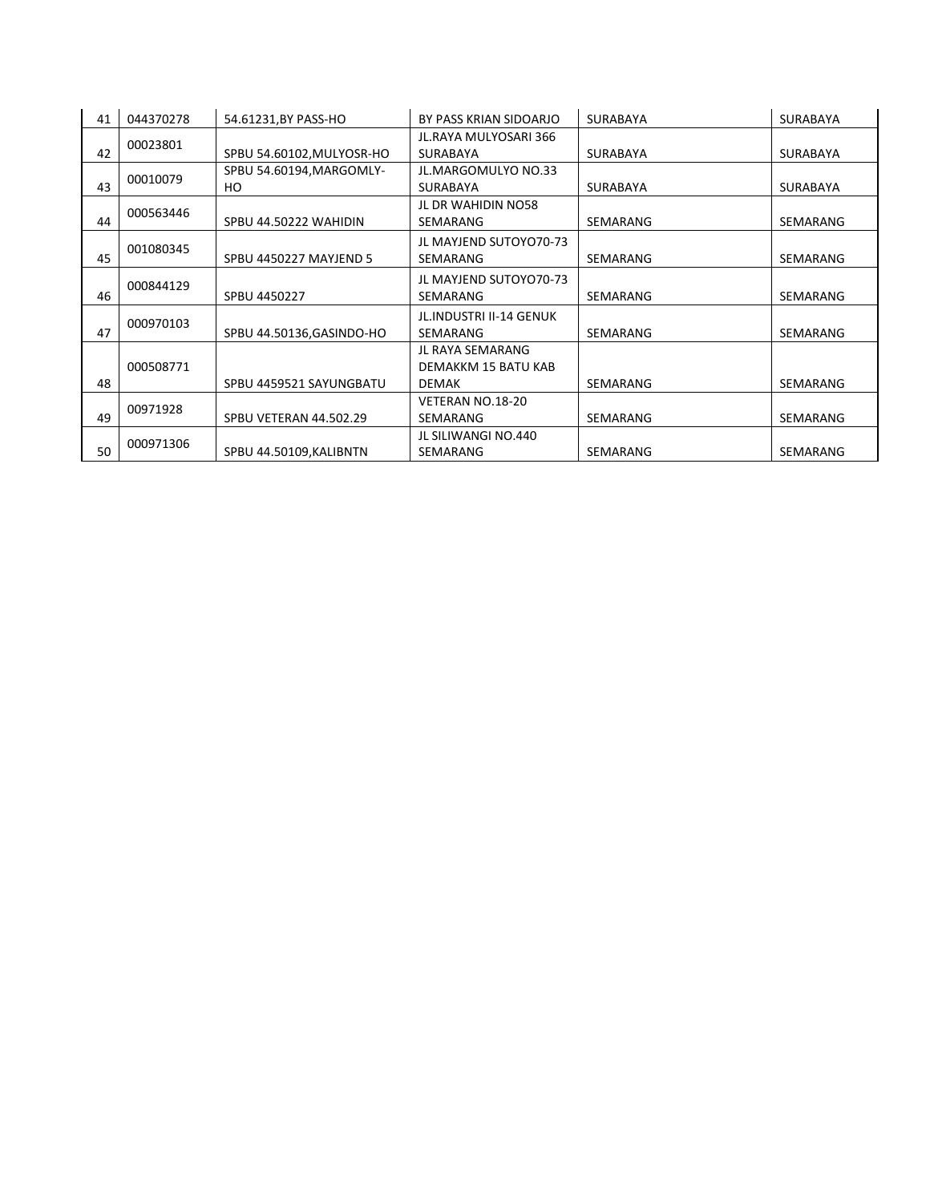| | | | | | |
|---|---|---|---|---|---|
| 41 | 044370278 | 54.61231,BY PASS-HO | BY PASS KRIAN SIDOARJO | SURABAYA | SURABAYA |
| 42 | 00023801 | SPBU 54.60102,MULYOSR-HO | JL.RAYA MULYOSARI 366 SURABAYA | SURABAYA | SURABAYA |
| 43 | 00010079 | SPBU 54.60194,MARGOMLY-HO | JL.MARGOMULYO NO.33 SURABAYA | SURABAYA | SURABAYA |
| 44 | 000563446 | SPBU 44.50222 WAHIDIN | JL DR WAHIDIN NO58 SEMARANG | SEMARANG | SEMARANG |
| 45 | 001080345 | SPBU 4450227 MAYJEND 5 | JL MAYJEND SUTOYO70-73 SEMARANG | SEMARANG | SEMARANG |
| 46 | 000844129 | SPBU 4450227 | JL MAYJEND SUTOYO70-73 SEMARANG | SEMARANG | SEMARANG |
| 47 | 000970103 | SPBU 44.50136,GASINDO-HO | JL.INDUSTRI II-14 GENUK SEMARANG | SEMARANG | SEMARANG |
| 48 | 000508771 | SPBU 4459521 SAYUNGBATU | JL RAYA SEMARANG DEMAKKM 15 BATU KAB DEMAK | SEMARANG | SEMARANG |
| 49 | 00971928 | SPBU VETERAN 44.502.29 | VETERAN NO.18-20 SEMARANG | SEMARANG | SEMARANG |
| 50 | 000971306 | SPBU 44.50109,KALIBNTN | JL SILIWANGI NO.440 SEMARANG | SEMARANG | SEMARANG |